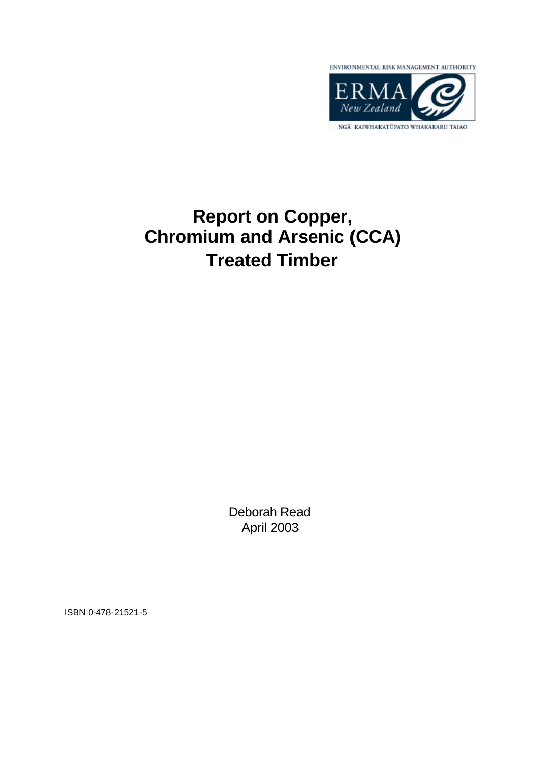ENVIRONMENTAL RISK MANAGEMENT AUTHORITY

ERMA New Zealand

NGĀ KAIWHAKATŪPATO WHAKARARU TAIAO

# Report on Copper, Chromium and Arsenic (CCA) Treated Timber

Deborah Read
April 2003

ISBN 0-478-21521-5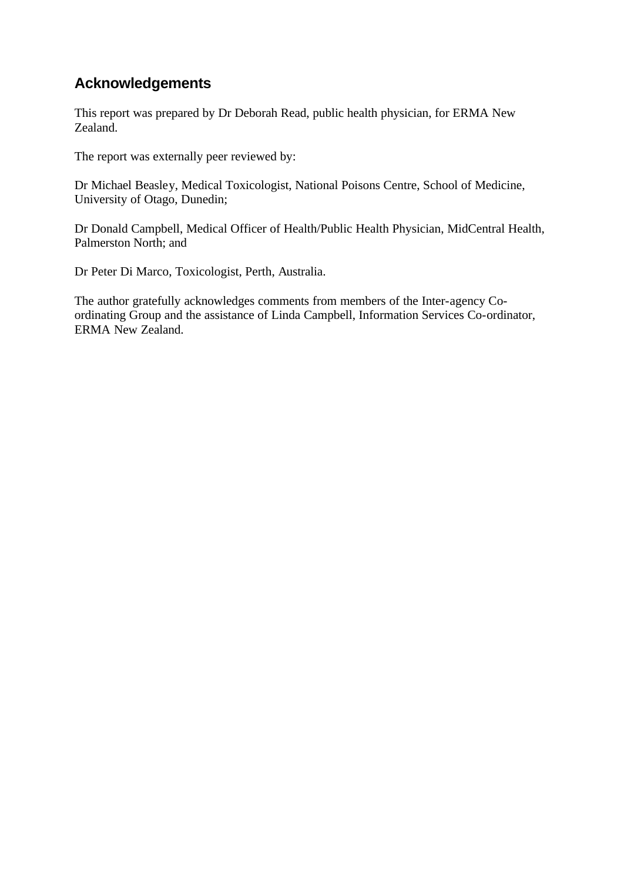## Acknowledgements

This report was prepared by Dr Deborah Read, public health physician, for ERMA New Zealand.

The report was externally peer reviewed by:

Dr Michael Beasley, Medical Toxicologist, National Poisons Centre, School of Medicine, University of Otago, Dunedin;

Dr Donald Campbell, Medical Officer of Health/Public Health Physician, MidCentral Health, Palmerston North; and

Dr Peter Di Marco, Toxicologist, Perth, Australia.

The author gratefully acknowledges comments from members of the Inter-agency Co-ordinating Group and the assistance of Linda Campbell, Information Services Co-ordinator, ERMA New Zealand.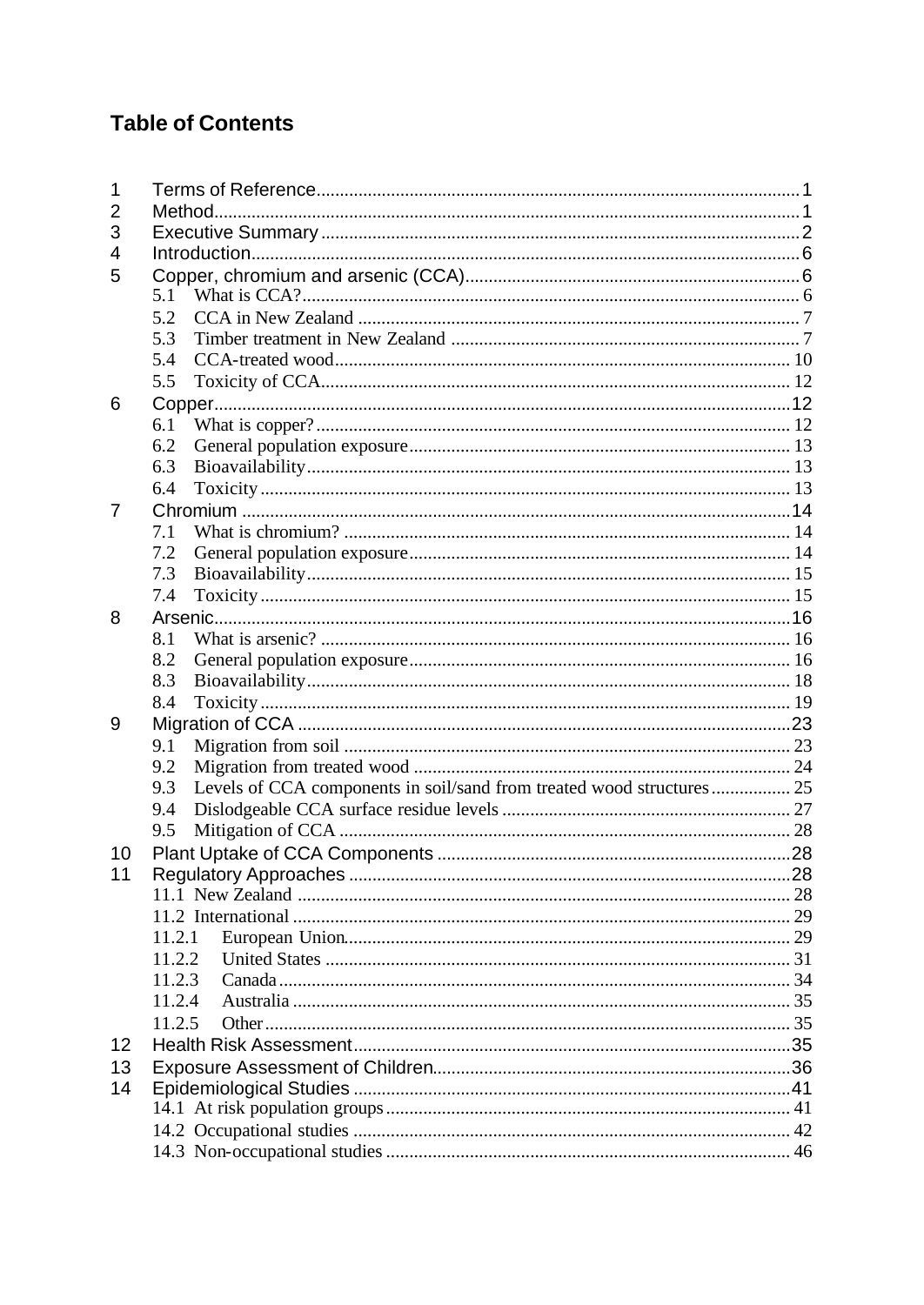# Table of Contents

| | | |
|---|---|---|
| 1 | Terms of Reference | 1 |
| 2 | Method | 1 |
| 3 | Executive Summary | 2 |
| 4 | Introduction | 6 |
| 5 | Copper, chromium and arsenic (CCA) | 6 |
| | 5.1 What is CCA? | 6 |
| | 5.2 CCA in New Zealand | 7 |
| | 5.3 Timber treatment in New Zealand | 7 |
| | 5.4 CCA-treated wood | 10 |
| | 5.5 Toxicity of CCA | 12 |
| 6 | Copper | 12 |
| | 6.1 What is copper? | 12 |
| | 6.2 General population exposure | 13 |
| | 6.3 Bioavailability | 13 |
| | 6.4 Toxicity | 13 |
| 7 | Chromium | 14 |
| | 7.1 What is chromium? | 14 |
| | 7.2 General population exposure | 14 |
| | 7.3 Bioavailability | 15 |
| | 7.4 Toxicity | 15 |
| 8 | Arsenic | 16 |
| | 8.1 What is arsenic? | 16 |
| | 8.2 General population exposure | 16 |
| | 8.3 Bioavailability | 18 |
| | 8.4 Toxicity | 19 |
| 9 | Migration of CCA | 23 |
| | 9.1 Migration from soil | 23 |
| | 9.2 Migration from treated wood | 24 |
| | 9.3 Levels of CCA components in soil/sand from treated wood structures | 25 |
| | 9.4 Dislodgeable CCA surface residue levels | 27 |
| | 9.5 Mitigation of CCA | 28 |
| 10 | Plant Uptake of CCA Components | 28 |
| 11 | Regulatory Approaches | 28 |
| | 11.1 New Zealand | 28 |
| | 11.2 International | 29 |
| | 11.2.1 European Union | 29 |
| | 11.2.2 United States | 31 |
| | 11.2.3 Canada | 34 |
| | 11.2.4 Australia | 35 |
| | 11.2.5 Other | 35 |
| 12 | Health Risk Assessment | 35 |
| 13 | Exposure Assessment of Children | 36 |
| 14 | Epidemiological Studies | 41 |
| | 14.1 At risk population groups | 41 |
| | 14.2 Occupational studies | 42 |
| | 14.3 Non-occupational studies | 46 |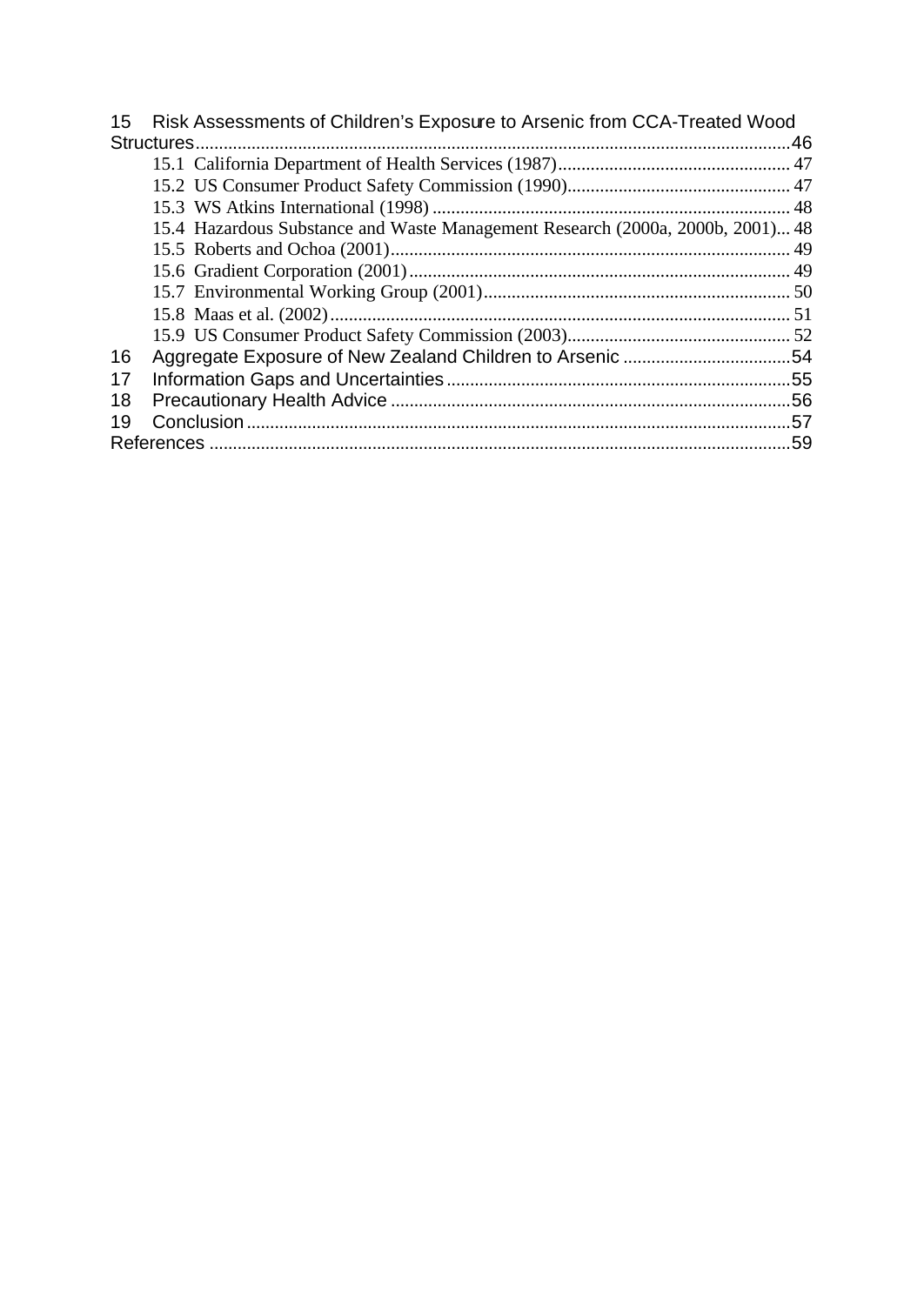15 Risk Assessments of Children's Exposure to Arsenic from CCA-Treated Wood Structures ..... 46

- 15.1 California Department of Health Services (1987) ..... 47
- 15.2 US Consumer Product Safety Commission (1990) ..... 47
- 15.3 WS Atkins International (1998) ..... 48
- 15.4 Hazardous Substance and Waste Management Research (2000a, 2000b, 2001) ..... 48
- 15.5 Roberts and Ochoa (2001) ..... 49
- 15.6 Gradient Corporation (2001) ..... 49
- 15.7 Environmental Working Group (2001) ..... 50
- 15.8 Maas et al. (2002) ..... 51
- 15.9 US Consumer Product Safety Commission (2003) ..... 52

16 Aggregate Exposure of New Zealand Children to Arsenic ..... 54

17 Information Gaps and Uncertainties ..... 55

18 Precautionary Health Advice ..... 56

19 Conclusion ..... 57

References ..... 59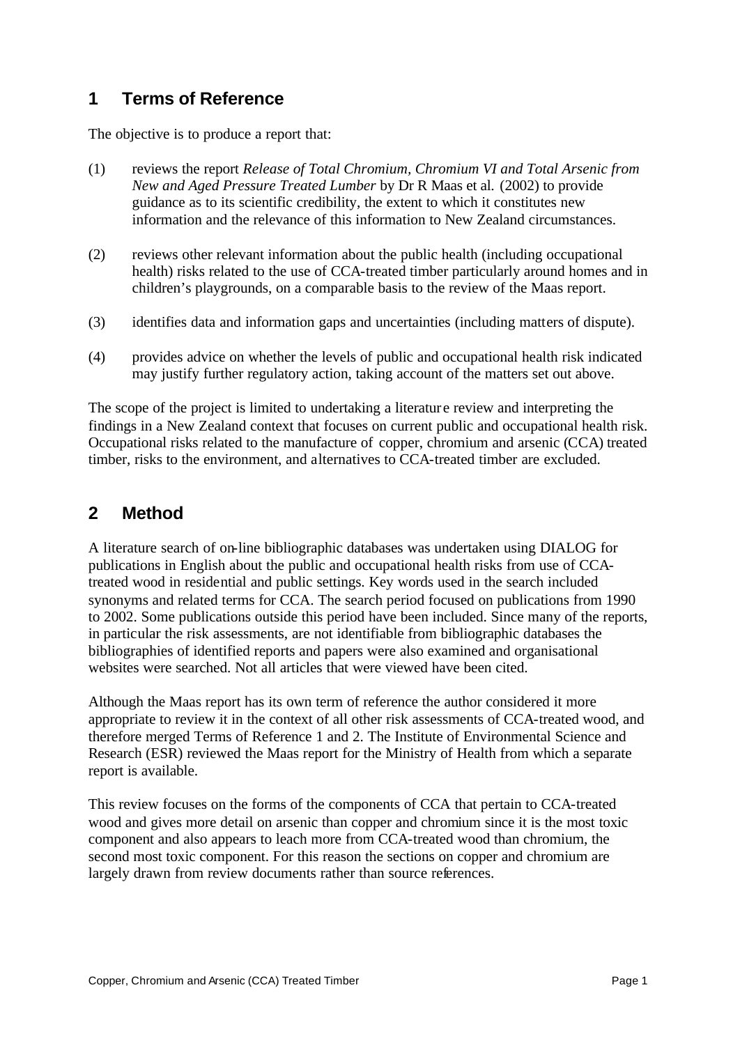## 1 Terms of Reference

The objective is to produce a report that:

(1) reviews the report *Release of Total Chromium, Chromium VI and Total Arsenic from New and Aged Pressure Treated Lumber* by Dr R Maas et al. (2002) to provide guidance as to its scientific credibility, the extent to which it constitutes new information and the relevance of this information to New Zealand circumstances.

(2) reviews other relevant information about the public health (including occupational health) risks related to the use of CCA-treated timber particularly around homes and in children's playgrounds, on a comparable basis to the review of the Maas report.

(3) identifies data and information gaps and uncertainties (including matters of dispute).

(4) provides advice on whether the levels of public and occupational health risk indicated may justify further regulatory action, taking account of the matters set out above.

The scope of the project is limited to undertaking a literature review and interpreting the findings in a New Zealand context that focuses on current public and occupational health risk. Occupational risks related to the manufacture of copper, chromium and arsenic (CCA) treated timber, risks to the environment, and alternatives to CCA-treated timber are excluded.

## 2 Method

A literature search of on-line bibliographic databases was undertaken using DIALOG for publications in English about the public and occupational health risks from use of CCA-treated wood in residential and public settings. Key words used in the search included synonyms and related terms for CCA. The search period focused on publications from 1990 to 2002. Some publications outside this period have been included. Since many of the reports, in particular the risk assessments, are not identifiable from bibliographic databases the bibliographies of identified reports and papers were also examined and organisational websites were searched. Not all articles that were viewed have been cited.

Although the Maas report has its own term of reference the author considered it more appropriate to review it in the context of all other risk assessments of CCA-treated wood, and therefore merged Terms of Reference 1 and 2. The Institute of Environmental Science and Research (ESR) reviewed the Maas report for the Ministry of Health from which a separate report is available.

This review focuses on the forms of the components of CCA that pertain to CCA-treated wood and gives more detail on arsenic than copper and chromium since it is the most toxic component and also appears to leach more from CCA-treated wood than chromium, the second most toxic component. For this reason the sections on copper and chromium are largely drawn from review documents rather than source references.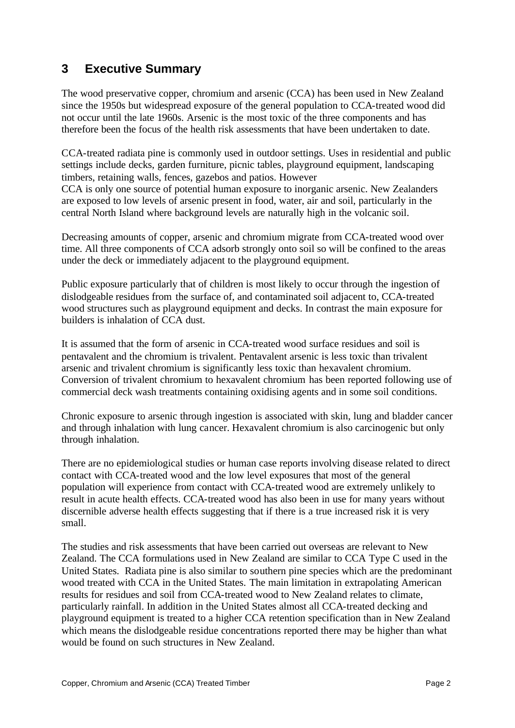## 3 Executive Summary

The wood preservative copper, chromium and arsenic (CCA) has been used in New Zealand since the 1950s but widespread exposure of the general population to CCA-treated wood did not occur until the late 1960s. Arsenic is the most toxic of the three components and has therefore been the focus of the health risk assessments that have been undertaken to date.

CCA-treated radiata pine is commonly used in outdoor settings. Uses in residential and public settings include decks, garden furniture, picnic tables, playground equipment, landscaping timbers, retaining walls, fences, gazebos and patios. However
CCA is only one source of potential human exposure to inorganic arsenic. New Zealanders are exposed to low levels of arsenic present in food, water, air and soil, particularly in the central North Island where background levels are naturally high in the volcanic soil.

Decreasing amounts of copper, arsenic and chromium migrate from CCA-treated wood over time. All three components of CCA adsorb strongly onto soil so will be confined to the areas under the deck or immediately adjacent to the playground equipment.

Public exposure particularly that of children is most likely to occur through the ingestion of dislodgeable residues from the surface of, and contaminated soil adjacent to, CCA-treated wood structures such as playground equipment and decks. In contrast the main exposure for builders is inhalation of CCA dust.

It is assumed that the form of arsenic in CCA-treated wood surface residues and soil is pentavalent and the chromium is trivalent. Pentavalent arsenic is less toxic than trivalent arsenic and trivalent chromium is significantly less toxic than hexavalent chromium. Conversion of trivalent chromium to hexavalent chromium has been reported following use of commercial deck wash treatments containing oxidising agents and in some soil conditions.

Chronic exposure to arsenic through ingestion is associated with skin, lung and bladder cancer and through inhalation with lung cancer. Hexavalent chromium is also carcinogenic but only through inhalation.

There are no epidemiological studies or human case reports involving disease related to direct contact with CCA-treated wood and the low level exposures that most of the general population will experience from contact with CCA-treated wood are extremely unlikely to result in acute health effects. CCA-treated wood has also been in use for many years without discernible adverse health effects suggesting that if there is a true increased risk it is very small.

The studies and risk assessments that have been carried out overseas are relevant to New Zealand. The CCA formulations used in New Zealand are similar to CCA Type C used in the United States. Radiata pine is also similar to southern pine species which are the predominant wood treated with CCA in the United States. The main limitation in extrapolating American results for residues and soil from CCA-treated wood to New Zealand relates to climate, particularly rainfall. In addition in the United States almost all CCA-treated decking and playground equipment is treated to a higher CCA retention specification than in New Zealand which means the dislodgeable residue concentrations reported there may be higher than what would be found on such structures in New Zealand.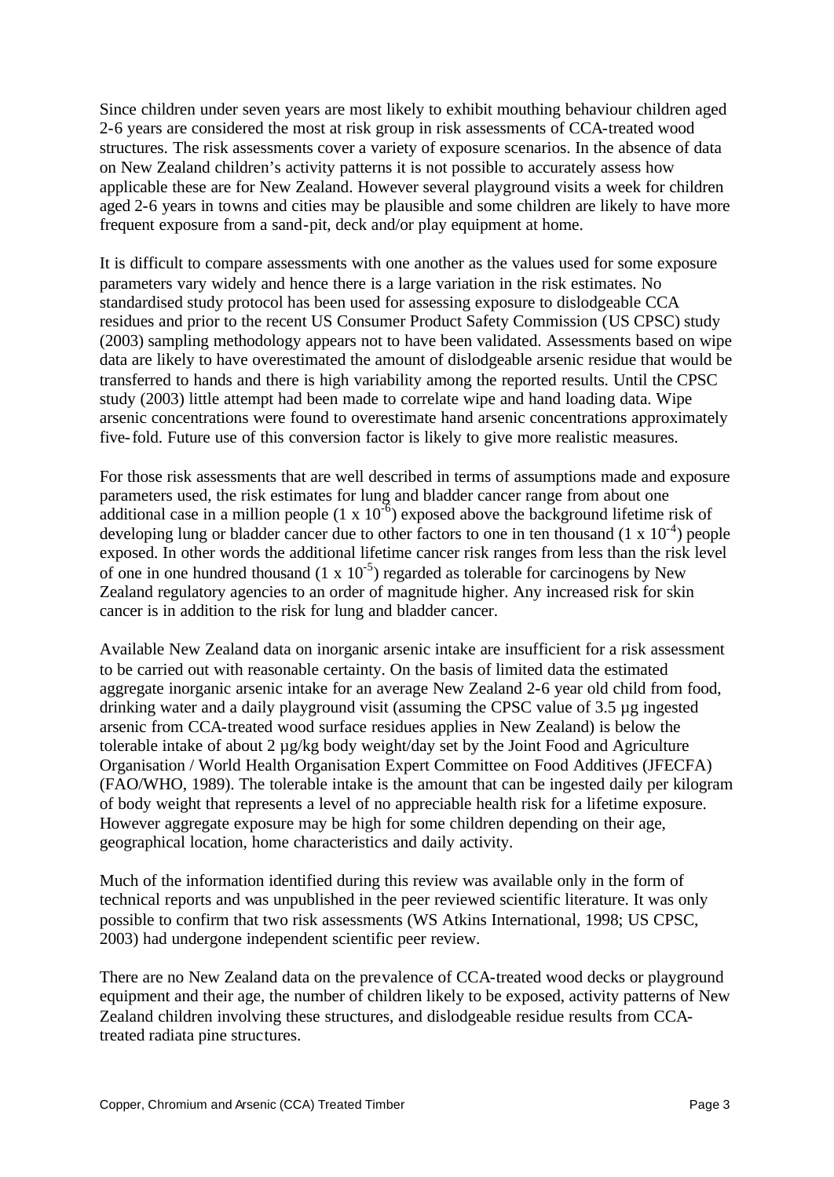Since children under seven years are most likely to exhibit mouthing behaviour children aged 2-6 years are considered the most at risk group in risk assessments of CCA-treated wood structures. The risk assessments cover a variety of exposure scenarios. In the absence of data on New Zealand children's activity patterns it is not possible to accurately assess how applicable these are for New Zealand. However several playground visits a week for children aged 2-6 years in towns and cities may be plausible and some children are likely to have more frequent exposure from a sand-pit, deck and/or play equipment at home.

It is difficult to compare assessments with one another as the values used for some exposure parameters vary widely and hence there is a large variation in the risk estimates. No standardised study protocol has been used for assessing exposure to dislodgeable CCA residues and prior to the recent US Consumer Product Safety Commission (US CPSC) study (2003) sampling methodology appears not to have been validated. Assessments based on wipe data are likely to have overestimated the amount of dislodgeable arsenic residue that would be transferred to hands and there is high variability among the reported results. Until the CPSC study (2003) little attempt had been made to correlate wipe and hand loading data. Wipe arsenic concentrations were found to overestimate hand arsenic concentrations approximately five-fold. Future use of this conversion factor is likely to give more realistic measures.

For those risk assessments that are well described in terms of assumptions made and exposure parameters used, the risk estimates for lung and bladder cancer range from about one additional case in a million people ($1 \times 10^{-6}$) exposed above the background lifetime risk of developing lung or bladder cancer due to other factors to one in ten thousand ($1 \times 10^{-4}$) people exposed. In other words the additional lifetime cancer risk ranges from less than the risk level of one in one hundred thousand ($1 \times 10^{-5}$) regarded as tolerable for carcinogens by New Zealand regulatory agencies to an order of magnitude higher. Any increased risk for skin cancer is in addition to the risk for lung and bladder cancer.

Available New Zealand data on inorganic arsenic intake are insufficient for a risk assessment to be carried out with reasonable certainty. On the basis of limited data the estimated aggregate inorganic arsenic intake for an average New Zealand 2-6 year old child from food, drinking water and a daily playground visit (assuming the CPSC value of 3.5 µg ingested arsenic from CCA-treated wood surface residues applies in New Zealand) is below the tolerable intake of about 2 µg/kg body weight/day set by the Joint Food and Agriculture Organisation / World Health Organisation Expert Committee on Food Additives (JFECFA) (FAO/WHO, 1989). The tolerable intake is the amount that can be ingested daily per kilogram of body weight that represents a level of no appreciable health risk for a lifetime exposure. However aggregate exposure may be high for some children depending on their age, geographical location, home characteristics and daily activity.

Much of the information identified during this review was available only in the form of technical reports and was unpublished in the peer reviewed scientific literature. It was only possible to confirm that two risk assessments (WS Atkins International, 1998; US CPSC, 2003) had undergone independent scientific peer review.

There are no New Zealand data on the prevalence of CCA-treated wood decks or playground equipment and their age, the number of children likely to be exposed, activity patterns of New Zealand children involving these structures, and dislodgeable residue results from CCA-treated radiata pine structures.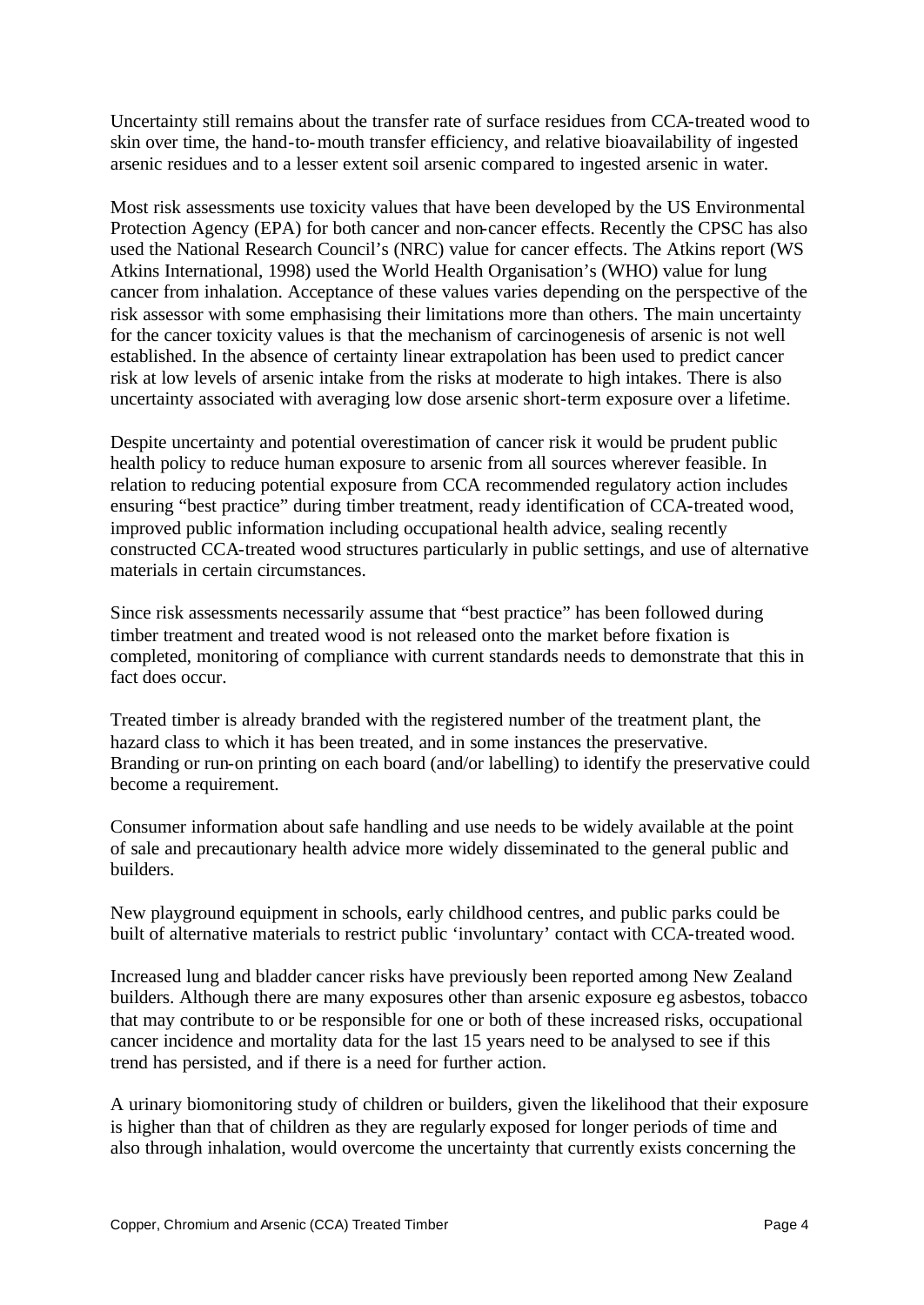Uncertainty still remains about the transfer rate of surface residues from CCA-treated wood to skin over time, the hand-to-mouth transfer efficiency, and relative bioavailability of ingested arsenic residues and to a lesser extent soil arsenic compared to ingested arsenic in water.

Most risk assessments use toxicity values that have been developed by the US Environmental Protection Agency (EPA) for both cancer and non-cancer effects. Recently the CPSC has also used the National Research Council's (NRC) value for cancer effects. The Atkins report (WS Atkins International, 1998) used the World Health Organisation's (WHO) value for lung cancer from inhalation. Acceptance of these values varies depending on the perspective of the risk assessor with some emphasising their limitations more than others. The main uncertainty for the cancer toxicity values is that the mechanism of carcinogenesis of arsenic is not well established. In the absence of certainty linear extrapolation has been used to predict cancer risk at low levels of arsenic intake from the risks at moderate to high intakes. There is also uncertainty associated with averaging low dose arsenic short-term exposure over a lifetime.

Despite uncertainty and potential overestimation of cancer risk it would be prudent public health policy to reduce human exposure to arsenic from all sources wherever feasible. In relation to reducing potential exposure from CCA recommended regulatory action includes ensuring "best practice" during timber treatment, ready identification of CCA-treated wood, improved public information including occupational health advice, sealing recently constructed CCA-treated wood structures particularly in public settings, and use of alternative materials in certain circumstances.

Since risk assessments necessarily assume that "best practice" has been followed during timber treatment and treated wood is not released onto the market before fixation is completed, monitoring of compliance with current standards needs to demonstrate that this in fact does occur.

Treated timber is already branded with the registered number of the treatment plant, the hazard class to which it has been treated, and in some instances the preservative. Branding or run-on printing on each board (and/or labelling) to identify the preservative could become a requirement.

Consumer information about safe handling and use needs to be widely available at the point of sale and precautionary health advice more widely disseminated to the general public and builders.

New playground equipment in schools, early childhood centres, and public parks could be built of alternative materials to restrict public 'involuntary' contact with CCA-treated wood.

Increased lung and bladder cancer risks have previously been reported among New Zealand builders. Although there are many exposures other than arsenic exposure eg asbestos, tobacco that may contribute to or be responsible for one or both of these increased risks, occupational cancer incidence and mortality data for the last 15 years need to be analysed to see if this trend has persisted, and if there is a need for further action.

A urinary biomonitoring study of children or builders, given the likelihood that their exposure is higher than that of children as they are regularly exposed for longer periods of time and also through inhalation, would overcome the uncertainty that currently exists concerning the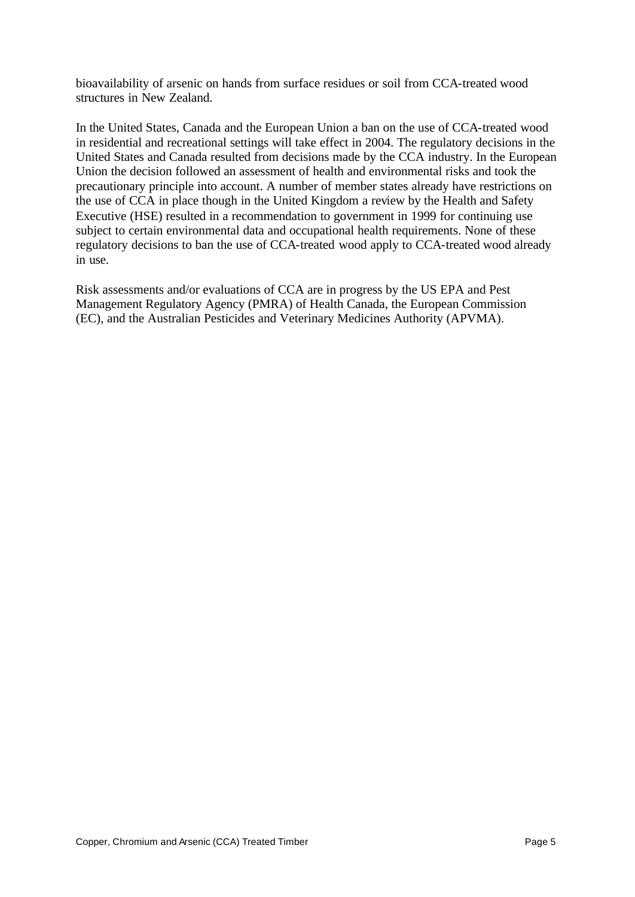bioavailability of arsenic on hands from surface residues or soil from CCA-treated wood structures in New Zealand.

In the United States, Canada and the European Union a ban on the use of CCA-treated wood in residential and recreational settings will take effect in 2004. The regulatory decisions in the United States and Canada resulted from decisions made by the CCA industry. In the European Union the decision followed an assessment of health and environmental risks and took the precautionary principle into account. A number of member states already have restrictions on the use of CCA in place though in the United Kingdom a review by the Health and Safety Executive (HSE) resulted in a recommendation to government in 1999 for continuing use subject to certain environmental data and occupational health requirements. None of these regulatory decisions to ban the use of CCA-treated wood apply to CCA-treated wood already in use.

Risk assessments and/or evaluations of CCA are in progress by the US EPA and Pest Management Regulatory Agency (PMRA) of Health Canada, the European Commission (EC), and the Australian Pesticides and Veterinary Medicines Authority (APVMA).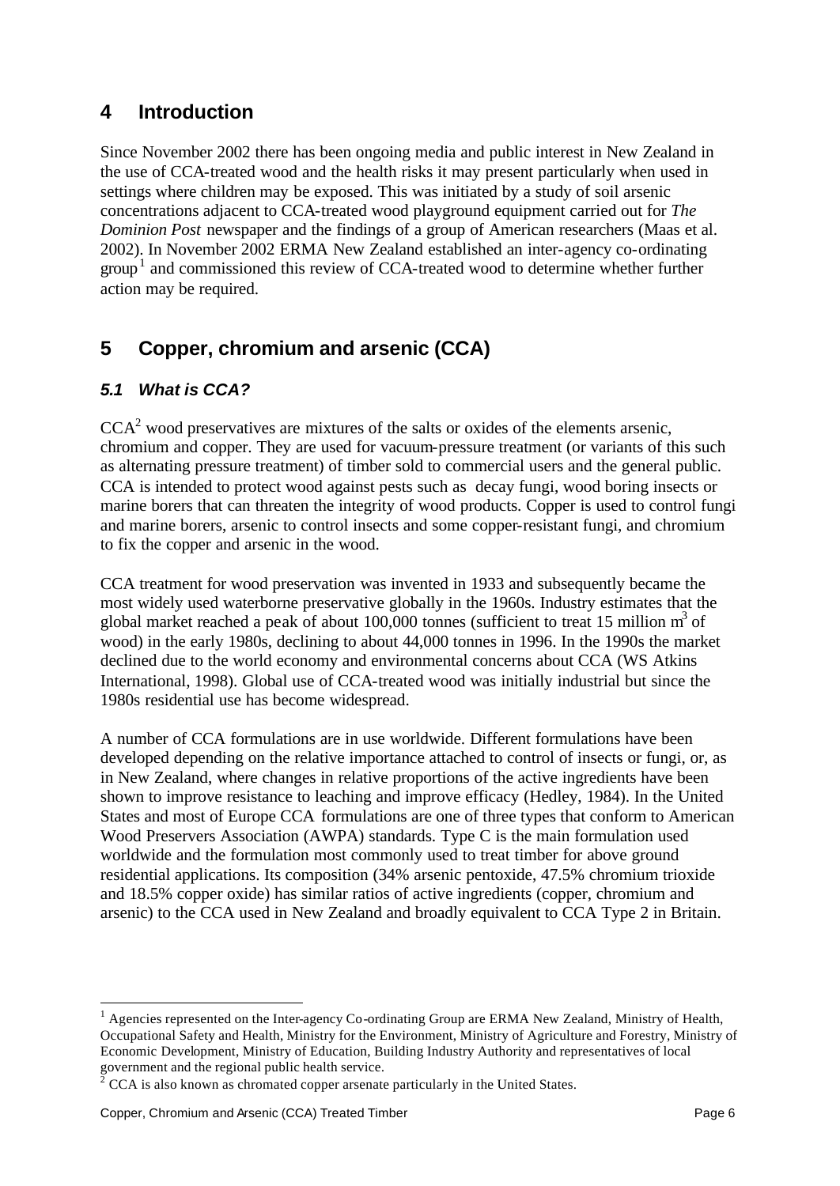# 4 Introduction

Since November 2002 there has been ongoing media and public interest in New Zealand in the use of CCA-treated wood and the health risks it may present particularly when used in settings where children may be exposed. This was initiated by a study of soil arsenic concentrations adjacent to CCA-treated wood playground equipment carried out for *The Dominion Post* newspaper and the findings of a group of American researchers (Maas et al. 2002). In November 2002 ERMA New Zealand established an inter-agency co-ordinating group[1] and commissioned this review of CCA-treated wood to determine whether further action may be required.

# 5 Copper, chromium and arsenic (CCA)

## *5.1 What is CCA?*

CCA[2] wood preservatives are mixtures of the salts or oxides of the elements arsenic, chromium and copper. They are used for vacuum-pressure treatment (or variants of this such as alternating pressure treatment) of timber sold to commercial users and the general public. CCA is intended to protect wood against pests such as decay fungi, wood boring insects or marine borers that can threaten the integrity of wood products. Copper is used to control fungi and marine borers, arsenic to control insects and some copper-resistant fungi, and chromium to fix the copper and arsenic in the wood.

CCA treatment for wood preservation was invented in 1933 and subsequently became the most widely used waterborne preservative globally in the 1960s. Industry estimates that the global market reached a peak of about 100,000 tonnes (sufficient to treat 15 million $m^3$ of wood) in the early 1980s, declining to about 44,000 tonnes in 1996. In the 1990s the market declined due to the world economy and environmental concerns about CCA (WS Atkins International, 1998). Global use of CCA-treated wood was initially industrial but since the 1980s residential use has become widespread.

A number of CCA formulations are in use worldwide. Different formulations have been developed depending on the relative importance attached to control of insects or fungi, or, as in New Zealand, where changes in relative proportions of the active ingredients have been shown to improve resistance to leaching and improve efficacy (Hedley, 1984). In the United States and most of Europe CCA formulations are one of three types that conform to American Wood Preservers Association (AWPA) standards. Type C is the main formulation used worldwide and the formulation most commonly used to treat timber for above ground residential applications. Its composition (34% arsenic pentoxide, 47.5% chromium trioxide and 18.5% copper oxide) has similar ratios of active ingredients (copper, chromium and arsenic) to the CCA used in New Zealand and broadly equivalent to CCA Type 2 in Britain.

---

[1] Agencies represented on the Inter-agency Co-ordinating Group are ERMA New Zealand, Ministry of Health, Occupational Safety and Health, Ministry for the Environment, Ministry of Agriculture and Forestry, Ministry of Economic Development, Ministry of Education, Building Industry Authority and representatives of local government and the regional public health service.

[2] CCA is also known as chromated copper arsenate particularly in the United States.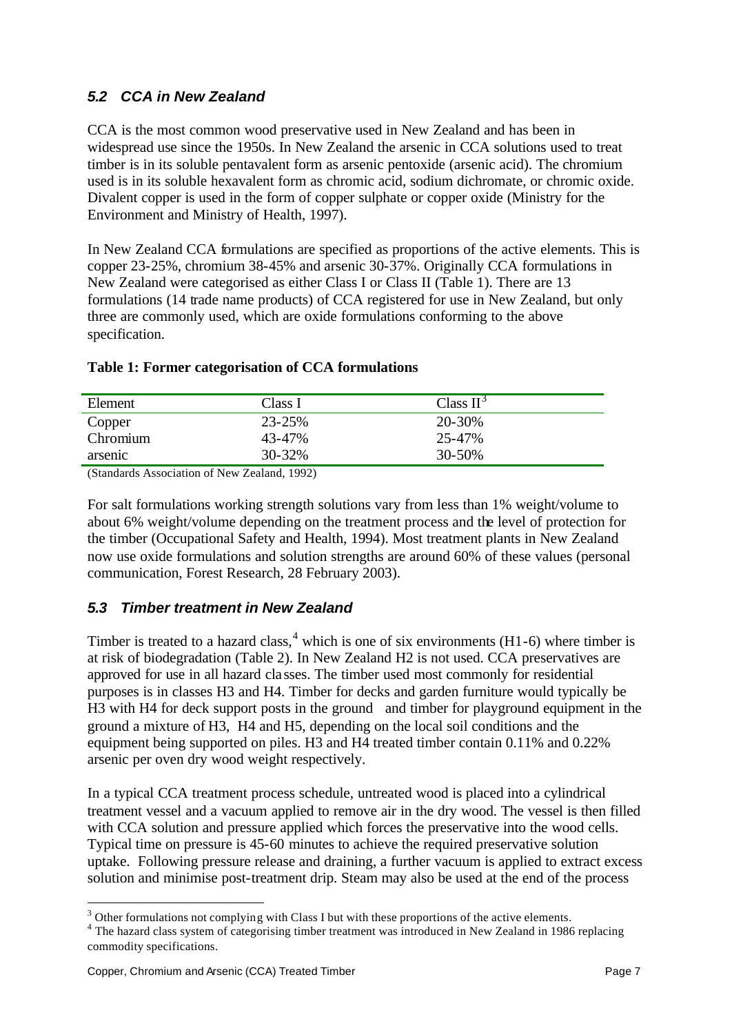### *5.2 CCA in New Zealand*

CCA is the most common wood preservative used in New Zealand and has been in widespread use since the 1950s. In New Zealand the arsenic in CCA solutions used to treat timber is in its soluble pentavalent form as arsenic pentoxide (arsenic acid). The chromium used is in its soluble hexavalent form as chromic acid, sodium dichromate, or chromic oxide. Divalent copper is used in the form of copper sulphate or copper oxide (Ministry for the Environment and Ministry of Health, 1997).

In New Zealand CCA formulations are specified as proportions of the active elements. This is copper 23-25%, chromium 38-45% and arsenic 30-37%. Originally CCA formulations in New Zealand were categorised as either Class I or Class II (Table 1). There are 13 formulations (14 trade name products) of CCA registered for use in New Zealand, but only three are commonly used, which are oxide formulations conforming to the above specification.

**Table 1: Former categorisation of CCA formulations**

| Element | Class I | Class II[3] |
|---|---|---|
| Copper | 23-25% | 20-30% |
| Chromium | 43-47% | 25-47% |
| arsenic | 30-32% | 30-50% |

(Standards Association of New Zealand, 1992)

For salt formulations working strength solutions vary from less than 1% weight/volume to about 6% weight/volume depending on the treatment process and the level of protection for the timber (Occupational Safety and Health, 1994). Most treatment plants in New Zealand now use oxide formulations and solution strengths are around 60% of these values (personal communication, Forest Research, 28 February 2003).

### *5.3 Timber treatment in New Zealand*

Timber is treated to a hazard class,[4] which is one of six environments (H1-6) where timber is at risk of biodegradation (Table 2). In New Zealand H2 is not used. CCA preservatives are approved for use in all hazard classes. The timber used most commonly for residential purposes is in classes H3 and H4. Timber for decks and garden furniture would typically be H3 with H4 for deck support posts in the ground and timber for playground equipment in the ground a mixture of H3, H4 and H5, depending on the local soil conditions and the equipment being supported on piles. H3 and H4 treated timber contain 0.11% and 0.22% arsenic per oven dry wood weight respectively.

In a typical CCA treatment process schedule, untreated wood is placed into a cylindrical treatment vessel and a vacuum applied to remove air in the dry wood. The vessel is then filled with CCA solution and pressure applied which forces the preservative into the wood cells. Typical time on pressure is 45-60 minutes to achieve the required preservative solution uptake. Following pressure release and draining, a further vacuum is applied to extract excess solution and minimise post-treatment drip. Steam may also be used at the end of the process

[3] Other formulations not complying with Class I but with these proportions of the active elements.
[4] The hazard class system of categorising timber treatment was introduced in New Zealand in 1986 replacing commodity specifications.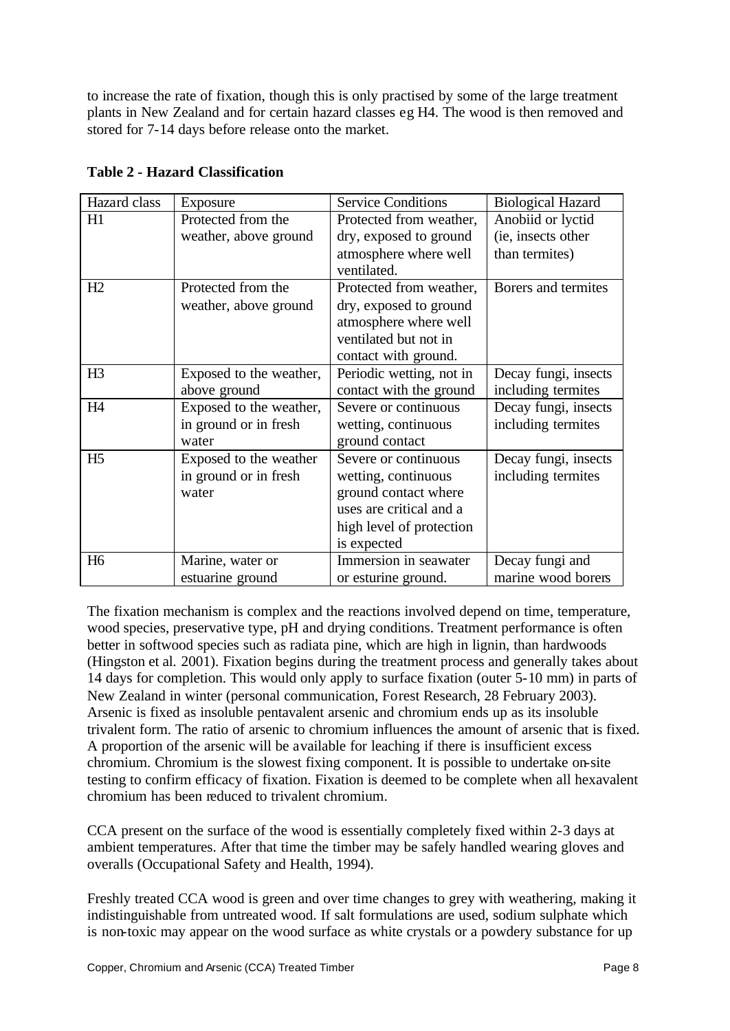to increase the rate of fixation, though this is only practised by some of the large treatment plants in New Zealand and for certain hazard classes eg H4. The wood is then removed and stored for 7-14 days before release onto the market.

**Table 2 - Hazard Classification**

| Hazard class | Exposure | Service Conditions | Biological Hazard |
|---|---|---|---|
| H1 | Protected from the weather, above ground | Protected from weather, dry, exposed to ground atmosphere where well ventilated. | Anobiid or lyctid (ie, insects other than termites) |
| H2 | Protected from the weather, above ground | Protected from weather, dry, exposed to ground atmosphere where well ventilated but not in contact with ground. | Borers and termites |
| H3 | Exposed to the weather, above ground | Periodic wetting, not in contact with the ground | Decay fungi, insects including termites |
| H4 | Exposed to the weather, in ground or in fresh water | Severe or continuous wetting, continuous ground contact | Decay fungi, insects including termites |
| H5 | Exposed to the weather in ground or in fresh water | Severe or continuous wetting, continuous ground contact where uses are critical and a high level of protection is expected | Decay fungi, insects including termites |
| H6 | Marine, water or estuarine ground | Immersion in seawater or esturine ground. | Decay fungi and marine wood borers |

The fixation mechanism is complex and the reactions involved depend on time, temperature, wood species, preservative type, pH and drying conditions. Treatment performance is often better in softwood species such as radiata pine, which are high in lignin, than hardwoods (Hingston et al. 2001). Fixation begins during the treatment process and generally takes about 14 days for completion. This would only apply to surface fixation (outer 5-10 mm) in parts of New Zealand in winter (personal communication, Forest Research, 28 February 2003). Arsenic is fixed as insoluble pentavalent arsenic and chromium ends up as its insoluble trivalent form. The ratio of arsenic to chromium influences the amount of arsenic that is fixed. A proportion of the arsenic will be available for leaching if there is insufficient excess chromium. Chromium is the slowest fixing component. It is possible to undertake on-site testing to confirm efficacy of fixation. Fixation is deemed to be complete when all hexavalent chromium has been reduced to trivalent chromium.

CCA present on the surface of the wood is essentially completely fixed within 2-3 days at ambient temperatures. After that time the timber may be safely handled wearing gloves and overalls (Occupational Safety and Health, 1994).

Freshly treated CCA wood is green and over time changes to grey with weathering, making it indistinguishable from untreated wood. If salt formulations are used, sodium sulphate which is non-toxic may appear on the wood surface as white crystals or a powdery substance for up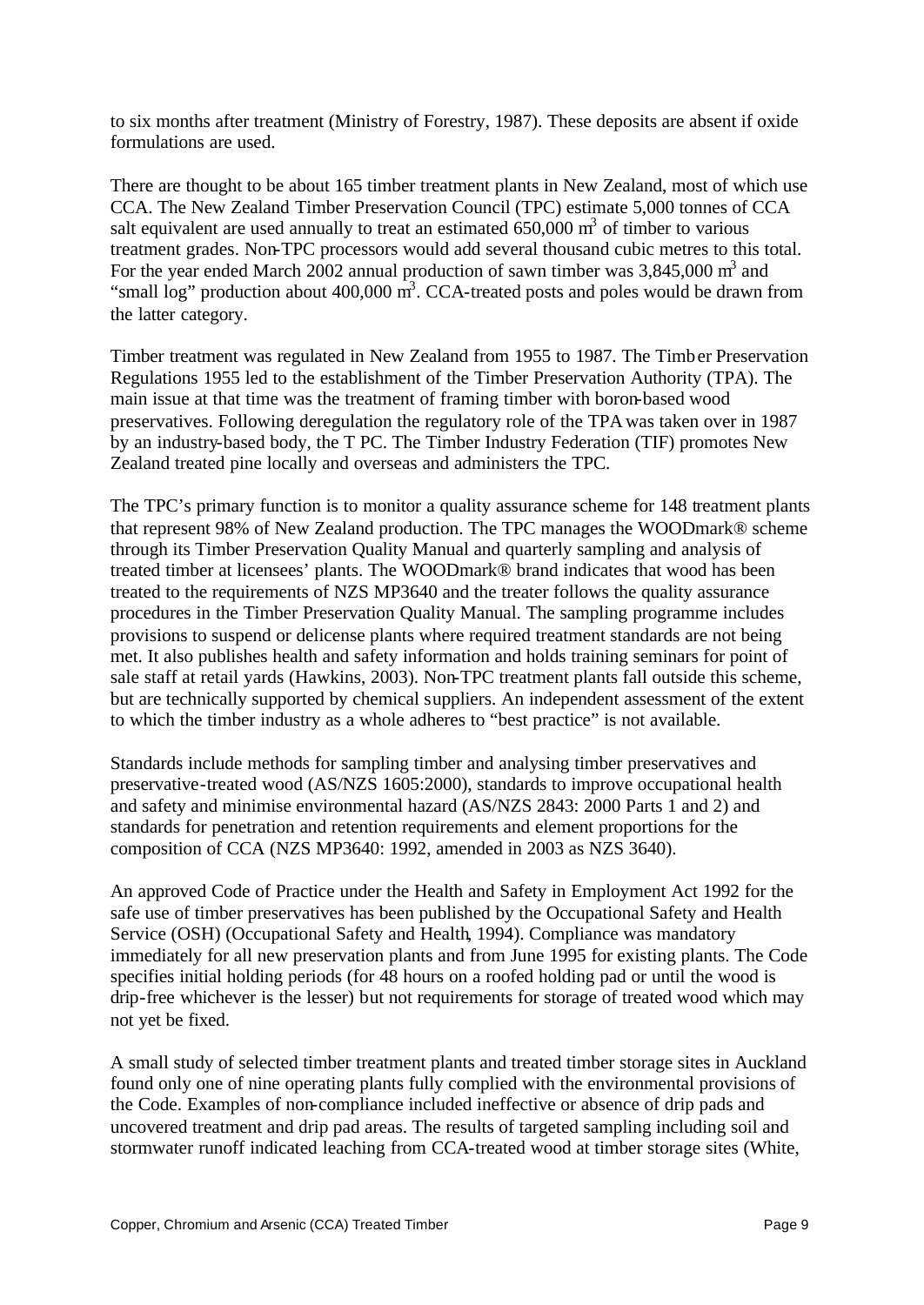to six months after treatment (Ministry of Forestry, 1987). These deposits are absent if oxide formulations are used.

There are thought to be about 165 timber treatment plants in New Zealand, most of which use CCA. The New Zealand Timber Preservation Council (TPC) estimate 5,000 tonnes of CCA salt equivalent are used annually to treat an estimated 650,000 $m^3$ of timber to various treatment grades. Non-TPC processors would add several thousand cubic metres to this total. For the year ended March 2002 annual production of sawn timber was 3,845,000 $m^3$ and "small log" production about 400,000 $m^3$. CCA-treated posts and poles would be drawn from the latter category.

Timber treatment was regulated in New Zealand from 1955 to 1987. The Timber Preservation Regulations 1955 led to the establishment of the Timber Preservation Authority (TPA). The main issue at that time was the treatment of framing timber with boron-based wood preservatives. Following deregulation the regulatory role of the TPA was taken over in 1987 by an industry-based body, the TPC. The Timber Industry Federation (TIF) promotes New Zealand treated pine locally and overseas and administers the TPC.

The TPC's primary function is to monitor a quality assurance scheme for 148 treatment plants that represent 98% of New Zealand production. The TPC manages the WOODmark® scheme through its Timber Preservation Quality Manual and quarterly sampling and analysis of treated timber at licensees' plants. The WOODmark® brand indicates that wood has been treated to the requirements of NZS MP3640 and the treater follows the quality assurance procedures in the Timber Preservation Quality Manual. The sampling programme includes provisions to suspend or delicense plants where required treatment standards are not being met. It also publishes health and safety information and holds training seminars for point of sale staff at retail yards (Hawkins, 2003). Non-TPC treatment plants fall outside this scheme, but are technically supported by chemical suppliers. An independent assessment of the extent to which the timber industry as a whole adheres to "best practice" is not available.

Standards include methods for sampling timber and analysing timber preservatives and preservative-treated wood (AS/NZS 1605:2000), standards to improve occupational health and safety and minimise environmental hazard (AS/NZS 2843: 2000 Parts 1 and 2) and standards for penetration and retention requirements and element proportions for the composition of CCA (NZS MP3640: 1992, amended in 2003 as NZS 3640).

An approved Code of Practice under the Health and Safety in Employment Act 1992 for the safe use of timber preservatives has been published by the Occupational Safety and Health Service (OSH) (Occupational Safety and Health, 1994). Compliance was mandatory immediately for all new preservation plants and from June 1995 for existing plants. The Code specifies initial holding periods (for 48 hours on a roofed holding pad or until the wood is drip-free whichever is the lesser) but not requirements for storage of treated wood which may not yet be fixed.

A small study of selected timber treatment plants and treated timber storage sites in Auckland found only one of nine operating plants fully complied with the environmental provisions of the Code. Examples of non-compliance included ineffective or absence of drip pads and uncovered treatment and drip pad areas. The results of targeted sampling including soil and stormwater runoff indicated leaching from CCA-treated wood at timber storage sites (White,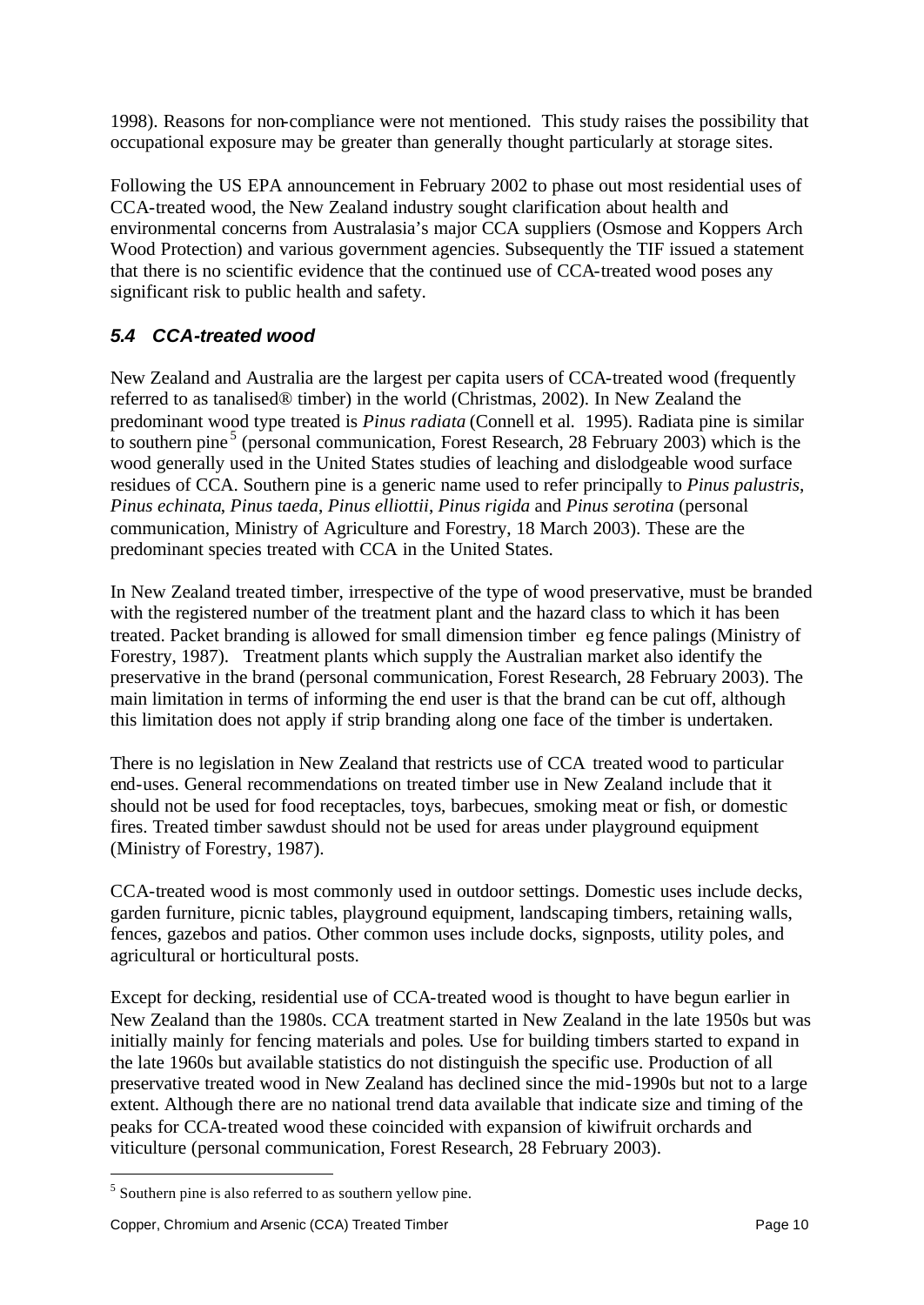1998). Reasons for non-compliance were not mentioned. This study raises the possibility that occupational exposure may be greater than generally thought particularly at storage sites.

Following the US EPA announcement in February 2002 to phase out most residential uses of CCA-treated wood, the New Zealand industry sought clarification about health and environmental concerns from Australasia's major CCA suppliers (Osmose and Koppers Arch Wood Protection) and various government agencies. Subsequently the TIF issued a statement that there is no scientific evidence that the continued use of CCA-treated wood poses any significant risk to public health and safety.

### *5.4 CCA-treated wood*

New Zealand and Australia are the largest per capita users of CCA-treated wood (frequently referred to as tanalised® timber) in the world (Christmas, 2002). In New Zealand the predominant wood type treated is *Pinus radiata* (Connell et al. 1995). Radiata pine is similar to southern pine[5] (personal communication, Forest Research, 28 February 2003) which is the wood generally used in the United States studies of leaching and dislodgeable wood surface residues of CCA. Southern pine is a generic name used to refer principally to *Pinus palustris*, *Pinus echinata*, *Pinus taeda*, *Pinus elliottii*, *Pinus rigida* and *Pinus serotina* (personal communication, Ministry of Agriculture and Forestry, 18 March 2003). These are the predominant species treated with CCA in the United States.

In New Zealand treated timber, irrespective of the type of wood preservative, must be branded with the registered number of the treatment plant and the hazard class to which it has been treated. Packet branding is allowed for small dimension timber eg fence palings (Ministry of Forestry, 1987). Treatment plants which supply the Australian market also identify the preservative in the brand (personal communication, Forest Research, 28 February 2003). The main limitation in terms of informing the end user is that the brand can be cut off, although this limitation does not apply if strip branding along one face of the timber is undertaken.

There is no legislation in New Zealand that restricts use of CCA treated wood to particular end-uses. General recommendations on treated timber use in New Zealand include that it should not be used for food receptacles, toys, barbecues, smoking meat or fish, or domestic fires. Treated timber sawdust should not be used for areas under playground equipment (Ministry of Forestry, 1987).

CCA-treated wood is most commonly used in outdoor settings. Domestic uses include decks, garden furniture, picnic tables, playground equipment, landscaping timbers, retaining walls, fences, gazebos and patios. Other common uses include docks, signposts, utility poles, and agricultural or horticultural posts.

Except for decking, residential use of CCA-treated wood is thought to have begun earlier in New Zealand than the 1980s. CCA treatment started in New Zealand in the late 1950s but was initially mainly for fencing materials and poles. Use for building timbers started to expand in the late 1960s but available statistics do not distinguish the specific use. Production of all preservative treated wood in New Zealand has declined since the mid-1990s but not to a large extent. Although there are no national trend data available that indicate size and timing of the peaks for CCA-treated wood these coincided with expansion of kiwifruit orchards and viticulture (personal communication, Forest Research, 28 February 2003).

---

[5] Southern pine is also referred to as southern yellow pine.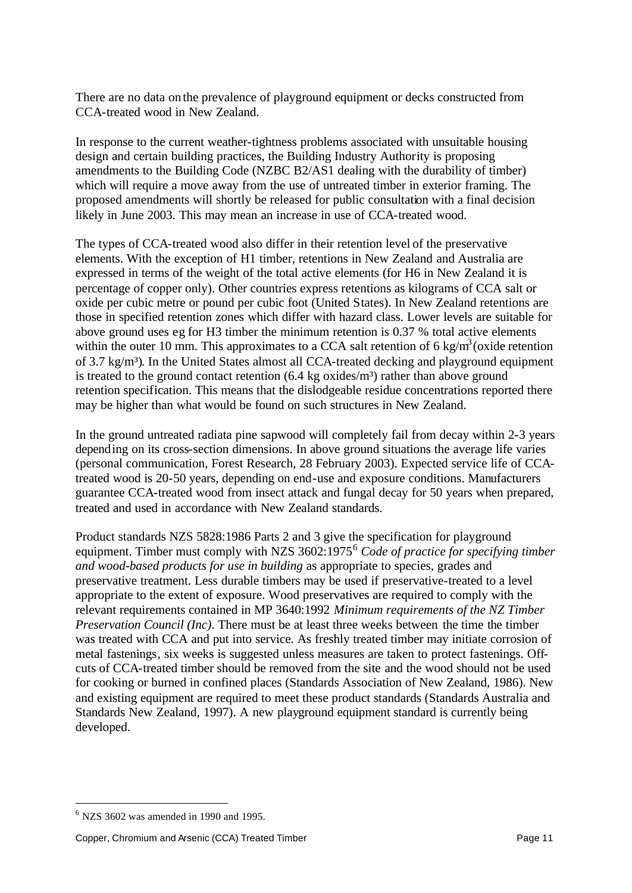There are no data on the prevalence of playground equipment or decks constructed from CCA-treated wood in New Zealand.

In response to the current weather-tightness problems associated with unsuitable housing design and certain building practices, the Building Industry Authority is proposing amendments to the Building Code (NZBC B2/AS1 dealing with the durability of timber) which will require a move away from the use of untreated timber in exterior framing. The proposed amendments will shortly be released for public consultation with a final decision likely in June 2003. This may mean an increase in use of CCA-treated wood.

The types of CCA-treated wood also differ in their retention level of the preservative elements. With the exception of H1 timber, retentions in New Zealand and Australia are expressed in terms of the weight of the total active elements (for H6 in New Zealand it is percentage of copper only). Other countries express retentions as kilograms of CCA salt or oxide per cubic metre or pound per cubic foot (United States). In New Zealand retentions are those in specified retention zones which differ with hazard class. Lower levels are suitable for above ground uses eg for H3 timber the minimum retention is 0.37 % total active elements within the outer 10 mm. This approximates to a CCA salt retention of 6 $kg/m^3$ (oxide retention of 3.7 $kg/m^3$). In the United States almost all CCA-treated decking and playground equipment is treated to the ground contact retention (6.4 kg oxides/$m^3$) rather than above ground retention specification. This means that the dislodgeable residue concentrations reported there may be higher than what would be found on such structures in New Zealand.

In the ground untreated radiata pine sapwood will completely fail from decay within 2-3 years depending on its cross-section dimensions. In above ground situations the average life varies (personal communication, Forest Research, 28 February 2003). Expected service life of CCA-treated wood is 20-50 years, depending on end-use and exposure conditions. Manufacturers guarantee CCA-treated wood from insect attack and fungal decay for 50 years when prepared, treated and used in accordance with New Zealand standards.

Product standards NZS 5828:1986 Parts 2 and 3 give the specification for playground equipment. Timber must comply with NZS 3602:1975[6] *Code of practice for specifying timber and wood-based products for use in building* as appropriate to species, grades and preservative treatment. Less durable timbers may be used if preservative-treated to a level appropriate to the extent of exposure. Wood preservatives are required to comply with the relevant requirements contained in MP 3640:1992 *Minimum requirements of the NZ Timber Preservation Council (Inc)*. There must be at least three weeks between the time the timber was treated with CCA and put into service. As freshly treated timber may initiate corrosion of metal fastenings, six weeks is suggested unless measures are taken to protect fastenings. Off-cuts of CCA-treated timber should be removed from the site and the wood should not be used for cooking or burned in confined places (Standards Association of New Zealand, 1986). New and existing equipment are required to meet these product standards (Standards Australia and Standards New Zealand, 1997). A new playground equipment standard is currently being developed.

[6] NZS 3602 was amended in 1990 and 1995.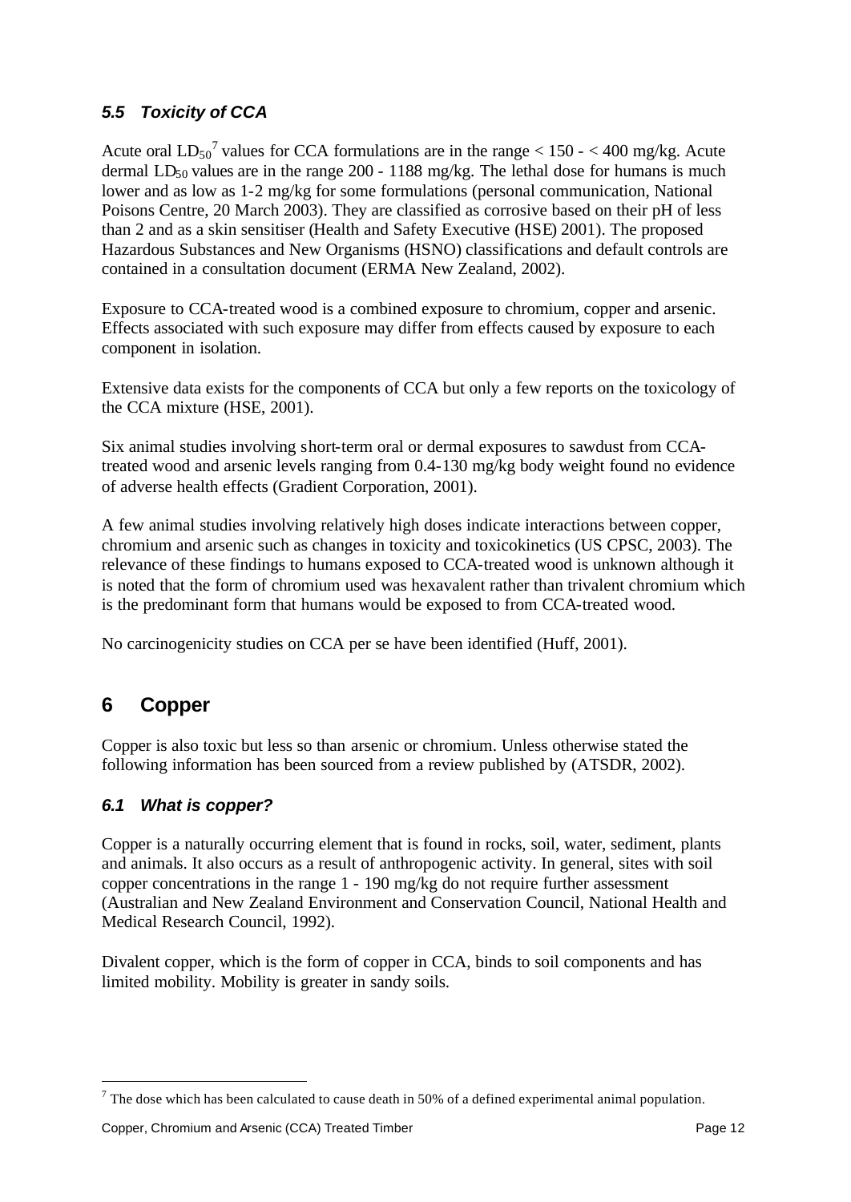### *5.5 Toxicity of CCA*

Acute oral $LD_{50}$[7] values for CCA formulations are in the range < 150 - < 400 mg/kg. Acute dermal $LD_{50}$ values are in the range 200 - 1188 mg/kg. The lethal dose for humans is much lower and as low as 1-2 mg/kg for some formulations (personal communication, National Poisons Centre, 20 March 2003). They are classified as corrosive based on their pH of less than 2 and as a skin sensitiser (Health and Safety Executive (HSE) 2001). The proposed Hazardous Substances and New Organisms (HSNO) classifications and default controls are contained in a consultation document (ERMA New Zealand, 2002).

Exposure to CCA-treated wood is a combined exposure to chromium, copper and arsenic. Effects associated with such exposure may differ from effects caused by exposure to each component in isolation.

Extensive data exists for the components of CCA but only a few reports on the toxicology of the CCA mixture (HSE, 2001).

Six animal studies involving short-term oral or dermal exposures to sawdust from CCA-treated wood and arsenic levels ranging from 0.4-130 mg/kg body weight found no evidence of adverse health effects (Gradient Corporation, 2001).

A few animal studies involving relatively high doses indicate interactions between copper, chromium and arsenic such as changes in toxicity and toxicokinetics (US CPSC, 2003). The relevance of these findings to humans exposed to CCA-treated wood is unknown although it is noted that the form of chromium used was hexavalent rather than trivalent chromium which is the predominant form that humans would be exposed to from CCA-treated wood.

No carcinogenicity studies on CCA per se have been identified (Huff, 2001).

## 6 Copper

Copper is also toxic but less so than arsenic or chromium. Unless otherwise stated the following information has been sourced from a review published by (ATSDR, 2002).

### *6.1 What is copper?*

Copper is a naturally occurring element that is found in rocks, soil, water, sediment, plants and animals. It also occurs as a result of anthropogenic activity. In general, sites with soil copper concentrations in the range 1 - 190 mg/kg do not require further assessment (Australian and New Zealand Environment and Conservation Council, National Health and Medical Research Council, 1992).

Divalent copper, which is the form of copper in CCA, binds to soil components and has limited mobility. Mobility is greater in sandy soils.

---

[7] The dose which has been calculated to cause death in 50% of a defined experimental animal population.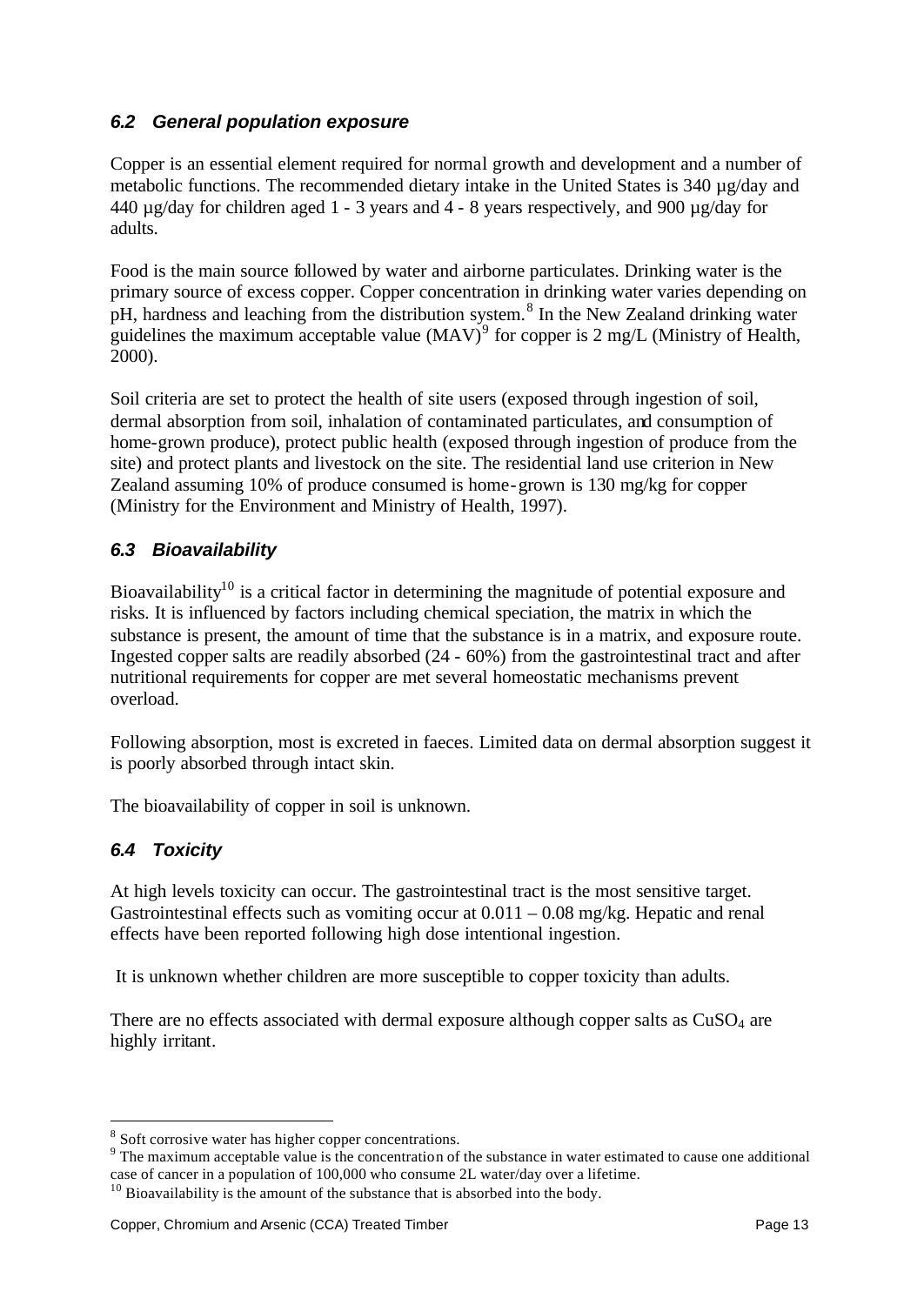### *6.2 General population exposure*

Copper is an essential element required for normal growth and development and a number of metabolic functions. The recommended dietary intake in the United States is 340 µg/day and 440 µg/day for children aged 1 - 3 years and 4 - 8 years respectively, and 900 µg/day for adults.

Food is the main source followed by water and airborne particulates. Drinking water is the primary source of excess copper. Copper concentration in drinking water varies depending on pH, hardness and leaching from the distribution system.[8] In the New Zealand drinking water guidelines the maximum acceptable value (MAV)[9] for copper is 2 mg/L (Ministry of Health, 2000).

Soil criteria are set to protect the health of site users (exposed through ingestion of soil, dermal absorption from soil, inhalation of contaminated particulates, and consumption of home-grown produce), protect public health (exposed through ingestion of produce from the site) and protect plants and livestock on the site. The residential land use criterion in New Zealand assuming 10% of produce consumed is home-grown is 130 mg/kg for copper (Ministry for the Environment and Ministry of Health, 1997).

### *6.3 Bioavailability*

Bioavailability[10] is a critical factor in determining the magnitude of potential exposure and risks. It is influenced by factors including chemical speciation, the matrix in which the substance is present, the amount of time that the substance is in a matrix, and exposure route. Ingested copper salts are readily absorbed (24 - 60%) from the gastrointestinal tract and after nutritional requirements for copper are met several homeostatic mechanisms prevent overload.

Following absorption, most is excreted in faeces. Limited data on dermal absorption suggest it is poorly absorbed through intact skin.

The bioavailability of copper in soil is unknown.

### *6.4 Toxicity*

At high levels toxicity can occur. The gastrointestinal tract is the most sensitive target. Gastrointestinal effects such as vomiting occur at 0.011 – 0.08 mg/kg. Hepatic and renal effects have been reported following high dose intentional ingestion.

It is unknown whether children are more susceptible to copper toxicity than adults.

There are no effects associated with dermal exposure although copper salts as $CuSO_4$ are highly irritant.

---

[8] Soft corrosive water has higher copper concentrations.

[9] The maximum acceptable value is the concentration of the substance in water estimated to cause one additional case of cancer in a population of 100,000 who consume 2L water/day over a lifetime.

[10] Bioavailability is the amount of the substance that is absorbed into the body.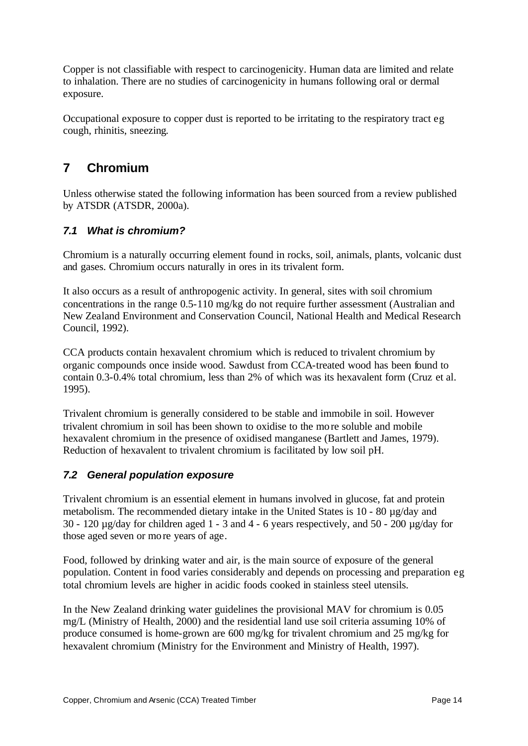Copper is not classifiable with respect to carcinogenicity. Human data are limited and relate to inhalation. There are no studies of carcinogenicity in humans following oral or dermal exposure.

Occupational exposure to copper dust is reported to be irritating to the respiratory tract eg cough, rhinitis, sneezing.

# 7 Chromium

Unless otherwise stated the following information has been sourced from a review published by ATSDR (ATSDR, 2000a).

### *7.1 What is chromium?*

Chromium is a naturally occurring element found in rocks, soil, animals, plants, volcanic dust and gases. Chromium occurs naturally in ores in its trivalent form.

It also occurs as a result of anthropogenic activity. In general, sites with soil chromium concentrations in the range 0.5-110 mg/kg do not require further assessment (Australian and New Zealand Environment and Conservation Council, National Health and Medical Research Council, 1992).

CCA products contain hexavalent chromium which is reduced to trivalent chromium by organic compounds once inside wood. Sawdust from CCA-treated wood has been found to contain 0.3-0.4% total chromium, less than 2% of which was its hexavalent form (Cruz et al. 1995).

Trivalent chromium is generally considered to be stable and immobile in soil. However trivalent chromium in soil has been shown to oxidise to the more soluble and mobile hexavalent chromium in the presence of oxidised manganese (Bartlett and James, 1979). Reduction of hexavalent to trivalent chromium is facilitated by low soil pH.

### *7.2 General population exposure*

Trivalent chromium is an essential element in humans involved in glucose, fat and protein metabolism. The recommended dietary intake in the United States is 10 - 80 µg/day and 30 - 120 µg/day for children aged 1 - 3 and 4 - 6 years respectively, and 50 - 200 µg/day for those aged seven or more years of age.

Food, followed by drinking water and air, is the main source of exposure of the general population. Content in food varies considerably and depends on processing and preparation eg total chromium levels are higher in acidic foods cooked in stainless steel utensils.

In the New Zealand drinking water guidelines the provisional MAV for chromium is 0.05 mg/L (Ministry of Health, 2000) and the residential land use soil criteria assuming 10% of produce consumed is home-grown are 600 mg/kg for trivalent chromium and 25 mg/kg for hexavalent chromium (Ministry for the Environment and Ministry of Health, 1997).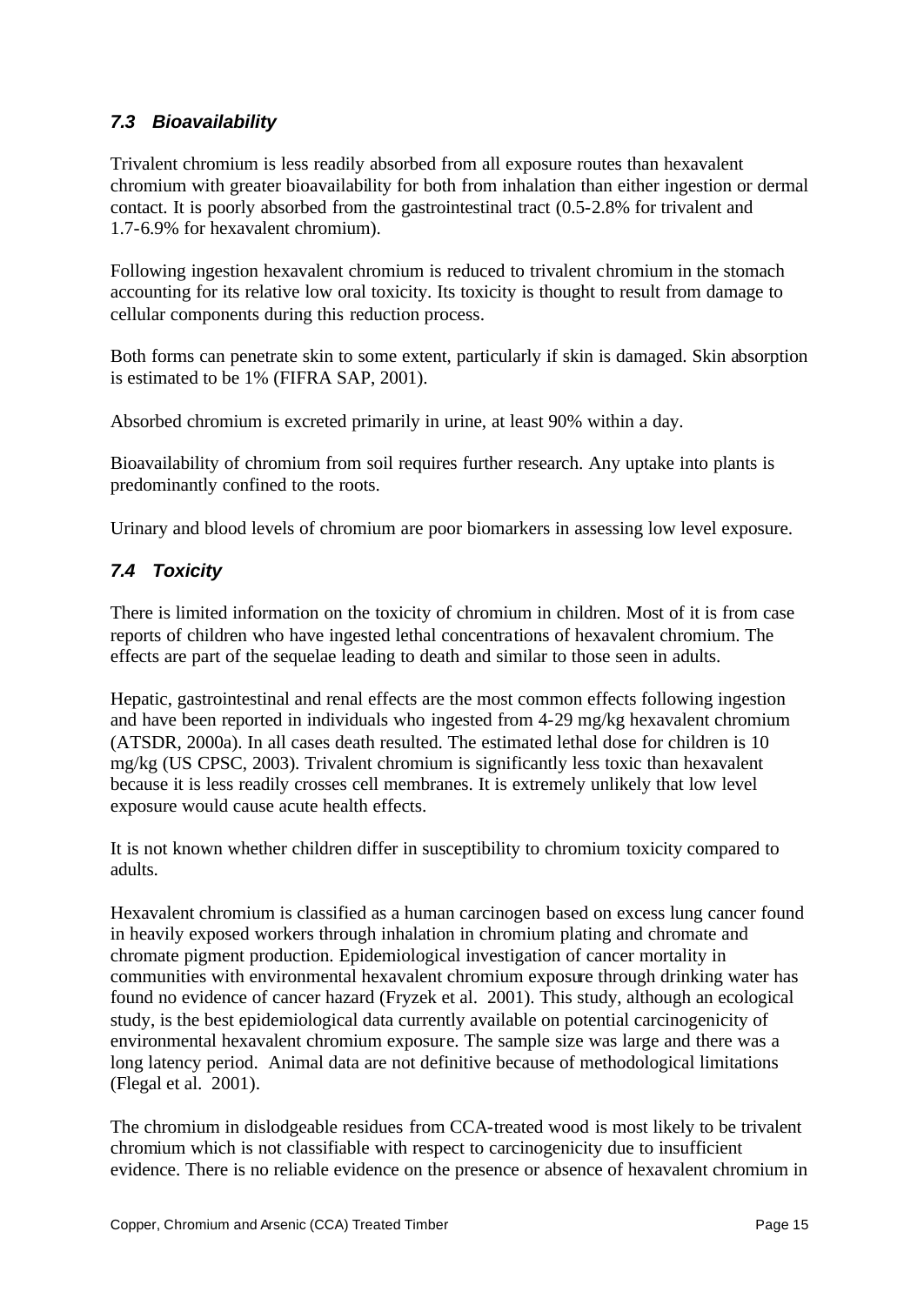### *7.3 Bioavailability*

Trivalent chromium is less readily absorbed from all exposure routes than hexavalent chromium with greater bioavailability for both from inhalation than either ingestion or dermal contact. It is poorly absorbed from the gastrointestinal tract (0.5-2.8% for trivalent and 1.7-6.9% for hexavalent chromium).

Following ingestion hexavalent chromium is reduced to trivalent chromium in the stomach accounting for its relative low oral toxicity. Its toxicity is thought to result from damage to cellular components during this reduction process.

Both forms can penetrate skin to some extent, particularly if skin is damaged. Skin absorption is estimated to be 1% (FIFRA SAP, 2001).

Absorbed chromium is excreted primarily in urine, at least 90% within a day.

Bioavailability of chromium from soil requires further research. Any uptake into plants is predominantly confined to the roots.

Urinary and blood levels of chromium are poor biomarkers in assessing low level exposure.

### *7.4 Toxicity*

There is limited information on the toxicity of chromium in children. Most of it is from case reports of children who have ingested lethal concentrations of hexavalent chromium. The effects are part of the sequelae leading to death and similar to those seen in adults.

Hepatic, gastrointestinal and renal effects are the most common effects following ingestion and have been reported in individuals who ingested from 4-29 mg/kg hexavalent chromium (ATSDR, 2000a). In all cases death resulted. The estimated lethal dose for children is 10 mg/kg (US CPSC, 2003). Trivalent chromium is significantly less toxic than hexavalent because it is less readily crosses cell membranes. It is extremely unlikely that low level exposure would cause acute health effects.

It is not known whether children differ in susceptibility to chromium toxicity compared to adults.

Hexavalent chromium is classified as a human carcinogen based on excess lung cancer found in heavily exposed workers through inhalation in chromium plating and chromate and chromate pigment production. Epidemiological investigation of cancer mortality in communities with environmental hexavalent chromium exposure through drinking water has found no evidence of cancer hazard (Fryzek et al. 2001). This study, although an ecological study, is the best epidemiological data currently available on potential carcinogenicity of environmental hexavalent chromium exposure. The sample size was large and there was a long latency period. Animal data are not definitive because of methodological limitations (Flegal et al. 2001).

The chromium in dislodgeable residues from CCA-treated wood is most likely to be trivalent chromium which is not classifiable with respect to carcinogenicity due to insufficient evidence. There is no reliable evidence on the presence or absence of hexavalent chromium in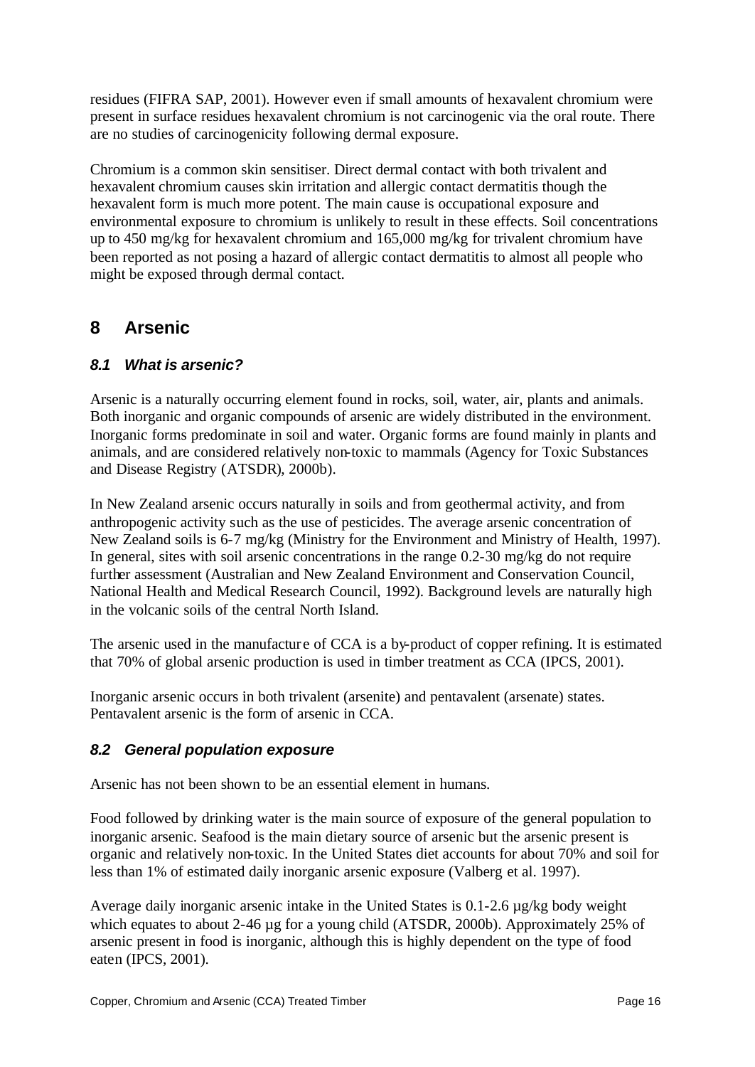residues (FIFRA SAP, 2001). However even if small amounts of hexavalent chromium were present in surface residues hexavalent chromium is not carcinogenic via the oral route. There are no studies of carcinogenicity following dermal exposure.

Chromium is a common skin sensitiser. Direct dermal contact with both trivalent and hexavalent chromium causes skin irritation and allergic contact dermatitis though the hexavalent form is much more potent. The main cause is occupational exposure and environmental exposure to chromium is unlikely to result in these effects. Soil concentrations up to 450 mg/kg for hexavalent chromium and 165,000 mg/kg for trivalent chromium have been reported as not posing a hazard of allergic contact dermatitis to almost all people who might be exposed through dermal contact.

# 8 Arsenic

## *8.1 What is arsenic?*

Arsenic is a naturally occurring element found in rocks, soil, water, air, plants and animals. Both inorganic and organic compounds of arsenic are widely distributed in the environment. Inorganic forms predominate in soil and water. Organic forms are found mainly in plants and animals, and are considered relatively non-toxic to mammals (Agency for Toxic Substances and Disease Registry (ATSDR), 2000b).

In New Zealand arsenic occurs naturally in soils and from geothermal activity, and from anthropogenic activity such as the use of pesticides. The average arsenic concentration of New Zealand soils is 6-7 mg/kg (Ministry for the Environment and Ministry of Health, 1997). In general, sites with soil arsenic concentrations in the range 0.2-30 mg/kg do not require further assessment (Australian and New Zealand Environment and Conservation Council, National Health and Medical Research Council, 1992). Background levels are naturally high in the volcanic soils of the central North Island.

The arsenic used in the manufacture of CCA is a by-product of copper refining. It is estimated that 70% of global arsenic production is used in timber treatment as CCA (IPCS, 2001).

Inorganic arsenic occurs in both trivalent (arsenite) and pentavalent (arsenate) states. Pentavalent arsenic is the form of arsenic in CCA.

## *8.2 General population exposure*

Arsenic has not been shown to be an essential element in humans.

Food followed by drinking water is the main source of exposure of the general population to inorganic arsenic. Seafood is the main dietary source of arsenic but the arsenic present is organic and relatively non-toxic. In the United States diet accounts for about 70% and soil for less than 1% of estimated daily inorganic arsenic exposure (Valberg et al. 1997).

Average daily inorganic arsenic intake in the United States is 0.1-2.6 µg/kg body weight which equates to about 2-46 µg for a young child (ATSDR, 2000b). Approximately 25% of arsenic present in food is inorganic, although this is highly dependent on the type of food eaten (IPCS, 2001).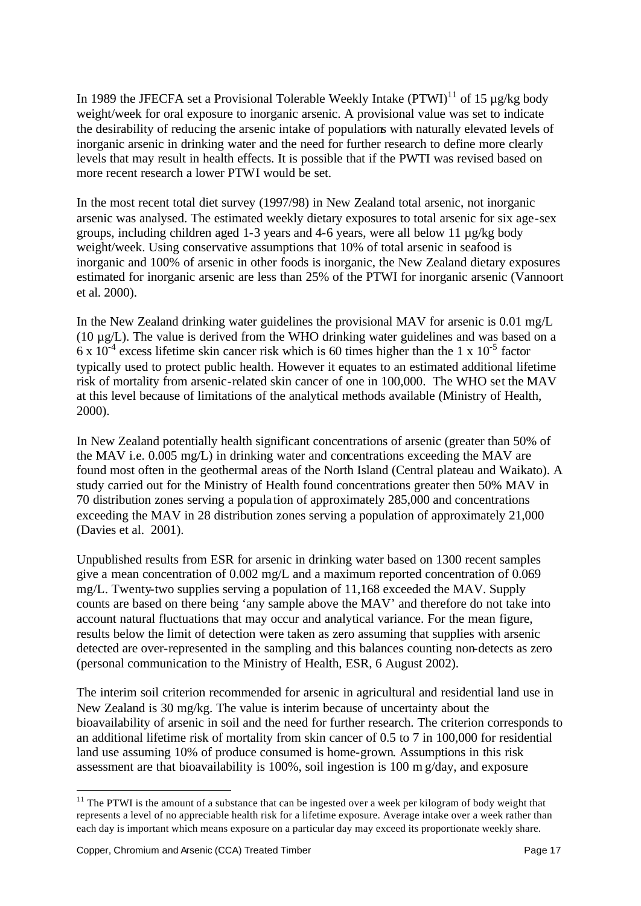In 1989 the JFECFA set a Provisional Tolerable Weekly Intake (PTWI)[11] of 15 µg/kg body weight/week for oral exposure to inorganic arsenic. A provisional value was set to indicate the desirability of reducing the arsenic intake of populations with naturally elevated levels of inorganic arsenic in drinking water and the need for further research to define more clearly levels that may result in health effects. It is possible that if the PWTI was revised based on more recent research a lower PTWI would be set.

In the most recent total diet survey (1997/98) in New Zealand total arsenic, not inorganic arsenic was analysed. The estimated weekly dietary exposures to total arsenic for six age-sex groups, including children aged 1-3 years and 4-6 years, were all below 11 µg/kg body weight/week. Using conservative assumptions that 10% of total arsenic in seafood is inorganic and 100% of arsenic in other foods is inorganic, the New Zealand dietary exposures estimated for inorganic arsenic are less than 25% of the PTWI for inorganic arsenic (Vannoort et al. 2000).

In the New Zealand drinking water guidelines the provisional MAV for arsenic is 0.01 mg/L (10 µg/L). The value is derived from the WHO drinking water guidelines and was based on a $6 \times 10^{-4}$ excess lifetime skin cancer risk which is 60 times higher than the $1 \times 10^{-5}$ factor typically used to protect public health. However it equates to an estimated additional lifetime risk of mortality from arsenic-related skin cancer of one in 100,000. The WHO set the MAV at this level because of limitations of the analytical methods available (Ministry of Health, 2000).

In New Zealand potentially health significant concentrations of arsenic (greater than 50% of the MAV i.e. 0.005 mg/L) in drinking water and concentrations exceeding the MAV are found most often in the geothermal areas of the North Island (Central plateau and Waikato). A study carried out for the Ministry of Health found concentrations greater then 50% MAV in 70 distribution zones serving a population of approximately 285,000 and concentrations exceeding the MAV in 28 distribution zones serving a population of approximately 21,000 (Davies et al. 2001).

Unpublished results from ESR for arsenic in drinking water based on 1300 recent samples give a mean concentration of 0.002 mg/L and a maximum reported concentration of 0.069 mg/L. Twenty-two supplies serving a population of 11,168 exceeded the MAV. Supply counts are based on there being 'any sample above the MAV' and therefore do not take into account natural fluctuations that may occur and analytical variance. For the mean figure, results below the limit of detection were taken as zero assuming that supplies with arsenic detected are over-represented in the sampling and this balances counting non-detects as zero (personal communication to the Ministry of Health, ESR, 6 August 2002).

The interim soil criterion recommended for arsenic in agricultural and residential land use in New Zealand is 30 mg/kg. The value is interim because of uncertainty about the bioavailability of arsenic in soil and the need for further research. The criterion corresponds to an additional lifetime risk of mortality from skin cancer of 0.5 to 7 in 100,000 for residential land use assuming 10% of produce consumed is home-grown. Assumptions in this risk assessment are that bioavailability is 100%, soil ingestion is 100 mg/day, and exposure

[11] The PTWI is the amount of a substance that can be ingested over a week per kilogram of body weight that represents a level of no appreciable health risk for a lifetime exposure. Average intake over a week rather than each day is important which means exposure on a particular day may exceed its proportionate weekly share.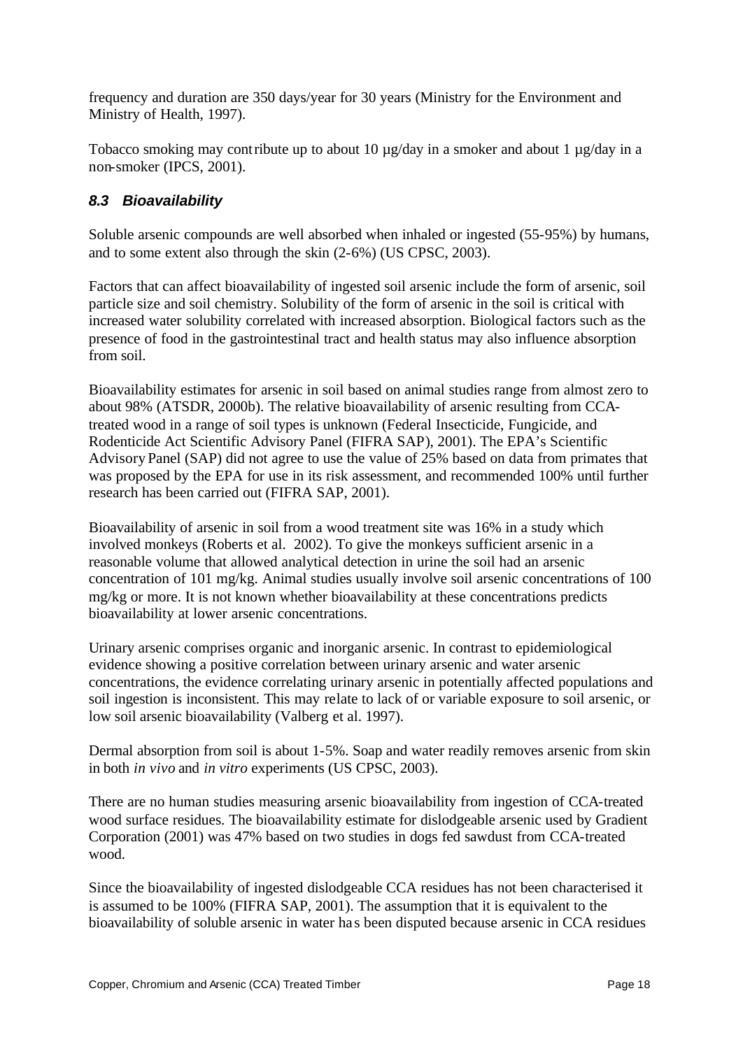frequency and duration are 350 days/year for 30 years (Ministry for the Environment and Ministry of Health, 1997).

Tobacco smoking may contribute up to about 10 µg/day in a smoker and about 1 µg/day in a non-smoker (IPCS, 2001).

### *8.3 Bioavailability*

Soluble arsenic compounds are well absorbed when inhaled or ingested (55-95%) by humans, and to some extent also through the skin (2-6%) (US CPSC, 2003).

Factors that can affect bioavailability of ingested soil arsenic include the form of arsenic, soil particle size and soil chemistry. Solubility of the form of arsenic in the soil is critical with increased water solubility correlated with increased absorption. Biological factors such as the presence of food in the gastrointestinal tract and health status may also influence absorption from soil.

Bioavailability estimates for arsenic in soil based on animal studies range from almost zero to about 98% (ATSDR, 2000b). The relative bioavailability of arsenic resulting from CCA-treated wood in a range of soil types is unknown (Federal Insecticide, Fungicide, and Rodenticide Act Scientific Advisory Panel (FIFRA SAP), 2001). The EPA's Scientific Advisory Panel (SAP) did not agree to use the value of 25% based on data from primates that was proposed by the EPA for use in its risk assessment, and recommended 100% until further research has been carried out (FIFRA SAP, 2001).

Bioavailability of arsenic in soil from a wood treatment site was 16% in a study which involved monkeys (Roberts et al. 2002). To give the monkeys sufficient arsenic in a reasonable volume that allowed analytical detection in urine the soil had an arsenic concentration of 101 mg/kg. Animal studies usually involve soil arsenic concentrations of 100 mg/kg or more. It is not known whether bioavailability at these concentrations predicts bioavailability at lower arsenic concentrations.

Urinary arsenic comprises organic and inorganic arsenic. In contrast to epidemiological evidence showing a positive correlation between urinary arsenic and water arsenic concentrations, the evidence correlating urinary arsenic in potentially affected populations and soil ingestion is inconsistent. This may relate to lack of or variable exposure to soil arsenic, or low soil arsenic bioavailability (Valberg et al. 1997).

Dermal absorption from soil is about 1-5%. Soap and water readily removes arsenic from skin in both *in vivo* and *in vitro* experiments (US CPSC, 2003).

There are no human studies measuring arsenic bioavailability from ingestion of CCA-treated wood surface residues. The bioavailability estimate for dislodgeable arsenic used by Gradient Corporation (2001) was 47% based on two studies in dogs fed sawdust from CCA-treated wood.

Since the bioavailability of ingested dislodgeable CCA residues has not been characterised it is assumed to be 100% (FIFRA SAP, 2001). The assumption that it is equivalent to the bioavailability of soluble arsenic in water has been disputed because arsenic in CCA residues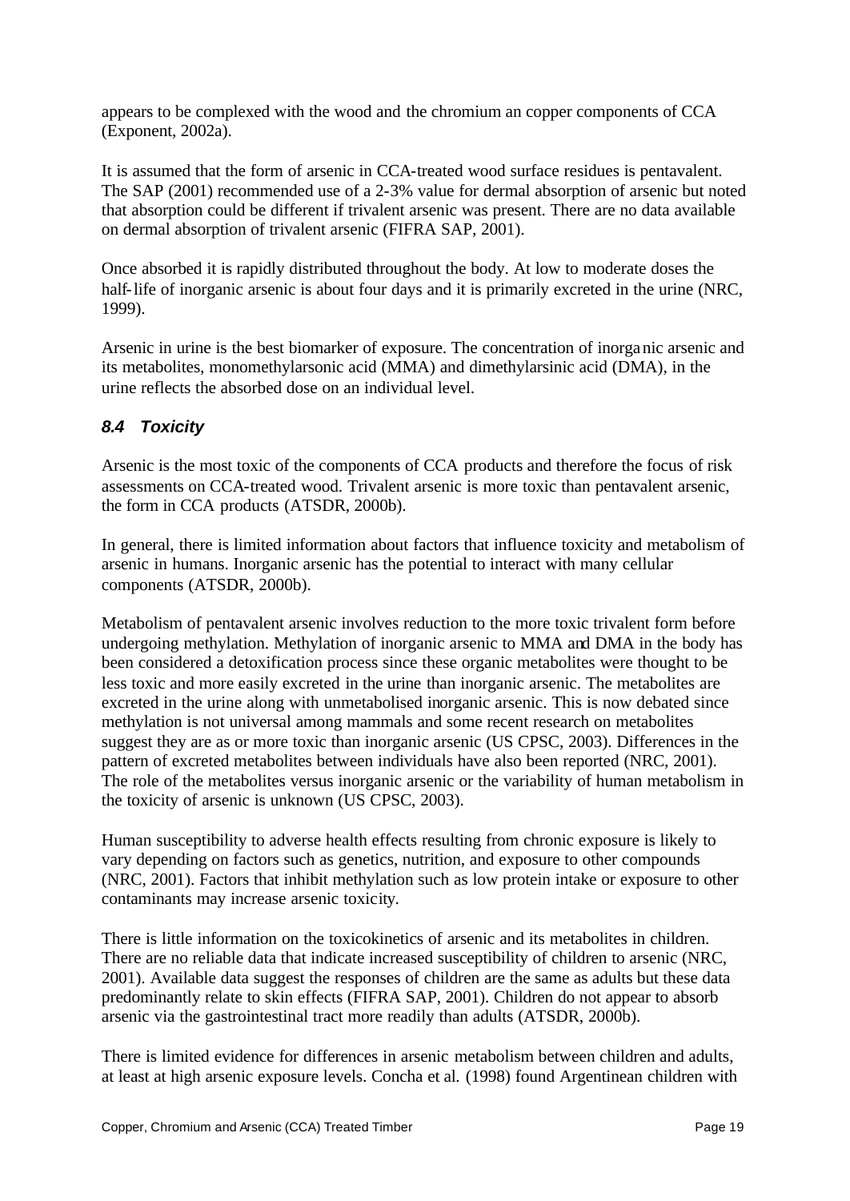appears to be complexed with the wood and the chromium an copper components of CCA (Exponent, 2002a).

It is assumed that the form of arsenic in CCA-treated wood surface residues is pentavalent. The SAP (2001) recommended use of a 2-3% value for dermal absorption of arsenic but noted that absorption could be different if trivalent arsenic was present. There are no data available on dermal absorption of trivalent arsenic (FIFRA SAP, 2001).

Once absorbed it is rapidly distributed throughout the body. At low to moderate doses the half-life of inorganic arsenic is about four days and it is primarily excreted in the urine (NRC, 1999).

Arsenic in urine is the best biomarker of exposure. The concentration of inorganic arsenic and its metabolites, monomethylarsonic acid (MMA) and dimethylarsinic acid (DMA), in the urine reflects the absorbed dose on an individual level.

### *8.4 Toxicity*

Arsenic is the most toxic of the components of CCA products and therefore the focus of risk assessments on CCA-treated wood. Trivalent arsenic is more toxic than pentavalent arsenic, the form in CCA products (ATSDR, 2000b).

In general, there is limited information about factors that influence toxicity and metabolism of arsenic in humans. Inorganic arsenic has the potential to interact with many cellular components (ATSDR, 2000b).

Metabolism of pentavalent arsenic involves reduction to the more toxic trivalent form before undergoing methylation. Methylation of inorganic arsenic to MMA and DMA in the body has been considered a detoxification process since these organic metabolites were thought to be less toxic and more easily excreted in the urine than inorganic arsenic. The metabolites are excreted in the urine along with unmetabolised inorganic arsenic. This is now debated since methylation is not universal among mammals and some recent research on metabolites suggest they are as or more toxic than inorganic arsenic (US CPSC, 2003). Differences in the pattern of excreted metabolites between individuals have also been reported (NRC, 2001). The role of the metabolites versus inorganic arsenic or the variability of human metabolism in the toxicity of arsenic is unknown (US CPSC, 2003).

Human susceptibility to adverse health effects resulting from chronic exposure is likely to vary depending on factors such as genetics, nutrition, and exposure to other compounds (NRC, 2001). Factors that inhibit methylation such as low protein intake or exposure to other contaminants may increase arsenic toxicity.

There is little information on the toxicokinetics of arsenic and its metabolites in children. There are no reliable data that indicate increased susceptibility of children to arsenic (NRC, 2001). Available data suggest the responses of children are the same as adults but these data predominantly relate to skin effects (FIFRA SAP, 2001). Children do not appear to absorb arsenic via the gastrointestinal tract more readily than adults (ATSDR, 2000b).

There is limited evidence for differences in arsenic metabolism between children and adults, at least at high arsenic exposure levels. Concha et al. (1998) found Argentinean children with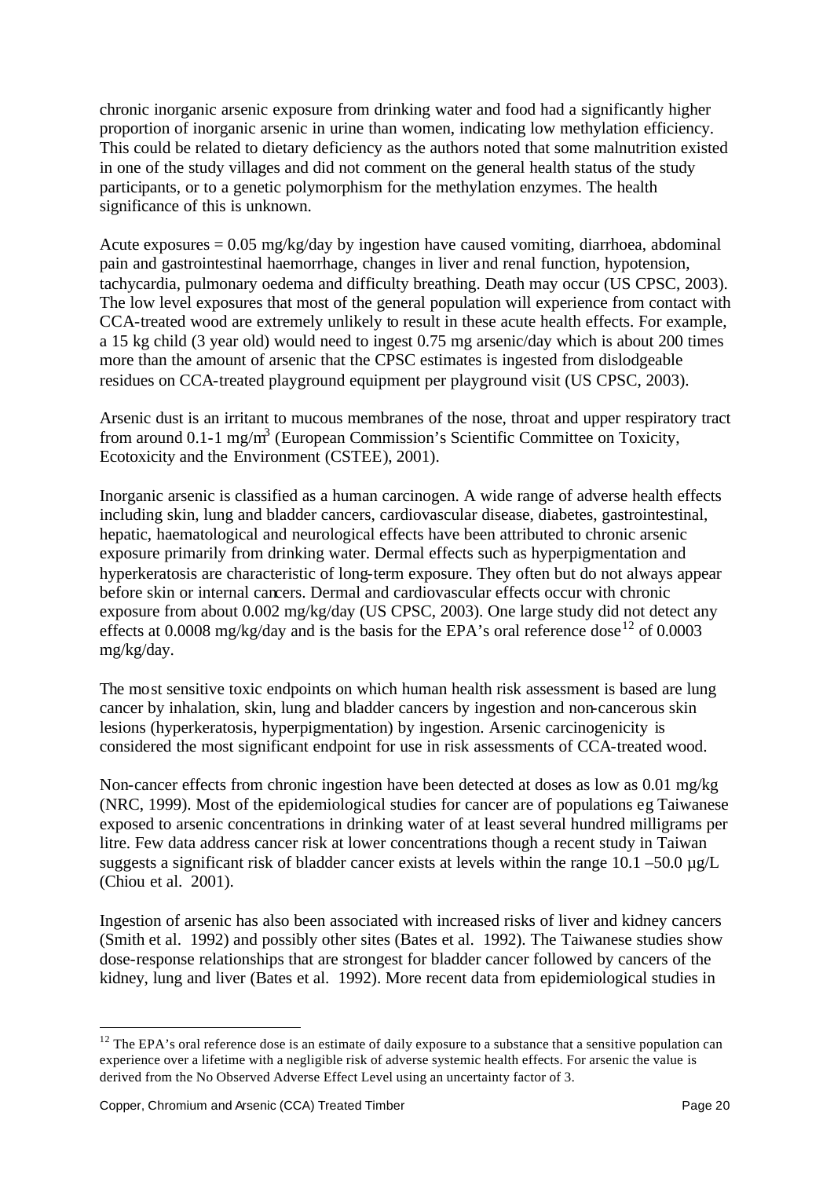chronic inorganic arsenic exposure from drinking water and food had a significantly higher proportion of inorganic arsenic in urine than women, indicating low methylation efficiency. This could be related to dietary deficiency as the authors noted that some malnutrition existed in one of the study villages and did not comment on the general health status of the study participants, or to a genetic polymorphism for the methylation enzymes. The health significance of this is unknown.

Acute exposures = 0.05 mg/kg/day by ingestion have caused vomiting, diarrhoea, abdominal pain and gastrointestinal haemorrhage, changes in liver and renal function, hypotension, tachycardia, pulmonary oedema and difficulty breathing. Death may occur (US CPSC, 2003). The low level exposures that most of the general population will experience from contact with CCA-treated wood are extremely unlikely to result in these acute health effects. For example, a 15 kg child (3 year old) would need to ingest 0.75 mg arsenic/day which is about 200 times more than the amount of arsenic that the CPSC estimates is ingested from dislodgeable residues on CCA-treated playground equipment per playground visit (US CPSC, 2003).

Arsenic dust is an irritant to mucous membranes of the nose, throat and upper respiratory tract from around 0.1-1 mg/m$^3$ (European Commission's Scientific Committee on Toxicity, Ecotoxicity and the Environment (CSTEE), 2001).

Inorganic arsenic is classified as a human carcinogen. A wide range of adverse health effects including skin, lung and bladder cancers, cardiovascular disease, diabetes, gastrointestinal, hepatic, haematological and neurological effects have been attributed to chronic arsenic exposure primarily from drinking water. Dermal effects such as hyperpigmentation and hyperkeratosis are characteristic of long-term exposure. They often but do not always appear before skin or internal cancers. Dermal and cardiovascular effects occur with chronic exposure from about 0.002 mg/kg/day (US CPSC, 2003). One large study did not detect any effects at 0.0008 mg/kg/day and is the basis for the EPA's oral reference dose[12] of 0.0003 mg/kg/day.

The most sensitive toxic endpoints on which human health risk assessment is based are lung cancer by inhalation, skin, lung and bladder cancers by ingestion and non-cancerous skin lesions (hyperkeratosis, hyperpigmentation) by ingestion. Arsenic carcinogenicity is considered the most significant endpoint for use in risk assessments of CCA-treated wood.

Non-cancer effects from chronic ingestion have been detected at doses as low as 0.01 mg/kg (NRC, 1999). Most of the epidemiological studies for cancer are of populations eg Taiwanese exposed to arsenic concentrations in drinking water of at least several hundred milligrams per litre. Few data address cancer risk at lower concentrations though a recent study in Taiwan suggests a significant risk of bladder cancer exists at levels within the range 10.1 –50.0 µg/L (Chiou et al. 2001).

Ingestion of arsenic has also been associated with increased risks of liver and kidney cancers (Smith et al. 1992) and possibly other sites (Bates et al. 1992). The Taiwanese studies show dose-response relationships that are strongest for bladder cancer followed by cancers of the kidney, lung and liver (Bates et al. 1992). More recent data from epidemiological studies in

[12] The EPA's oral reference dose is an estimate of daily exposure to a substance that a sensitive population can experience over a lifetime with a negligible risk of adverse systemic health effects. For arsenic the value is derived from the No Observed Adverse Effect Level using an uncertainty factor of 3.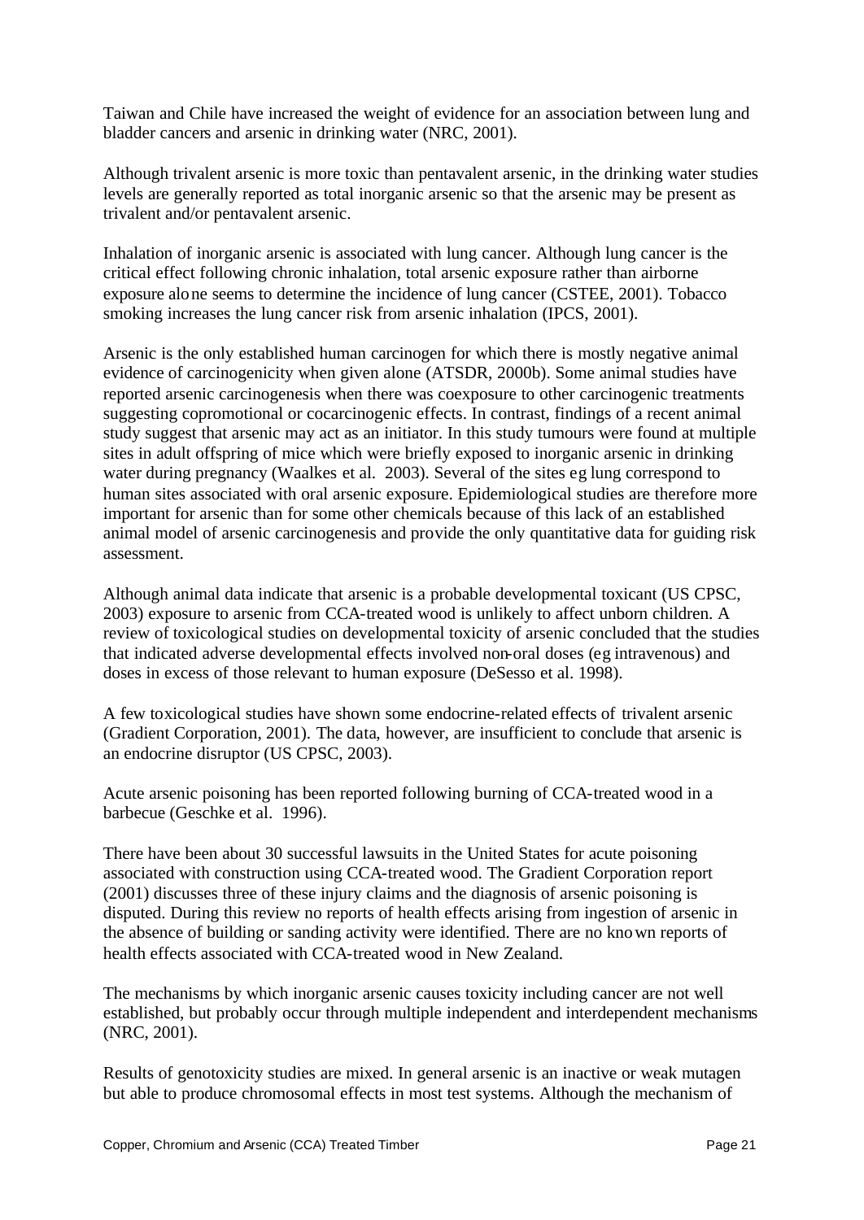Taiwan and Chile have increased the weight of evidence for an association between lung and bladder cancers and arsenic in drinking water (NRC, 2001).

Although trivalent arsenic is more toxic than pentavalent arsenic, in the drinking water studies levels are generally reported as total inorganic arsenic so that the arsenic may be present as trivalent and/or pentavalent arsenic.

Inhalation of inorganic arsenic is associated with lung cancer. Although lung cancer is the critical effect following chronic inhalation, total arsenic exposure rather than airborne exposure alone seems to determine the incidence of lung cancer (CSTEE, 2001). Tobacco smoking increases the lung cancer risk from arsenic inhalation (IPCS, 2001).

Arsenic is the only established human carcinogen for which there is mostly negative animal evidence of carcinogenicity when given alone (ATSDR, 2000b). Some animal studies have reported arsenic carcinogenesis when there was coexposure to other carcinogenic treatments suggesting copromotional or cocarcinogenic effects. In contrast, findings of a recent animal study suggest that arsenic may act as an initiator. In this study tumours were found at multiple sites in adult offspring of mice which were briefly exposed to inorganic arsenic in drinking water during pregnancy (Waalkes et al. 2003). Several of the sites eg lung correspond to human sites associated with oral arsenic exposure. Epidemiological studies are therefore more important for arsenic than for some other chemicals because of this lack of an established animal model of arsenic carcinogenesis and provide the only quantitative data for guiding risk assessment.

Although animal data indicate that arsenic is a probable developmental toxicant (US CPSC, 2003) exposure to arsenic from CCA-treated wood is unlikely to affect unborn children. A review of toxicological studies on developmental toxicity of arsenic concluded that the studies that indicated adverse developmental effects involved non-oral doses (eg intravenous) and doses in excess of those relevant to human exposure (DeSesso et al. 1998).

A few toxicological studies have shown some endocrine-related effects of trivalent arsenic (Gradient Corporation, 2001). The data, however, are insufficient to conclude that arsenic is an endocrine disruptor (US CPSC, 2003).

Acute arsenic poisoning has been reported following burning of CCA-treated wood in a barbecue (Geschke et al. 1996).

There have been about 30 successful lawsuits in the United States for acute poisoning associated with construction using CCA-treated wood. The Gradient Corporation report (2001) discusses three of these injury claims and the diagnosis of arsenic poisoning is disputed. During this review no reports of health effects arising from ingestion of arsenic in the absence of building or sanding activity were identified. There are no known reports of health effects associated with CCA-treated wood in New Zealand.

The mechanisms by which inorganic arsenic causes toxicity including cancer are not well established, but probably occur through multiple independent and interdependent mechanisms (NRC, 2001).

Results of genotoxicity studies are mixed. In general arsenic is an inactive or weak mutagen but able to produce chromosomal effects in most test systems. Although the mechanism of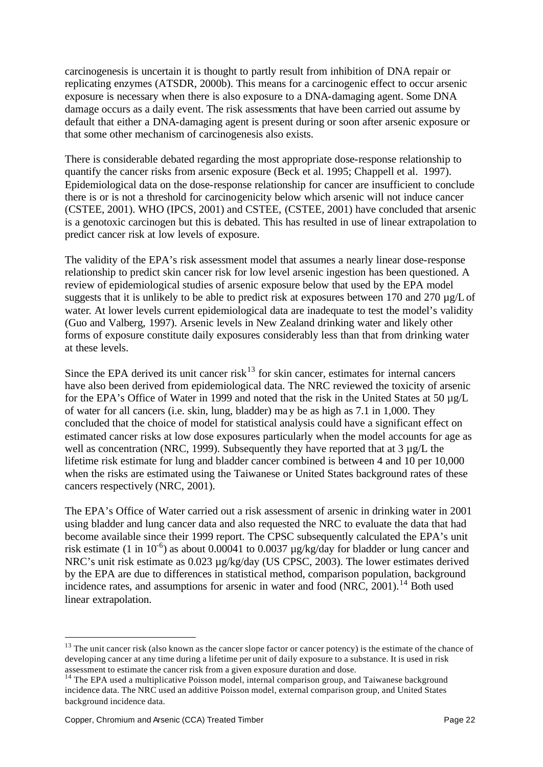carcinogenesis is uncertain it is thought to partly result from inhibition of DNA repair or replicating enzymes (ATSDR, 2000b). This means for a carcinogenic effect to occur arsenic exposure is necessary when there is also exposure to a DNA-damaging agent. Some DNA damage occurs as a daily event. The risk assessments that have been carried out assume by default that either a DNA-damaging agent is present during or soon after arsenic exposure or that some other mechanism of carcinogenesis also exists.

There is considerable debated regarding the most appropriate dose-response relationship to quantify the cancer risks from arsenic exposure (Beck et al. 1995; Chappell et al. 1997). Epidemiological data on the dose-response relationship for cancer are insufficient to conclude there is or is not a threshold for carcinogenicity below which arsenic will not induce cancer (CSTEE, 2001). WHO (IPCS, 2001) and CSTEE, (CSTEE, 2001) have concluded that arsenic is a genotoxic carcinogen but this is debated. This has resulted in use of linear extrapolation to predict cancer risk at low levels of exposure.

The validity of the EPA's risk assessment model that assumes a nearly linear dose-response relationship to predict skin cancer risk for low level arsenic ingestion has been questioned. A review of epidemiological studies of arsenic exposure below that used by the EPA model suggests that it is unlikely to be able to predict risk at exposures between 170 and 270 µg/L of water. At lower levels current epidemiological data are inadequate to test the model's validity (Guo and Valberg, 1997). Arsenic levels in New Zealand drinking water and likely other forms of exposure constitute daily exposures considerably less than that from drinking water at these levels.

Since the EPA derived its unit cancer risk[13] for skin cancer, estimates for internal cancers have also been derived from epidemiological data. The NRC reviewed the toxicity of arsenic for the EPA's Office of Water in 1999 and noted that the risk in the United States at 50 µg/L of water for all cancers (i.e. skin, lung, bladder) may be as high as 7.1 in 1,000. They concluded that the choice of model for statistical analysis could have a significant effect on estimated cancer risks at low dose exposures particularly when the model accounts for age as well as concentration (NRC, 1999). Subsequently they have reported that at 3 µg/L the lifetime risk estimate for lung and bladder cancer combined is between 4 and 10 per 10,000 when the risks are estimated using the Taiwanese or United States background rates of these cancers respectively (NRC, 2001).

The EPA's Office of Water carried out a risk assessment of arsenic in drinking water in 2001 using bladder and lung cancer data and also requested the NRC to evaluate the data that had become available since their 1999 report. The CPSC subsequently calculated the EPA's unit risk estimate (1 in $10^{-6}$) as about 0.00041 to 0.0037 µg/kg/day for bladder or lung cancer and NRC's unit risk estimate as 0.023 µg/kg/day (US CPSC, 2003). The lower estimates derived by the EPA are due to differences in statistical method, comparison population, background incidence rates, and assumptions for arsenic in water and food (NRC, 2001).[14] Both used linear extrapolation.

---

[13] The unit cancer risk (also known as the cancer slope factor or cancer potency) is the estimate of the chance of developing cancer at any time during a lifetime per unit of daily exposure to a substance. It is used in risk assessment to estimate the cancer risk from a given exposure duration and dose.

[14] The EPA used a multiplicative Poisson model, internal comparison group, and Taiwanese background incidence data. The NRC used an additive Poisson model, external comparison group, and United States background incidence data.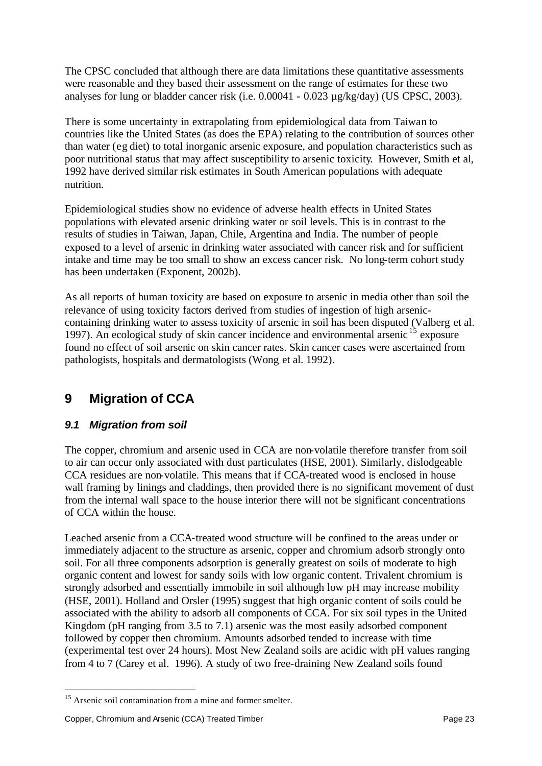The CPSC concluded that although there are data limitations these quantitative assessments were reasonable and they based their assessment on the range of estimates for these two analyses for lung or bladder cancer risk (i.e. 0.00041 - 0.023 µg/kg/day) (US CPSC, 2003).

There is some uncertainty in extrapolating from epidemiological data from Taiwan to countries like the United States (as does the EPA) relating to the contribution of sources other than water (eg diet) to total inorganic arsenic exposure, and population characteristics such as poor nutritional status that may affect susceptibility to arsenic toxicity. However, Smith et al, 1992 have derived similar risk estimates in South American populations with adequate nutrition.

Epidemiological studies show no evidence of adverse health effects in United States populations with elevated arsenic drinking water or soil levels. This is in contrast to the results of studies in Taiwan, Japan, Chile, Argentina and India. The number of people exposed to a level of arsenic in drinking water associated with cancer risk and for sufficient intake and time may be too small to show an excess cancer risk. No long-term cohort study has been undertaken (Exponent, 2002b).

As all reports of human toxicity are based on exposure to arsenic in media other than soil the relevance of using toxicity factors derived from studies of ingestion of high arsenic-containing drinking water to assess toxicity of arsenic in soil has been disputed (Valberg et al. 1997). An ecological study of skin cancer incidence and environmental arsenic[15] exposure found no effect of soil arsenic on skin cancer rates. Skin cancer cases were ascertained from pathologists, hospitals and dermatologists (Wong et al. 1992).

# 9 Migration of CCA

## *9.1 Migration from soil*

The copper, chromium and arsenic used in CCA are non-volatile therefore transfer from soil to air can occur only associated with dust particulates (HSE, 2001). Similarly, dislodgeable CCA residues are non-volatile. This means that if CCA-treated wood is enclosed in house wall framing by linings and claddings, then provided there is no significant movement of dust from the internal wall space to the house interior there will not be significant concentrations of CCA within the house.

Leached arsenic from a CCA-treated wood structure will be confined to the areas under or immediately adjacent to the structure as arsenic, copper and chromium adsorb strongly onto soil. For all three components adsorption is generally greatest on soils of moderate to high organic content and lowest for sandy soils with low organic content. Trivalent chromium is strongly adsorbed and essentially immobile in soil although low pH may increase mobility (HSE, 2001). Holland and Orsler (1995) suggest that high organic content of soils could be associated with the ability to adsorb all components of CCA. For six soil types in the United Kingdom (pH ranging from 3.5 to 7.1) arsenic was the most easily adsorbed component followed by copper then chromium. Amounts adsorbed tended to increase with time (experimental test over 24 hours). Most New Zealand soils are acidic with pH values ranging from 4 to 7 (Carey et al. 1996). A study of two free-draining New Zealand soils found

---

[15] Arsenic soil contamination from a mine and former smelter.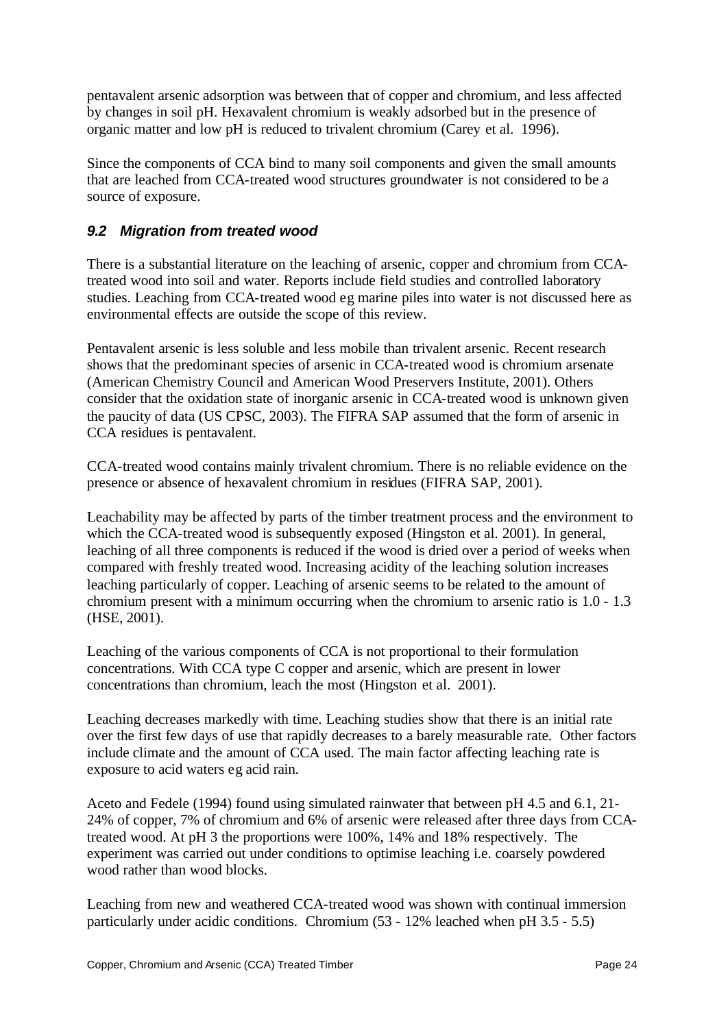pentavalent arsenic adsorption was between that of copper and chromium, and less affected by changes in soil pH. Hexavalent chromium is weakly adsorbed but in the presence of organic matter and low pH is reduced to trivalent chromium (Carey et al. 1996).

Since the components of CCA bind to many soil components and given the small amounts that are leached from CCA-treated wood structures groundwater is not considered to be a source of exposure.

### *9.2 Migration from treated wood*

There is a substantial literature on the leaching of arsenic, copper and chromium from CCA-treated wood into soil and water. Reports include field studies and controlled laboratory studies. Leaching from CCA-treated wood eg marine piles into water is not discussed here as environmental effects are outside the scope of this review.

Pentavalent arsenic is less soluble and less mobile than trivalent arsenic. Recent research shows that the predominant species of arsenic in CCA-treated wood is chromium arsenate (American Chemistry Council and American Wood Preservers Institute, 2001). Others consider that the oxidation state of inorganic arsenic in CCA-treated wood is unknown given the paucity of data (US CPSC, 2003). The FIFRA SAP assumed that the form of arsenic in CCA residues is pentavalent.

CCA-treated wood contains mainly trivalent chromium. There is no reliable evidence on the presence or absence of hexavalent chromium in residues (FIFRA SAP, 2001).

Leachability may be affected by parts of the timber treatment process and the environment to which the CCA-treated wood is subsequently exposed (Hingston et al. 2001). In general, leaching of all three components is reduced if the wood is dried over a period of weeks when compared with freshly treated wood. Increasing acidity of the leaching solution increases leaching particularly of copper. Leaching of arsenic seems to be related to the amount of chromium present with a minimum occurring when the chromium to arsenic ratio is 1.0 - 1.3 (HSE, 2001).

Leaching of the various components of CCA is not proportional to their formulation concentrations. With CCA type C copper and arsenic, which are present in lower concentrations than chromium, leach the most (Hingston et al. 2001).

Leaching decreases markedly with time. Leaching studies show that there is an initial rate over the first few days of use that rapidly decreases to a barely measurable rate. Other factors include climate and the amount of CCA used. The main factor affecting leaching rate is exposure to acid waters eg acid rain.

Aceto and Fedele (1994) found using simulated rainwater that between pH 4.5 and 6.1, 21-24% of copper, 7% of chromium and 6% of arsenic were released after three days from CCA-treated wood. At pH 3 the proportions were 100%, 14% and 18% respectively. The experiment was carried out under conditions to optimise leaching i.e. coarsely powdered wood rather than wood blocks.

Leaching from new and weathered CCA-treated wood was shown with continual immersion particularly under acidic conditions. Chromium (53 - 12% leached when pH 3.5 - 5.5)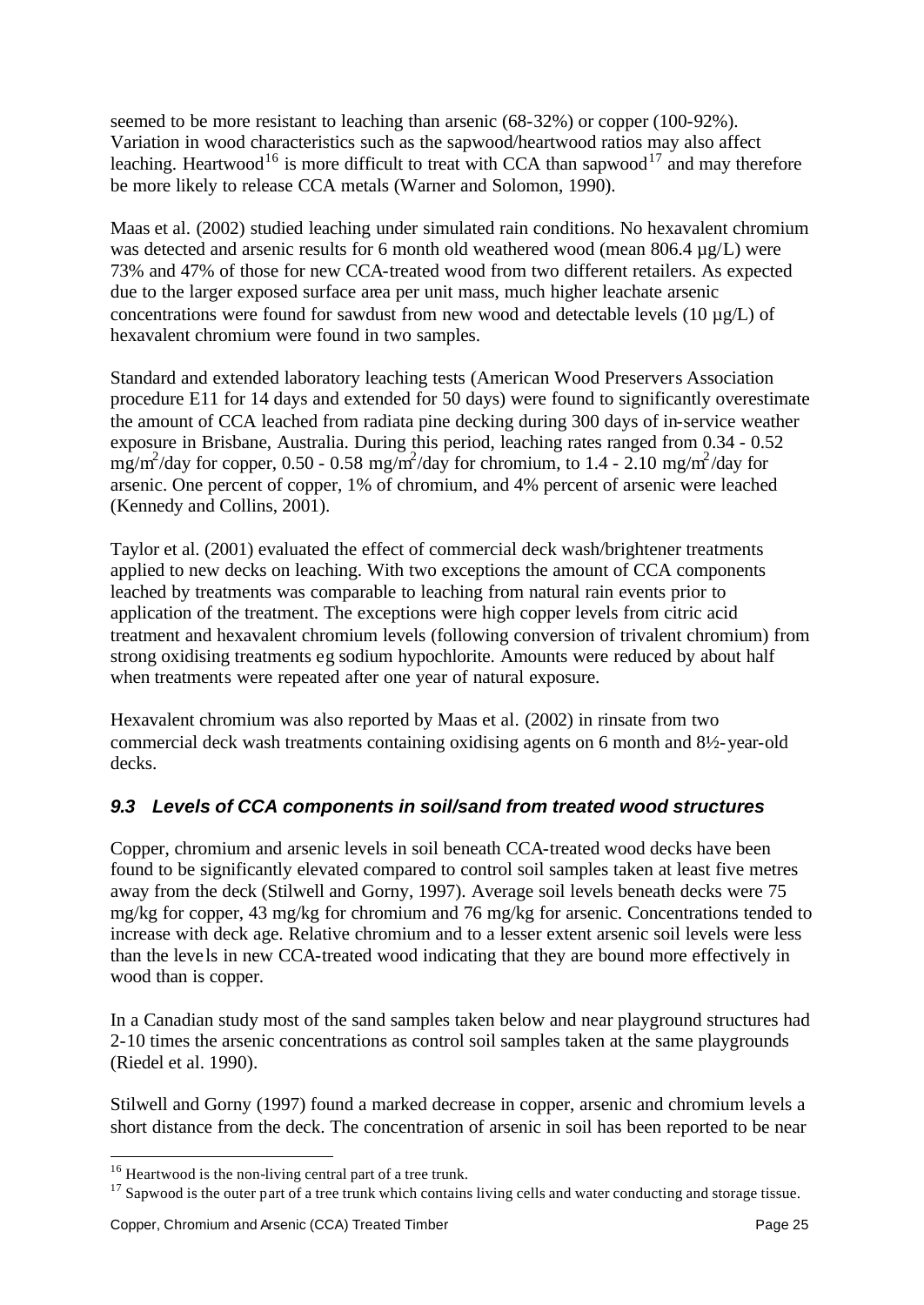seemed to be more resistant to leaching than arsenic (68-32%) or copper (100-92%). Variation in wood characteristics such as the sapwood/heartwood ratios may also affect leaching. Heartwood[16] is more difficult to treat with CCA than sapwood[17] and may therefore be more likely to release CCA metals (Warner and Solomon, 1990).

Maas et al. (2002) studied leaching under simulated rain conditions. No hexavalent chromium was detected and arsenic results for 6 month old weathered wood (mean 806.4 µg/L) were 73% and 47% of those for new CCA-treated wood from two different retailers. As expected due to the larger exposed surface area per unit mass, much higher leachate arsenic concentrations were found for sawdust from new wood and detectable levels (10 µg/L) of hexavalent chromium were found in two samples.

Standard and extended laboratory leaching tests (American Wood Preservers Association procedure E11 for 14 days and extended for 50 days) were found to significantly overestimate the amount of CCA leached from radiata pine decking during 300 days of in-service weather exposure in Brisbane, Australia. During this period, leaching rates ranged from 0.34 - 0.52 $mg/m^2$/day for copper, 0.50 - 0.58 $mg/m^2$/day for chromium, to 1.4 - 2.10 $mg/m^2$/day for arsenic. One percent of copper, 1% of chromium, and 4% percent of arsenic were leached (Kennedy and Collins, 2001).

Taylor et al. (2001) evaluated the effect of commercial deck wash/brightener treatments applied to new decks on leaching. With two exceptions the amount of CCA components leached by treatments was comparable to leaching from natural rain events prior to application of the treatment. The exceptions were high copper levels from citric acid treatment and hexavalent chromium levels (following conversion of trivalent chromium) from strong oxidising treatments eg sodium hypochlorite. Amounts were reduced by about half when treatments were repeated after one year of natural exposure.

Hexavalent chromium was also reported by Maas et al. (2002) in rinsate from two commercial deck wash treatments containing oxidising agents on 6 month and 8½-year-old decks.

### *9.3 Levels of CCA components in soil/sand from treated wood structures*

Copper, chromium and arsenic levels in soil beneath CCA-treated wood decks have been found to be significantly elevated compared to control soil samples taken at least five metres away from the deck (Stilwell and Gorny, 1997). Average soil levels beneath decks were 75 mg/kg for copper, 43 mg/kg for chromium and 76 mg/kg for arsenic. Concentrations tended to increase with deck age. Relative chromium and to a lesser extent arsenic soil levels were less than the levels in new CCA-treated wood indicating that they are bound more effectively in wood than is copper.

In a Canadian study most of the sand samples taken below and near playground structures had 2-10 times the arsenic concentrations as control soil samples taken at the same playgrounds (Riedel et al. 1990).

Stilwell and Gorny (1997) found a marked decrease in copper, arsenic and chromium levels a short distance from the deck. The concentration of arsenic in soil has been reported to be near

---

[16] Heartwood is the non-living central part of a tree trunk.

[17] Sapwood is the outer part of a tree trunk which contains living cells and water conducting and storage tissue.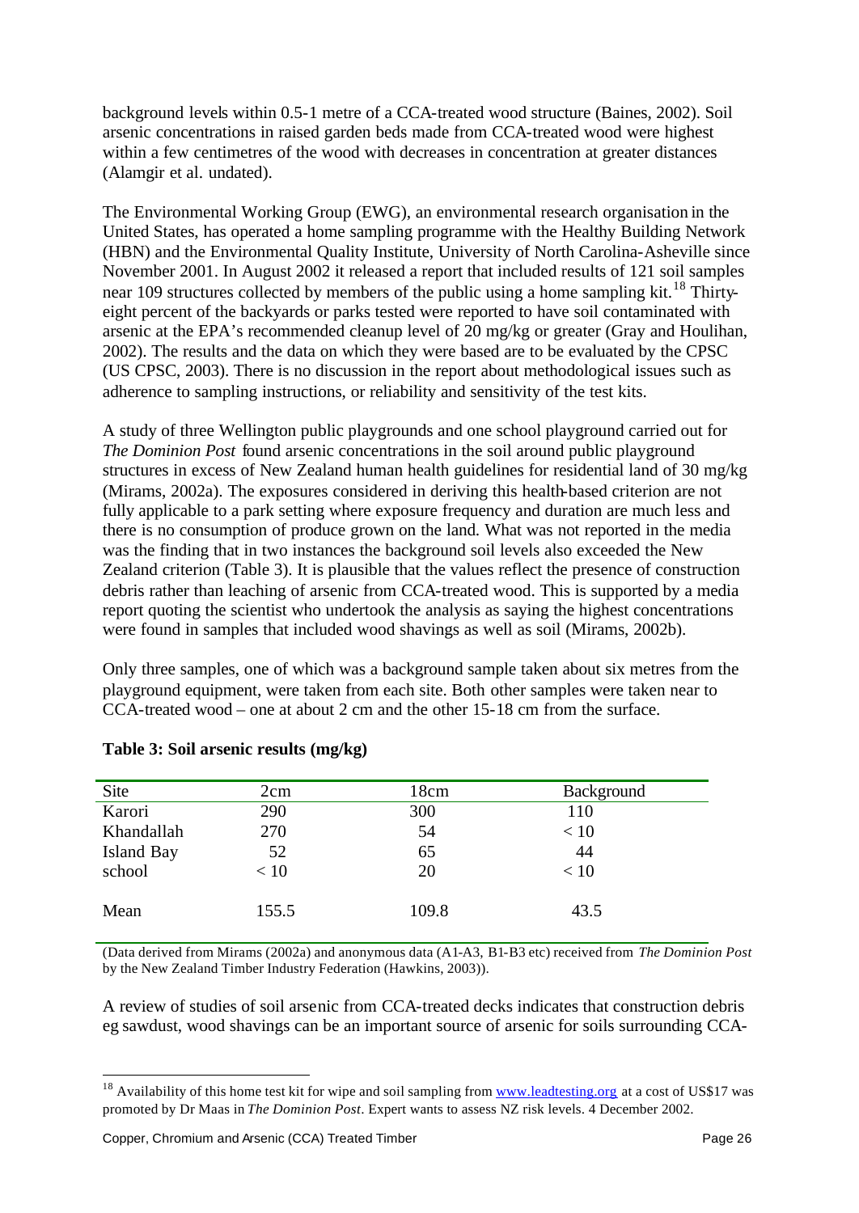background levels within 0.5-1 metre of a CCA-treated wood structure (Baines, 2002). Soil arsenic concentrations in raised garden beds made from CCA-treated wood were highest within a few centimetres of the wood with decreases in concentration at greater distances (Alamgir et al. undated).

The Environmental Working Group (EWG), an environmental research organisation in the United States, has operated a home sampling programme with the Healthy Building Network (HBN) and the Environmental Quality Institute, University of North Carolina-Asheville since November 2001. In August 2002 it released a report that included results of 121 soil samples near 109 structures collected by members of the public using a home sampling kit.[18] Thirty-eight percent of the backyards or parks tested were reported to have soil contaminated with arsenic at the EPA's recommended cleanup level of 20 mg/kg or greater (Gray and Houlihan, 2002). The results and the data on which they were based are to be evaluated by the CPSC (US CPSC, 2003). There is no discussion in the report about methodological issues such as adherence to sampling instructions, or reliability and sensitivity of the test kits.

A study of three Wellington public playgrounds and one school playground carried out for *The Dominion Post* found arsenic concentrations in the soil around public playground structures in excess of New Zealand human health guidelines for residential land of 30 mg/kg (Mirams, 2002a). The exposures considered in deriving this health-based criterion are not fully applicable to a park setting where exposure frequency and duration are much less and there is no consumption of produce grown on the land. What was not reported in the media was the finding that in two instances the background soil levels also exceeded the New Zealand criterion (Table 3). It is plausible that the values reflect the presence of construction debris rather than leaching of arsenic from CCA-treated wood. This is supported by a media report quoting the scientist who undertook the analysis as saying the highest concentrations were found in samples that included wood shavings as well as soil (Mirams, 2002b).

Only three samples, one of which was a background sample taken about six metres from the playground equipment, were taken from each site. Both other samples were taken near to CCA-treated wood – one at about 2 cm and the other 15-18 cm from the surface.

**Table 3: Soil arsenic results (mg/kg)**

| Site | 2cm | 18cm | Background |
|---|---|---|---|
| Karori | 290 | 300 | 110 |
| Khandallah | 270 | 54 | < 10 |
| Island Bay | 52 | 65 | 44 |
| school | < 10 | 20 | < 10 |
| Mean | 155.5 | 109.8 | 43.5 |

(Data derived from Mirams (2002a) and anonymous data (A1-A3, B1-B3 etc) received from *The Dominion Post* by the New Zealand Timber Industry Federation (Hawkins, 2003)).

A review of studies of soil arsenic from CCA-treated decks indicates that construction debris eg sawdust, wood shavings can be an important source of arsenic for soils surrounding CCA-

[18] Availability of this home test kit for wipe and soil sampling from www.leadtesting.org at a cost of US$17 was promoted by Dr Maas in *The Dominion Post*. Expert wants to assess NZ risk levels. 4 December 2002.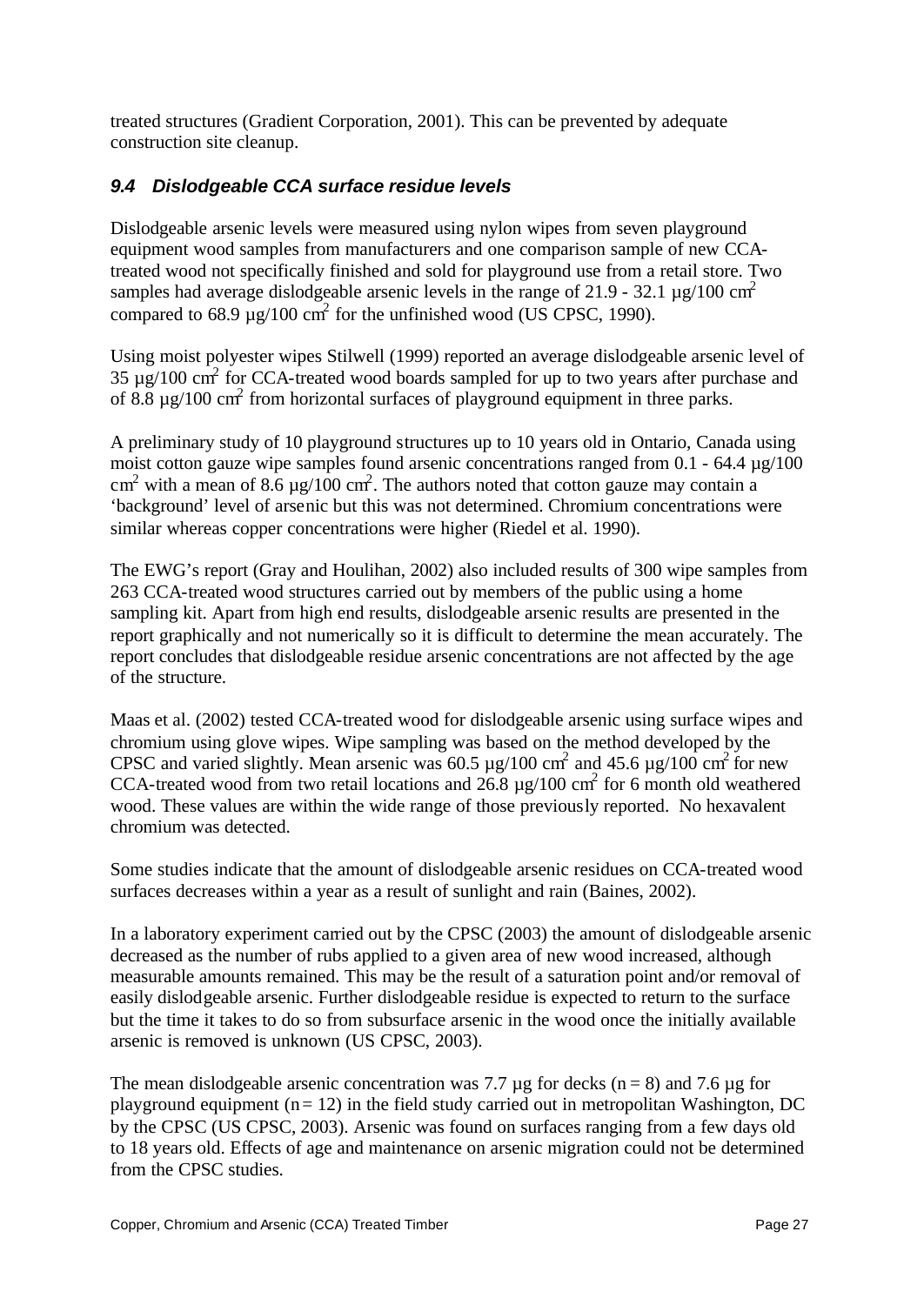treated structures (Gradient Corporation, 2001). This can be prevented by adequate construction site cleanup.

### *9.4 Dislodgeable CCA surface residue levels*

Dislodgeable arsenic levels were measured using nylon wipes from seven playground equipment wood samples from manufacturers and one comparison sample of new CCA-treated wood not specifically finished and sold for playground use from a retail store. Two samples had average dislodgeable arsenic levels in the range of 21.9 - 32.1 µg/100 $cm^2$ compared to 68.9 µg/100 $cm^2$ for the unfinished wood (US CPSC, 1990).

Using moist polyester wipes Stilwell (1999) reported an average dislodgeable arsenic level of 35 µg/100 $cm^2$ for CCA-treated wood boards sampled for up to two years after purchase and of 8.8 µg/100 $cm^2$ from horizontal surfaces of playground equipment in three parks.

A preliminary study of 10 playground structures up to 10 years old in Ontario, Canada using moist cotton gauze wipe samples found arsenic concentrations ranged from 0.1 - 64.4 µg/100 $cm^2$ with a mean of 8.6 µg/100 $cm^2$. The authors noted that cotton gauze may contain a 'background' level of arsenic but this was not determined. Chromium concentrations were similar whereas copper concentrations were higher (Riedel et al. 1990).

The EWG's report (Gray and Houlihan, 2002) also included results of 300 wipe samples from 263 CCA-treated wood structures carried out by members of the public using a home sampling kit. Apart from high end results, dislodgeable arsenic results are presented in the report graphically and not numerically so it is difficult to determine the mean accurately. The report concludes that dislodgeable residue arsenic concentrations are not affected by the age of the structure.

Maas et al. (2002) tested CCA-treated wood for dislodgeable arsenic using surface wipes and chromium using glove wipes. Wipe sampling was based on the method developed by the CPSC and varied slightly. Mean arsenic was 60.5 µg/100 $cm^2$ and 45.6 µg/100 $cm^2$ for new CCA-treated wood from two retail locations and 26.8 µg/100 $cm^2$ for 6 month old weathered wood. These values are within the wide range of those previously reported. No hexavalent chromium was detected.

Some studies indicate that the amount of dislodgeable arsenic residues on CCA-treated wood surfaces decreases within a year as a result of sunlight and rain (Baines, 2002).

In a laboratory experiment carried out by the CPSC (2003) the amount of dislodgeable arsenic decreased as the number of rubs applied to a given area of new wood increased, although measurable amounts remained. This may be the result of a saturation point and/or removal of easily dislodgeable arsenic. Further dislodgeable residue is expected to return to the surface but the time it takes to do so from subsurface arsenic in the wood once the initially available arsenic is removed is unknown (US CPSC, 2003).

The mean dislodgeable arsenic concentration was 7.7 µg for decks ($n = 8$) and 7.6 µg for playground equipment ($n = 12$) in the field study carried out in metropolitan Washington, DC by the CPSC (US CPSC, 2003). Arsenic was found on surfaces ranging from a few days old to 18 years old. Effects of age and maintenance on arsenic migration could not be determined from the CPSC studies.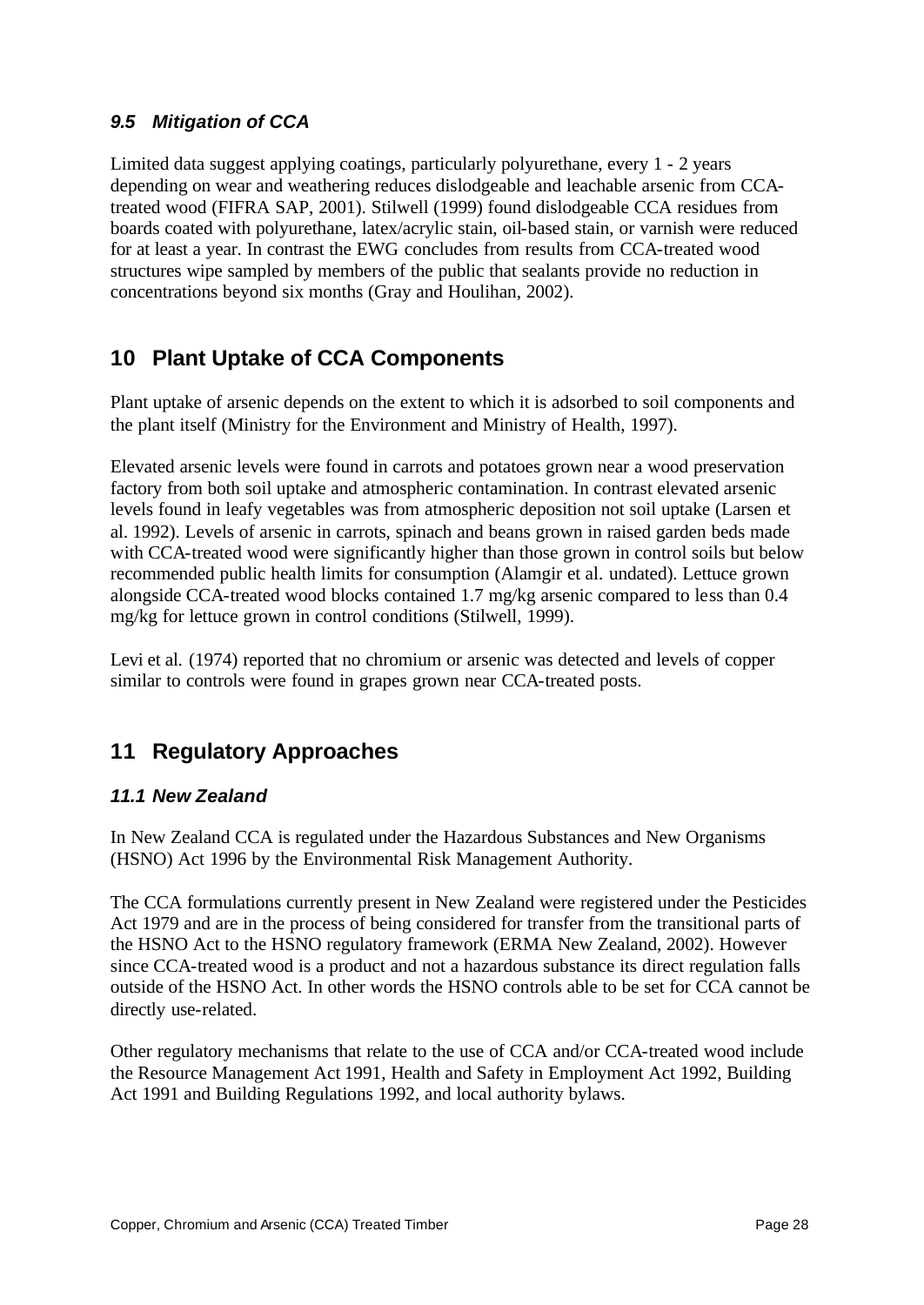### *9.5 Mitigation of CCA*

Limited data suggest applying coatings, particularly polyurethane, every 1 - 2 years depending on wear and weathering reduces dislodgeable and leachable arsenic from CCA-treated wood (FIFRA SAP, 2001). Stilwell (1999) found dislodgeable CCA residues from boards coated with polyurethane, latex/acrylic stain, oil-based stain, or varnish were reduced for at least a year. In contrast the EWG concludes from results from CCA-treated wood structures wipe sampled by members of the public that sealants provide no reduction in concentrations beyond six months (Gray and Houlihan, 2002).

## 10 Plant Uptake of CCA Components

Plant uptake of arsenic depends on the extent to which it is adsorbed to soil components and the plant itself (Ministry for the Environment and Ministry of Health, 1997).

Elevated arsenic levels were found in carrots and potatoes grown near a wood preservation factory from both soil uptake and atmospheric contamination. In contrast elevated arsenic levels found in leafy vegetables was from atmospheric deposition not soil uptake (Larsen et al. 1992). Levels of arsenic in carrots, spinach and beans grown in raised garden beds made with CCA-treated wood were significantly higher than those grown in control soils but below recommended public health limits for consumption (Alamgir et al. undated). Lettuce grown alongside CCA-treated wood blocks contained 1.7 mg/kg arsenic compared to less than 0.4 mg/kg for lettuce grown in control conditions (Stilwell, 1999).

Levi et al. (1974) reported that no chromium or arsenic was detected and levels of copper similar to controls were found in grapes grown near CCA-treated posts.

## 11 Regulatory Approaches

### *11.1 New Zealand*

In New Zealand CCA is regulated under the Hazardous Substances and New Organisms (HSNO) Act 1996 by the Environmental Risk Management Authority.

The CCA formulations currently present in New Zealand were registered under the Pesticides Act 1979 and are in the process of being considered for transfer from the transitional parts of the HSNO Act to the HSNO regulatory framework (ERMA New Zealand, 2002). However since CCA-treated wood is a product and not a hazardous substance its direct regulation falls outside of the HSNO Act. In other words the HSNO controls able to be set for CCA cannot be directly use-related.

Other regulatory mechanisms that relate to the use of CCA and/or CCA-treated wood include the Resource Management Act 1991, Health and Safety in Employment Act 1992, Building Act 1991 and Building Regulations 1992, and local authority bylaws.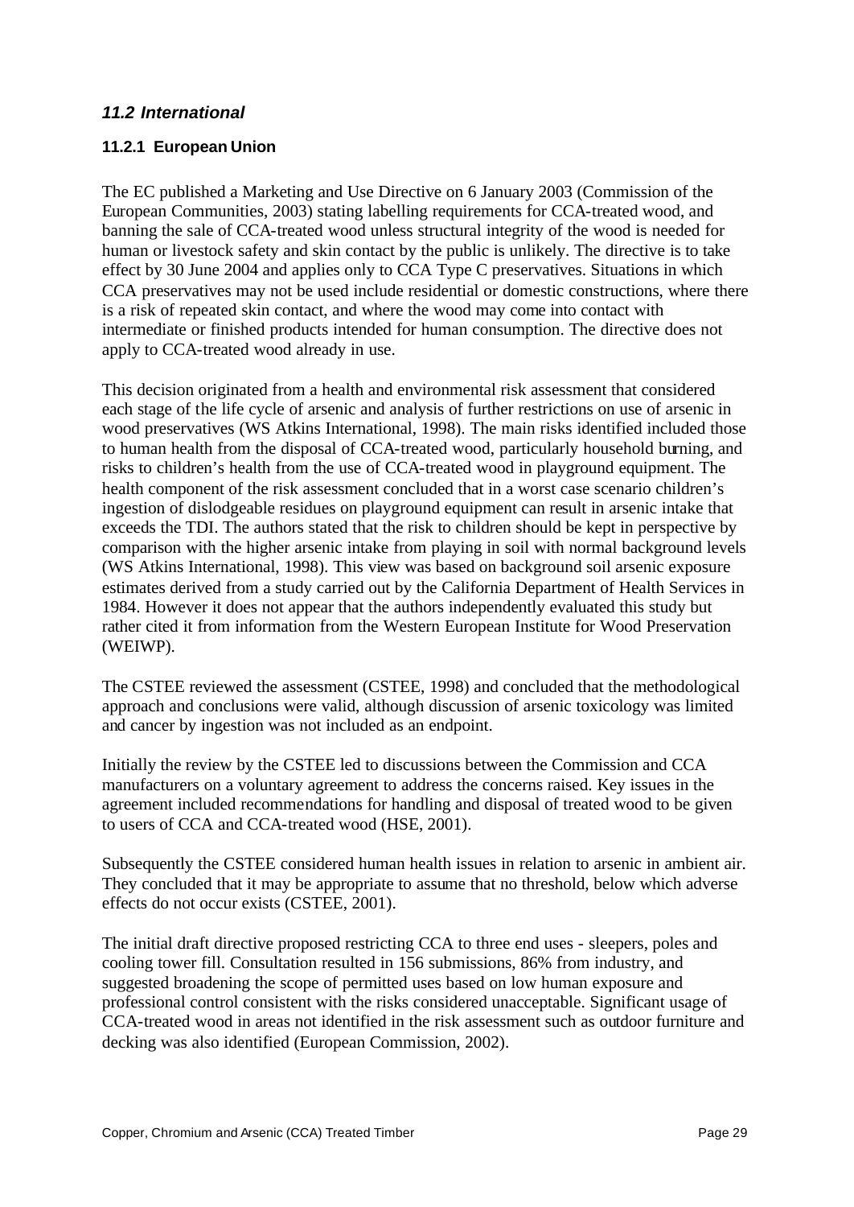## *11.2 International*

### 11.2.1 European Union

The EC published a Marketing and Use Directive on 6 January 2003 (Commission of the European Communities, 2003) stating labelling requirements for CCA-treated wood, and banning the sale of CCA-treated wood unless structural integrity of the wood is needed for human or livestock safety and skin contact by the public is unlikely. The directive is to take effect by 30 June 2004 and applies only to CCA Type C preservatives. Situations in which CCA preservatives may not be used include residential or domestic constructions, where there is a risk of repeated skin contact, and where the wood may come into contact with intermediate or finished products intended for human consumption. The directive does not apply to CCA-treated wood already in use.

This decision originated from a health and environmental risk assessment that considered each stage of the life cycle of arsenic and analysis of further restrictions on use of arsenic in wood preservatives (WS Atkins International, 1998). The main risks identified included those to human health from the disposal of CCA-treated wood, particularly household burning, and risks to children's health from the use of CCA-treated wood in playground equipment. The health component of the risk assessment concluded that in a worst case scenario children's ingestion of dislodgeable residues on playground equipment can result in arsenic intake that exceeds the TDI. The authors stated that the risk to children should be kept in perspective by comparison with the higher arsenic intake from playing in soil with normal background levels (WS Atkins International, 1998). This view was based on background soil arsenic exposure estimates derived from a study carried out by the California Department of Health Services in 1984. However it does not appear that the authors independently evaluated this study but rather cited it from information from the Western European Institute for Wood Preservation (WEIWP).

The CSTEE reviewed the assessment (CSTEE, 1998) and concluded that the methodological approach and conclusions were valid, although discussion of arsenic toxicology was limited and cancer by ingestion was not included as an endpoint.

Initially the review by the CSTEE led to discussions between the Commission and CCA manufacturers on a voluntary agreement to address the concerns raised. Key issues in the agreement included recommendations for handling and disposal of treated wood to be given to users of CCA and CCA-treated wood (HSE, 2001).

Subsequently the CSTEE considered human health issues in relation to arsenic in ambient air. They concluded that it may be appropriate to assume that no threshold, below which adverse effects do not occur exists (CSTEE, 2001).

The initial draft directive proposed restricting CCA to three end uses - sleepers, poles and cooling tower fill. Consultation resulted in 156 submissions, 86% from industry, and suggested broadening the scope of permitted uses based on low human exposure and professional control consistent with the risks considered unacceptable. Significant usage of CCA-treated wood in areas not identified in the risk assessment such as outdoor furniture and decking was also identified (European Commission, 2002).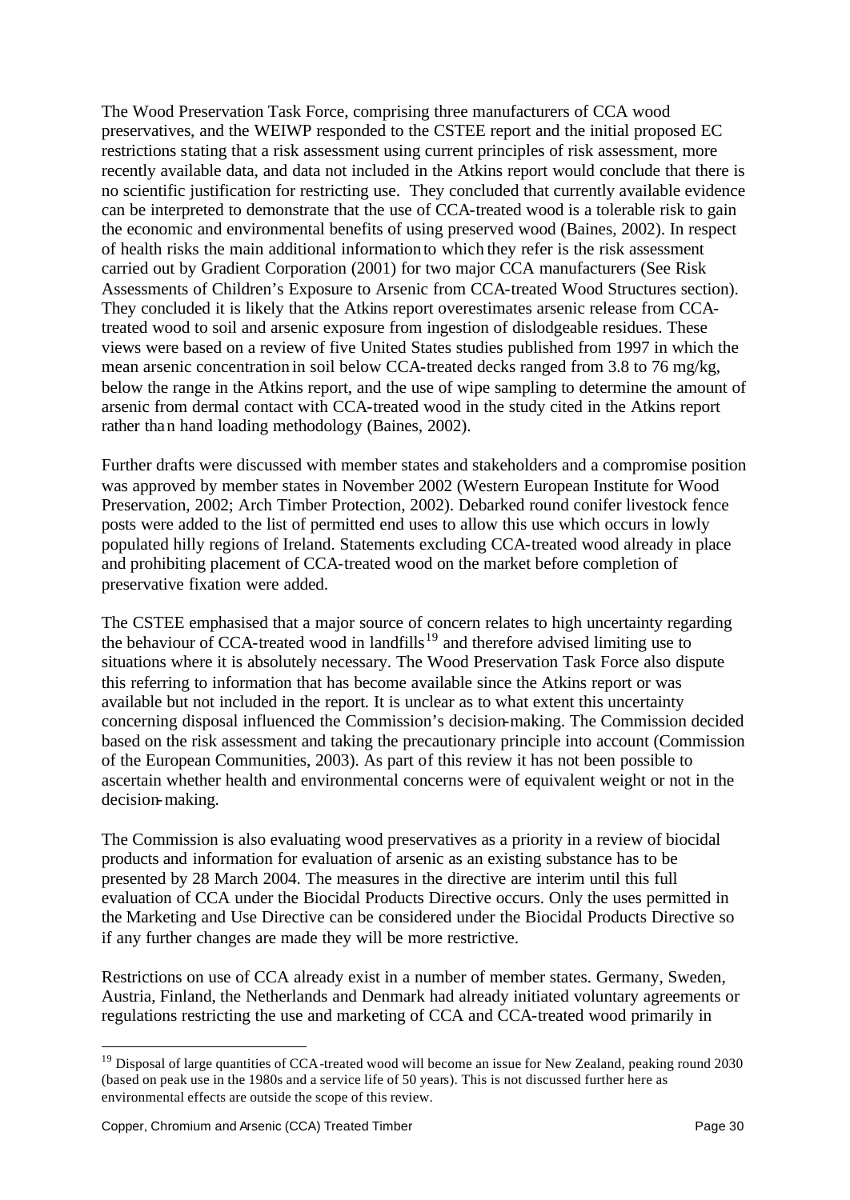The Wood Preservation Task Force, comprising three manufacturers of CCA wood preservatives, and the WEIWP responded to the CSTEE report and the initial proposed EC restrictions stating that a risk assessment using current principles of risk assessment, more recently available data, and data not included in the Atkins report would conclude that there is no scientific justification for restricting use. They concluded that currently available evidence can be interpreted to demonstrate that the use of CCA-treated wood is a tolerable risk to gain the economic and environmental benefits of using preserved wood (Baines, 2002). In respect of health risks the main additional information to which they refer is the risk assessment carried out by Gradient Corporation (2001) for two major CCA manufacturers (See Risk Assessments of Children's Exposure to Arsenic from CCA-treated Wood Structures section). They concluded it is likely that the Atkins report overestimates arsenic release from CCA-treated wood to soil and arsenic exposure from ingestion of dislodgeable residues. These views were based on a review of five United States studies published from 1997 in which the mean arsenic concentration in soil below CCA-treated decks ranged from 3.8 to 76 mg/kg, below the range in the Atkins report, and the use of wipe sampling to determine the amount of arsenic from dermal contact with CCA-treated wood in the study cited in the Atkins report rather than hand loading methodology (Baines, 2002).

Further drafts were discussed with member states and stakeholders and a compromise position was approved by member states in November 2002 (Western European Institute for Wood Preservation, 2002; Arch Timber Protection, 2002). Debarked round conifer livestock fence posts were added to the list of permitted end uses to allow this use which occurs in lowly populated hilly regions of Ireland. Statements excluding CCA-treated wood already in place and prohibiting placement of CCA-treated wood on the market before completion of preservative fixation were added.

The CSTEE emphasised that a major source of concern relates to high uncertainty regarding the behaviour of CCA-treated wood in landfills[19] and therefore advised limiting use to situations where it is absolutely necessary. The Wood Preservation Task Force also dispute this referring to information that has become available since the Atkins report or was available but not included in the report. It is unclear as to what extent this uncertainty concerning disposal influenced the Commission's decision-making. The Commission decided based on the risk assessment and taking the precautionary principle into account (Commission of the European Communities, 2003). As part of this review it has not been possible to ascertain whether health and environmental concerns were of equivalent weight or not in the decision-making.

The Commission is also evaluating wood preservatives as a priority in a review of biocidal products and information for evaluation of arsenic as an existing substance has to be presented by 28 March 2004. The measures in the directive are interim until this full evaluation of CCA under the Biocidal Products Directive occurs. Only the uses permitted in the Marketing and Use Directive can be considered under the Biocidal Products Directive so if any further changes are made they will be more restrictive.

Restrictions on use of CCA already exist in a number of member states. Germany, Sweden, Austria, Finland, the Netherlands and Denmark had already initiated voluntary agreements or regulations restricting the use and marketing of CCA and CCA-treated wood primarily in

[19] Disposal of large quantities of CCA-treated wood will become an issue for New Zealand, peaking round 2030 (based on peak use in the 1980s and a service life of 50 years). This is not discussed further here as environmental effects are outside the scope of this review.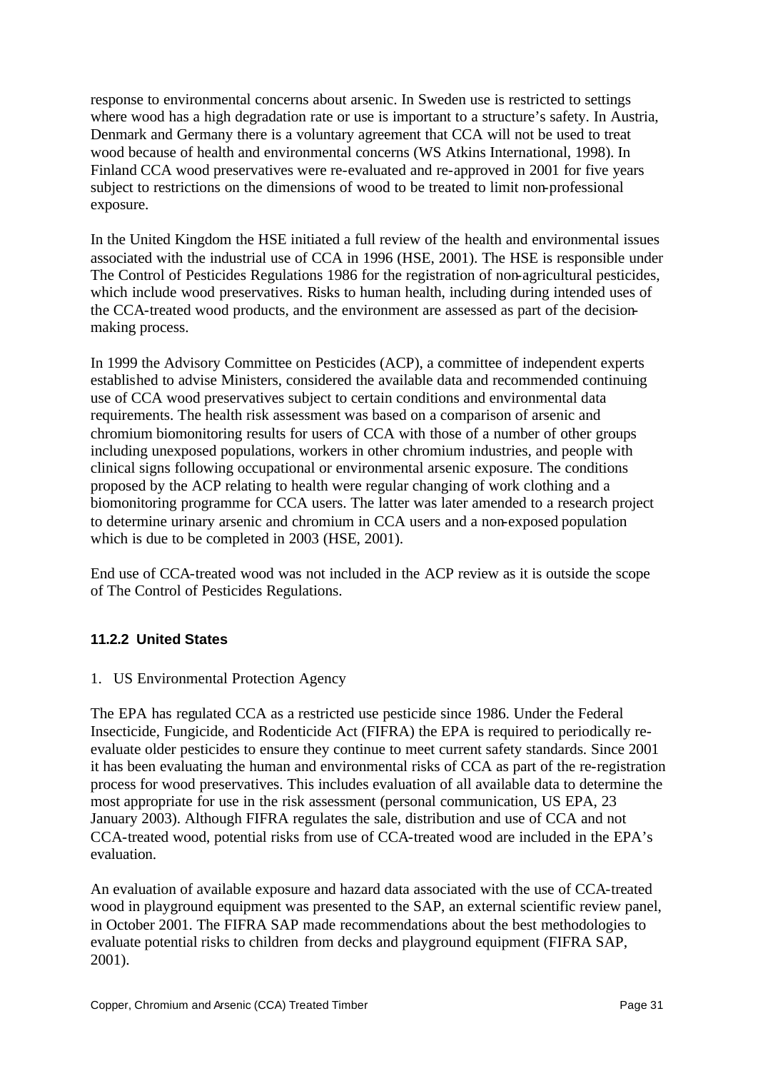response to environmental concerns about arsenic. In Sweden use is restricted to settings where wood has a high degradation rate or use is important to a structure's safety. In Austria, Denmark and Germany there is a voluntary agreement that CCA will not be used to treat wood because of health and environmental concerns (WS Atkins International, 1998). In Finland CCA wood preservatives were re-evaluated and re-approved in 2001 for five years subject to restrictions on the dimensions of wood to be treated to limit non-professional exposure.

In the United Kingdom the HSE initiated a full review of the health and environmental issues associated with the industrial use of CCA in 1996 (HSE, 2001). The HSE is responsible under The Control of Pesticides Regulations 1986 for the registration of non-agricultural pesticides, which include wood preservatives. Risks to human health, including during intended uses of the CCA-treated wood products, and the environment are assessed as part of the decision-making process.

In 1999 the Advisory Committee on Pesticides (ACP), a committee of independent experts established to advise Ministers, considered the available data and recommended continuing use of CCA wood preservatives subject to certain conditions and environmental data requirements. The health risk assessment was based on a comparison of arsenic and chromium biomonitoring results for users of CCA with those of a number of other groups including unexposed populations, workers in other chromium industries, and people with clinical signs following occupational or environmental arsenic exposure. The conditions proposed by the ACP relating to health were regular changing of work clothing and a biomonitoring programme for CCA users. The latter was later amended to a research project to determine urinary arsenic and chromium in CCA users and a non-exposed population which is due to be completed in 2003 (HSE, 2001).

End use of CCA-treated wood was not included in the ACP review as it is outside the scope of The Control of Pesticides Regulations.

### 11.2.2 United States

1. US Environmental Protection Agency

The EPA has regulated CCA as a restricted use pesticide since 1986. Under the Federal Insecticide, Fungicide, and Rodenticide Act (FIFRA) the EPA is required to periodically re-evaluate older pesticides to ensure they continue to meet current safety standards. Since 2001 it has been evaluating the human and environmental risks of CCA as part of the re-registration process for wood preservatives. This includes evaluation of all available data to determine the most appropriate for use in the risk assessment (personal communication, US EPA, 23 January 2003). Although FIFRA regulates the sale, distribution and use of CCA and not CCA-treated wood, potential risks from use of CCA-treated wood are included in the EPA's evaluation.

An evaluation of available exposure and hazard data associated with the use of CCA-treated wood in playground equipment was presented to the SAP, an external scientific review panel, in October 2001. The FIFRA SAP made recommendations about the best methodologies to evaluate potential risks to children from decks and playground equipment (FIFRA SAP, 2001).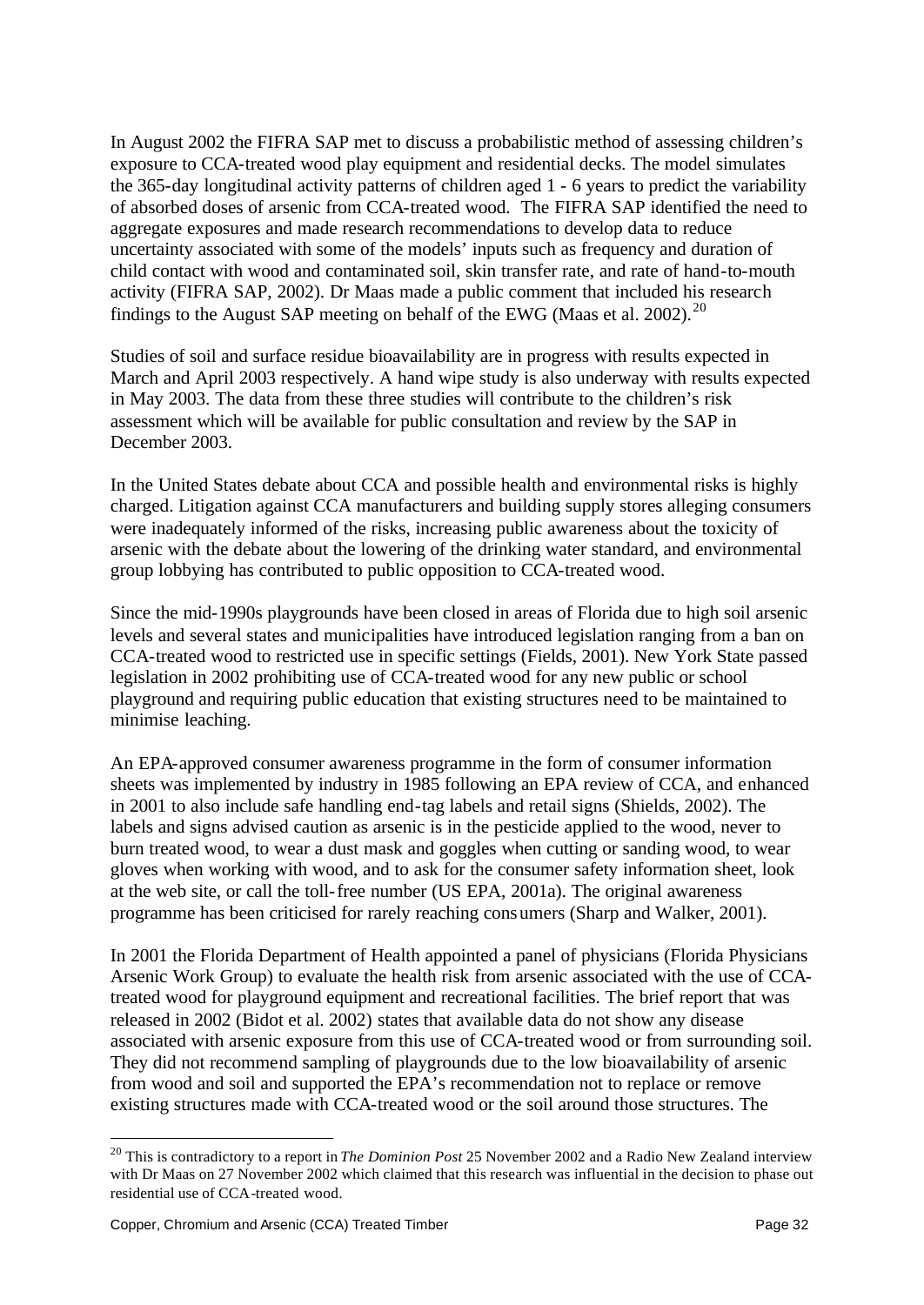In August 2002 the FIFRA SAP met to discuss a probabilistic method of assessing children's exposure to CCA-treated wood play equipment and residential decks. The model simulates the 365-day longitudinal activity patterns of children aged 1 - 6 years to predict the variability of absorbed doses of arsenic from CCA-treated wood. The FIFRA SAP identified the need to aggregate exposures and made research recommendations to develop data to reduce uncertainty associated with some of the models' inputs such as frequency and duration of child contact with wood and contaminated soil, skin transfer rate, and rate of hand-to-mouth activity (FIFRA SAP, 2002). Dr Maas made a public comment that included his research findings to the August SAP meeting on behalf of the EWG (Maas et al. 2002).[20]

Studies of soil and surface residue bioavailability are in progress with results expected in March and April 2003 respectively. A hand wipe study is also underway with results expected in May 2003. The data from these three studies will contribute to the children's risk assessment which will be available for public consultation and review by the SAP in December 2003.

In the United States debate about CCA and possible health and environmental risks is highly charged. Litigation against CCA manufacturers and building supply stores alleging consumers were inadequately informed of the risks, increasing public awareness about the toxicity of arsenic with the debate about the lowering of the drinking water standard, and environmental group lobbying has contributed to public opposition to CCA-treated wood.

Since the mid-1990s playgrounds have been closed in areas of Florida due to high soil arsenic levels and several states and municipalities have introduced legislation ranging from a ban on CCA-treated wood to restricted use in specific settings (Fields, 2001). New York State passed legislation in 2002 prohibiting use of CCA-treated wood for any new public or school playground and requiring public education that existing structures need to be maintained to minimise leaching.

An EPA-approved consumer awareness programme in the form of consumer information sheets was implemented by industry in 1985 following an EPA review of CCA, and enhanced in 2001 to also include safe handling end-tag labels and retail signs (Shields, 2002). The labels and signs advised caution as arsenic is in the pesticide applied to the wood, never to burn treated wood, to wear a dust mask and goggles when cutting or sanding wood, to wear gloves when working with wood, and to ask for the consumer safety information sheet, look at the web site, or call the toll-free number (US EPA, 2001a). The original awareness programme has been criticised for rarely reaching consumers (Sharp and Walker, 2001).

In 2001 the Florida Department of Health appointed a panel of physicians (Florida Physicians Arsenic Work Group) to evaluate the health risk from arsenic associated with the use of CCA-treated wood for playground equipment and recreational facilities. The brief report that was released in 2002 (Bidot et al. 2002) states that available data do not show any disease associated with arsenic exposure from this use of CCA-treated wood or from surrounding soil. They did not recommend sampling of playgrounds due to the low bioavailability of arsenic from wood and soil and supported the EPA's recommendation not to replace or remove existing structures made with CCA-treated wood or the soil around those structures. The

[20] This is contradictory to a report in *The Dominion Post* 25 November 2002 and a Radio New Zealand interview with Dr Maas on 27 November 2002 which claimed that this research was influential in the decision to phase out residential use of CCA-treated wood.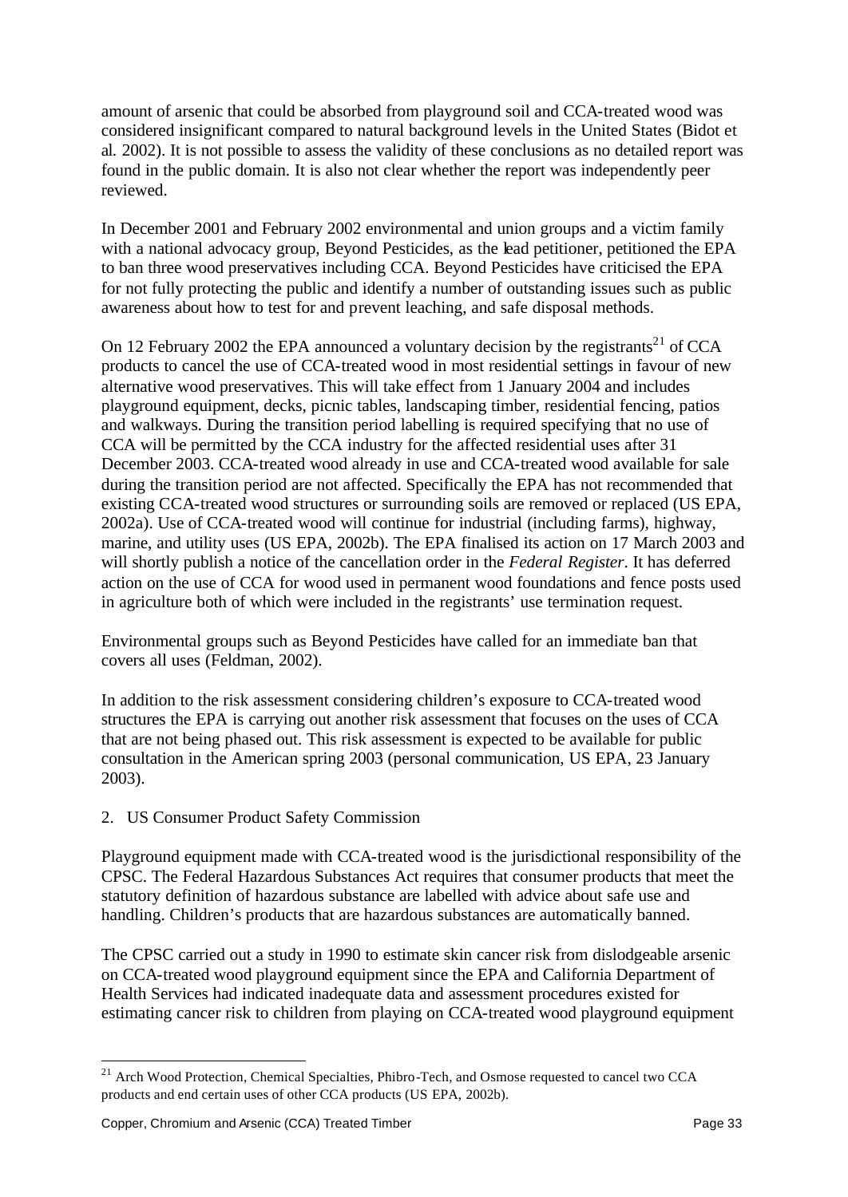amount of arsenic that could be absorbed from playground soil and CCA-treated wood was considered insignificant compared to natural background levels in the United States (Bidot et al. 2002). It is not possible to assess the validity of these conclusions as no detailed report was found in the public domain. It is also not clear whether the report was independently peer reviewed.

In December 2001 and February 2002 environmental and union groups and a victim family with a national advocacy group, Beyond Pesticides, as the lead petitioner, petitioned the EPA to ban three wood preservatives including CCA. Beyond Pesticides have criticised the EPA for not fully protecting the public and identify a number of outstanding issues such as public awareness about how to test for and prevent leaching, and safe disposal methods.

On 12 February 2002 the EPA announced a voluntary decision by the registrants[21] of CCA products to cancel the use of CCA-treated wood in most residential settings in favour of new alternative wood preservatives. This will take effect from 1 January 2004 and includes playground equipment, decks, picnic tables, landscaping timber, residential fencing, patios and walkways. During the transition period labelling is required specifying that no use of CCA will be permitted by the CCA industry for the affected residential uses after 31 December 2003. CCA-treated wood already in use and CCA-treated wood available for sale during the transition period are not affected. Specifically the EPA has not recommended that existing CCA-treated wood structures or surrounding soils are removed or replaced (US EPA, 2002a). Use of CCA-treated wood will continue for industrial (including farms), highway, marine, and utility uses (US EPA, 2002b). The EPA finalised its action on 17 March 2003 and will shortly publish a notice of the cancellation order in the *Federal Register*. It has deferred action on the use of CCA for wood used in permanent wood foundations and fence posts used in agriculture both of which were included in the registrants' use termination request.

Environmental groups such as Beyond Pesticides have called for an immediate ban that covers all uses (Feldman, 2002).

In addition to the risk assessment considering children's exposure to CCA-treated wood structures the EPA is carrying out another risk assessment that focuses on the uses of CCA that are not being phased out. This risk assessment is expected to be available for public consultation in the American spring 2003 (personal communication, US EPA, 23 January 2003).

2. US Consumer Product Safety Commission

Playground equipment made with CCA-treated wood is the jurisdictional responsibility of the CPSC. The Federal Hazardous Substances Act requires that consumer products that meet the statutory definition of hazardous substance are labelled with advice about safe use and handling. Children's products that are hazardous substances are automatically banned.

The CPSC carried out a study in 1990 to estimate skin cancer risk from dislodgeable arsenic on CCA-treated wood playground equipment since the EPA and California Department of Health Services had indicated inadequate data and assessment procedures existed for estimating cancer risk to children from playing on CCA-treated wood playground equipment

[21] Arch Wood Protection, Chemical Specialties, Phibro-Tech, and Osmose requested to cancel two CCA products and end certain uses of other CCA products (US EPA, 2002b).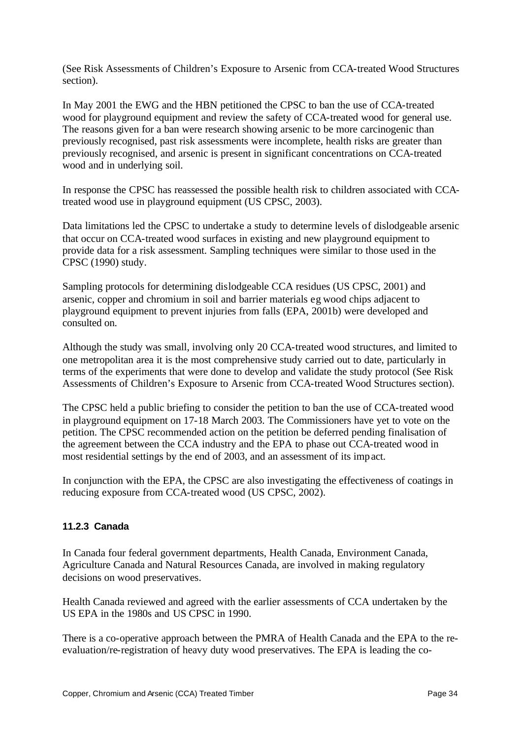(See Risk Assessments of Children's Exposure to Arsenic from CCA-treated Wood Structures section).

In May 2001 the EWG and the HBN petitioned the CPSC to ban the use of CCA-treated wood for playground equipment and review the safety of CCA-treated wood for general use. The reasons given for a ban were research showing arsenic to be more carcinogenic than previously recognised, past risk assessments were incomplete, health risks are greater than previously recognised, and arsenic is present in significant concentrations on CCA-treated wood and in underlying soil.

In response the CPSC has reassessed the possible health risk to children associated with CCA-treated wood use in playground equipment (US CPSC, 2003).

Data limitations led the CPSC to undertake a study to determine levels of dislodgeable arsenic that occur on CCA-treated wood surfaces in existing and new playground equipment to provide data for a risk assessment. Sampling techniques were similar to those used in the CPSC (1990) study.

Sampling protocols for determining dislodgeable CCA residues (US CPSC, 2001) and arsenic, copper and chromium in soil and barrier materials eg wood chips adjacent to playground equipment to prevent injuries from falls (EPA, 2001b) were developed and consulted on.

Although the study was small, involving only 20 CCA-treated wood structures, and limited to one metropolitan area it is the most comprehensive study carried out to date, particularly in terms of the experiments that were done to develop and validate the study protocol (See Risk Assessments of Children's Exposure to Arsenic from CCA-treated Wood Structures section).

The CPSC held a public briefing to consider the petition to ban the use of CCA-treated wood in playground equipment on 17-18 March 2003. The Commissioners have yet to vote on the petition. The CPSC recommended action on the petition be deferred pending finalisation of the agreement between the CCA industry and the EPA to phase out CCA-treated wood in most residential settings by the end of 2003, and an assessment of its impact.

In conjunction with the EPA, the CPSC are also investigating the effectiveness of coatings in reducing exposure from CCA-treated wood (US CPSC, 2002).

### 11.2.3 Canada

In Canada four federal government departments, Health Canada, Environment Canada, Agriculture Canada and Natural Resources Canada, are involved in making regulatory decisions on wood preservatives.

Health Canada reviewed and agreed with the earlier assessments of CCA undertaken by the US EPA in the 1980s and US CPSC in 1990.

There is a co-operative approach between the PMRA of Health Canada and the EPA to the re-evaluation/re-registration of heavy duty wood preservatives. The EPA is leading the co-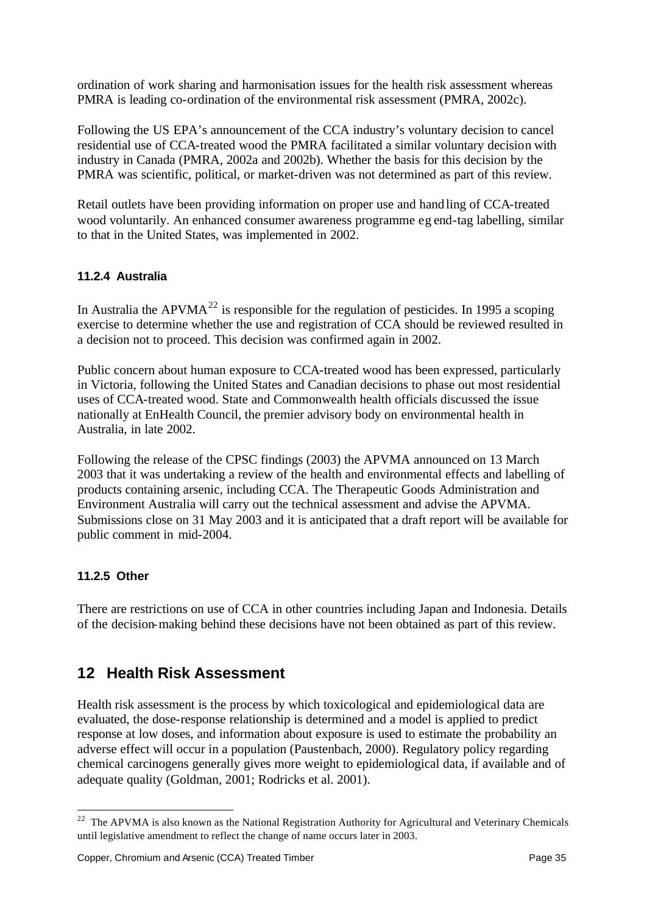ordination of work sharing and harmonisation issues for the health risk assessment whereas PMRA is leading co-ordination of the environmental risk assessment (PMRA, 2002c).

Following the US EPA's announcement of the CCA industry's voluntary decision to cancel residential use of CCA-treated wood the PMRA facilitated a similar voluntary decision with industry in Canada (PMRA, 2002a and 2002b). Whether the basis for this decision by the PMRA was scientific, political, or market-driven was not determined as part of this review.

Retail outlets have been providing information on proper use and handling of CCA-treated wood voluntarily. An enhanced consumer awareness programme eg end-tag labelling, similar to that in the United States, was implemented in 2002.

#### 11.2.4 Australia

In Australia the APVMA[22] is responsible for the regulation of pesticides. In 1995 a scoping exercise to determine whether the use and registration of CCA should be reviewed resulted in a decision not to proceed. This decision was confirmed again in 2002.

Public concern about human exposure to CCA-treated wood has been expressed, particularly in Victoria, following the United States and Canadian decisions to phase out most residential uses of CCA-treated wood. State and Commonwealth health officials discussed the issue nationally at EnHealth Council, the premier advisory body on environmental health in Australia, in late 2002.

Following the release of the CPSC findings (2003) the APVMA announced on 13 March 2003 that it was undertaking a review of the health and environmental effects and labelling of products containing arsenic, including CCA. The Therapeutic Goods Administration and Environment Australia will carry out the technical assessment and advise the APVMA. Submissions close on 31 May 2003 and it is anticipated that a draft report will be available for public comment in mid-2004.

#### 11.2.5 Other

There are restrictions on use of CCA in other countries including Japan and Indonesia. Details of the decision-making behind these decisions have not been obtained as part of this review.

## 12 Health Risk Assessment

Health risk assessment is the process by which toxicological and epidemiological data are evaluated, the dose-response relationship is determined and a model is applied to predict response at low doses, and information about exposure is used to estimate the probability an adverse effect will occur in a population (Paustenbach, 2000). Regulatory policy regarding chemical carcinogens generally gives more weight to epidemiological data, if available and of adequate quality (Goldman, 2001; Rodricks et al. 2001).

[22] The APVMA is also known as the National Registration Authority for Agricultural and Veterinary Chemicals until legislative amendment to reflect the change of name occurs later in 2003.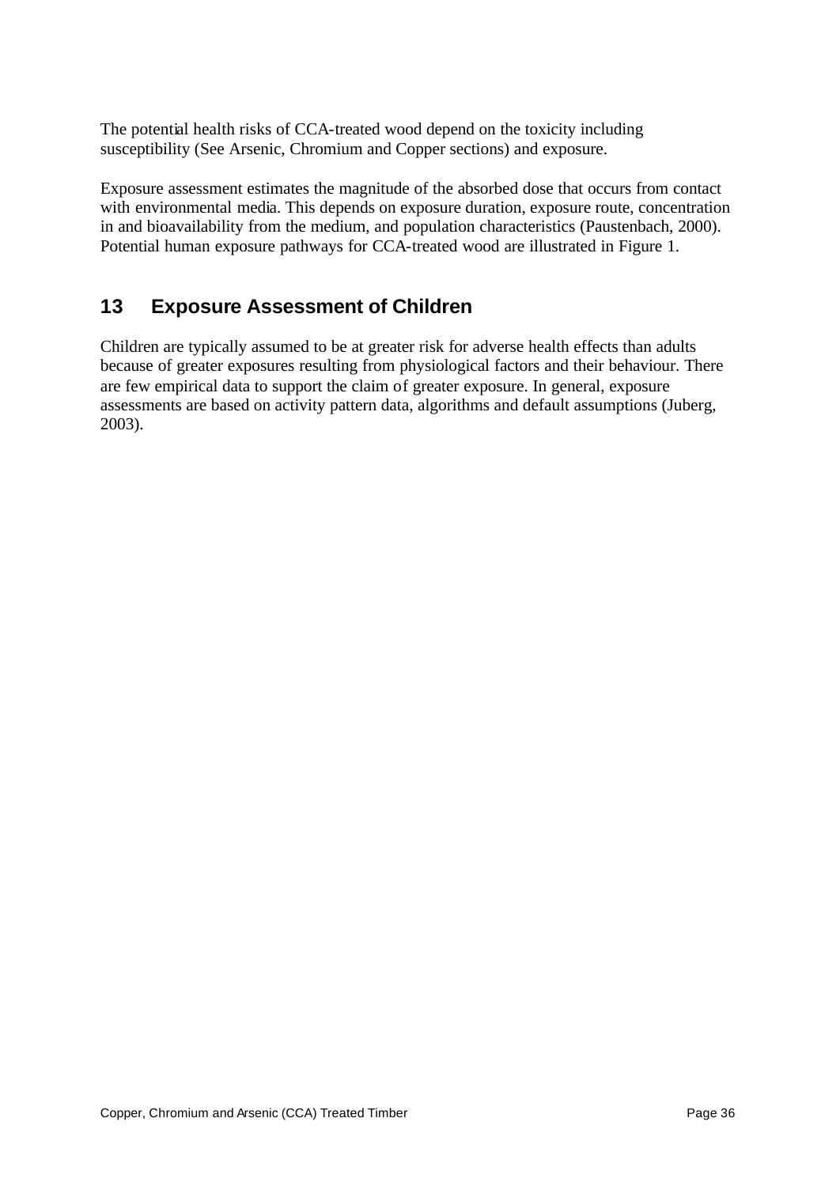The potential health risks of CCA-treated wood depend on the toxicity including susceptibility (See Arsenic, Chromium and Copper sections) and exposure.

Exposure assessment estimates the magnitude of the absorbed dose that occurs from contact with environmental media. This depends on exposure duration, exposure route, concentration in and bioavailability from the medium, and population characteristics (Paustenbach, 2000). Potential human exposure pathways for CCA-treated wood are illustrated in Figure 1.

## 13 Exposure Assessment of Children

Children are typically assumed to be at greater risk for adverse health effects than adults because of greater exposures resulting from physiological factors and their behaviour. There are few empirical data to support the claim of greater exposure. In general, exposure assessments are based on activity pattern data, algorithms and default assumptions (Juberg, 2003).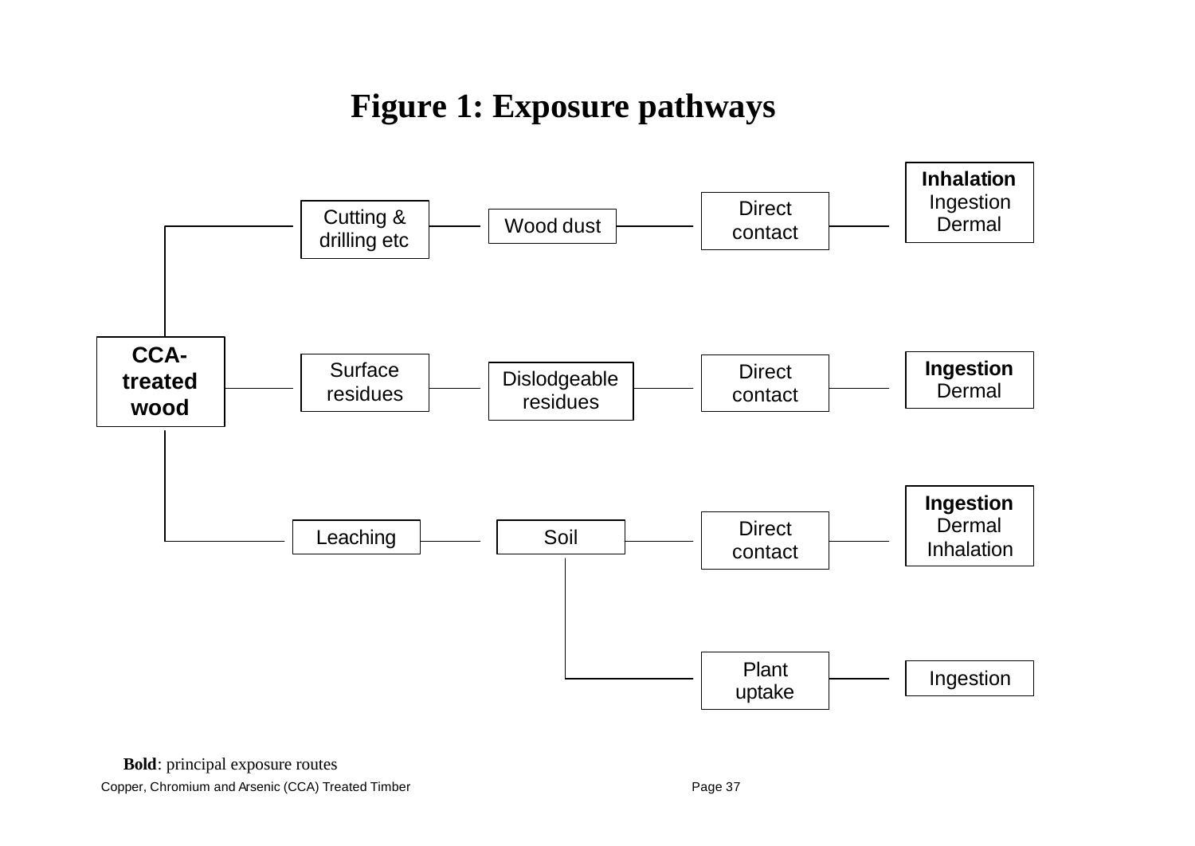# Figure 1: Exposure pathways

```
CCA-treated wood
├── Cutting & drilling etc ── Wood dust ── Direct contact ── **Inhalation**, Ingestion, Dermal
├── Surface residues ── Dislodgeable residues ── Direct contact ── **Ingestion**, Dermal
└── Leaching ── Soil ─┬── Direct contact ── **Ingestion**, Dermal, Inhalation
                      └── Plant uptake ── Ingestion
```

**Bold**: principal exposure routes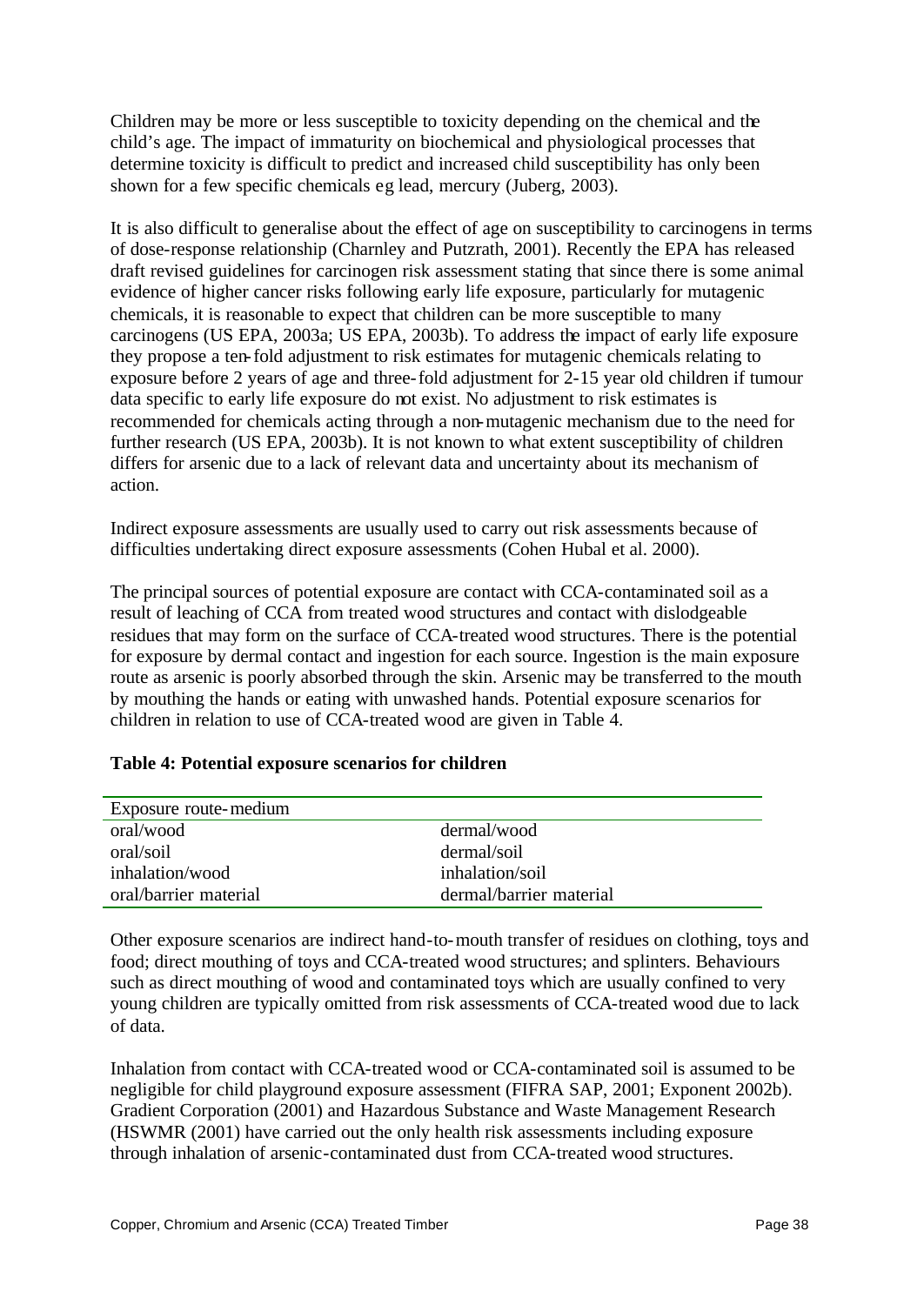Children may be more or less susceptible to toxicity depending on the chemical and the child's age. The impact of immaturity on biochemical and physiological processes that determine toxicity is difficult to predict and increased child susceptibility has only been shown for a few specific chemicals eg lead, mercury (Juberg, 2003).

It is also difficult to generalise about the effect of age on susceptibility to carcinogens in terms of dose-response relationship (Charnley and Putzrath, 2001). Recently the EPA has released draft revised guidelines for carcinogen risk assessment stating that since there is some animal evidence of higher cancer risks following early life exposure, particularly for mutagenic chemicals, it is reasonable to expect that children can be more susceptible to many carcinogens (US EPA, 2003a; US EPA, 2003b). To address the impact of early life exposure they propose a ten-fold adjustment to risk estimates for mutagenic chemicals relating to exposure before 2 years of age and three-fold adjustment for 2-15 year old children if tumour data specific to early life exposure do not exist. No adjustment to risk estimates is recommended for chemicals acting through a non-mutagenic mechanism due to the need for further research (US EPA, 2003b). It is not known to what extent susceptibility of children differs for arsenic due to a lack of relevant data and uncertainty about its mechanism of action.

Indirect exposure assessments are usually used to carry out risk assessments because of difficulties undertaking direct exposure assessments (Cohen Hubal et al. 2000).

The principal sources of potential exposure are contact with CCA-contaminated soil as a result of leaching of CCA from treated wood structures and contact with dislodgeable residues that may form on the surface of CCA-treated wood structures. There is the potential for exposure by dermal contact and ingestion for each source. Ingestion is the main exposure route as arsenic is poorly absorbed through the skin. Arsenic may be transferred to the mouth by mouthing the hands or eating with unwashed hands. Potential exposure scenarios for children in relation to use of CCA-treated wood are given in Table 4.

**Table 4: Potential exposure scenarios for children**

| Exposure route-medium | |
|---|---|
| oral/wood | dermal/wood |
| oral/soil | dermal/soil |
| inhalation/wood | inhalation/soil |
| oral/barrier material | dermal/barrier material |

Other exposure scenarios are indirect hand-to-mouth transfer of residues on clothing, toys and food; direct mouthing of toys and CCA-treated wood structures; and splinters. Behaviours such as direct mouthing of wood and contaminated toys which are usually confined to very young children are typically omitted from risk assessments of CCA-treated wood due to lack of data.

Inhalation from contact with CCA-treated wood or CCA-contaminated soil is assumed to be negligible for child playground exposure assessment (FIFRA SAP, 2001; Exponent 2002b). Gradient Corporation (2001) and Hazardous Substance and Waste Management Research (HSWMR (2001) have carried out the only health risk assessments including exposure through inhalation of arsenic-contaminated dust from CCA-treated wood structures.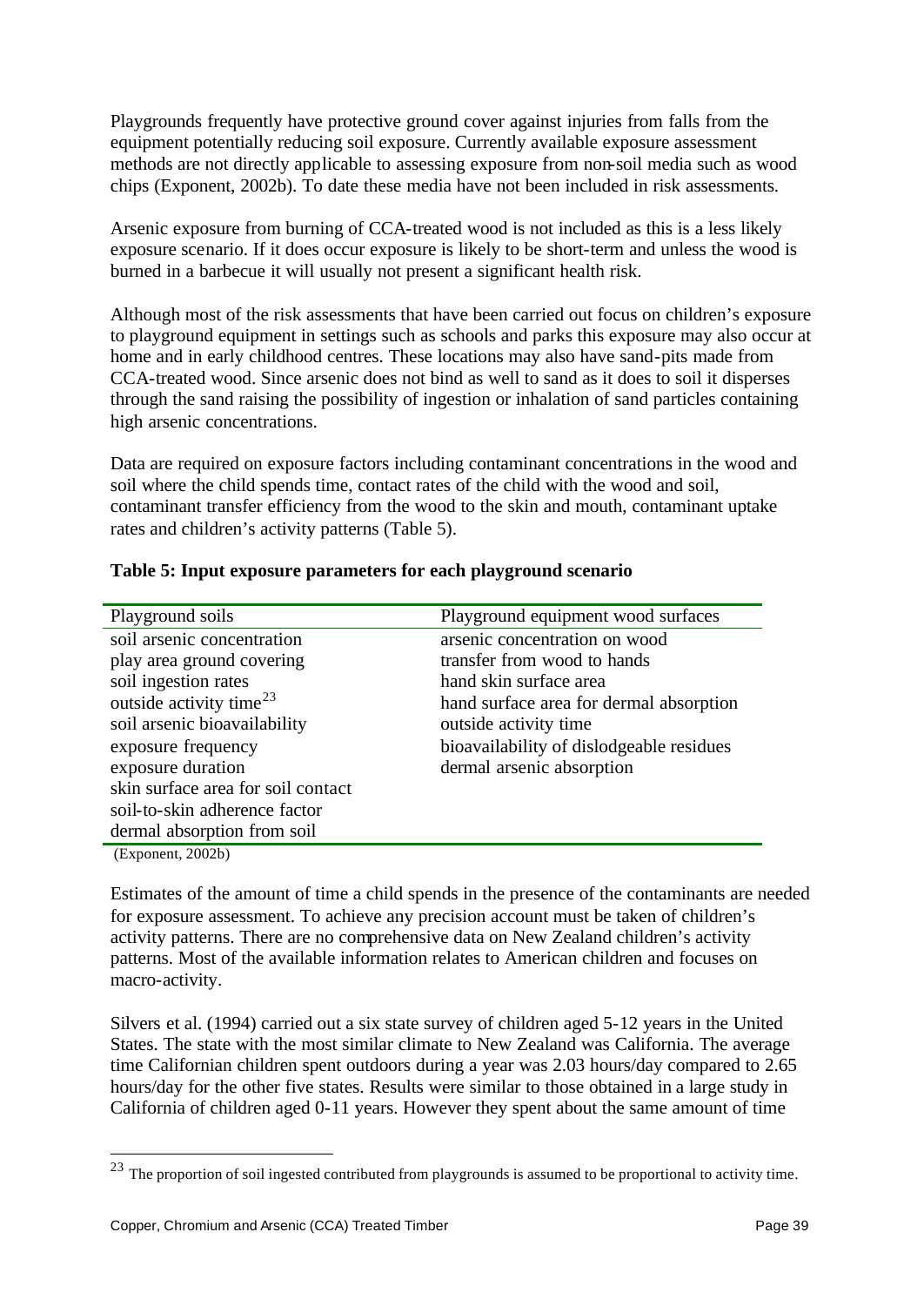Playgrounds frequently have protective ground cover against injuries from falls from the equipment potentially reducing soil exposure. Currently available exposure assessment methods are not directly applicable to assessing exposure from non-soil media such as wood chips (Exponent, 2002b). To date these media have not been included in risk assessments.

Arsenic exposure from burning of CCA-treated wood is not included as this is a less likely exposure scenario. If it does occur exposure is likely to be short-term and unless the wood is burned in a barbecue it will usually not present a significant health risk.

Although most of the risk assessments that have been carried out focus on children's exposure to playground equipment in settings such as schools and parks this exposure may also occur at home and in early childhood centres. These locations may also have sand-pits made from CCA-treated wood. Since arsenic does not bind as well to sand as it does to soil it disperses through the sand raising the possibility of ingestion or inhalation of sand particles containing high arsenic concentrations.

Data are required on exposure factors including contaminant concentrations in the wood and soil where the child spends time, contact rates of the child with the wood and soil, contaminant transfer efficiency from the wood to the skin and mouth, contaminant uptake rates and children's activity patterns (Table 5).

**Table 5: Input exposure parameters for each playground scenario**

| Playground soils | Playground equipment wood surfaces |
|---|---|
| soil arsenic concentration | arsenic concentration on wood |
| play area ground covering | transfer from wood to hands |
| soil ingestion rates | hand skin surface area |
| outside activity time[23] | hand surface area for dermal absorption |
| soil arsenic bioavailability | outside activity time |
| exposure frequency | bioavailability of dislodgeable residues |
| exposure duration | dermal arsenic absorption |
| skin surface area for soil contact | |
| soil-to-skin adherence factor | |
| dermal absorption from soil | |

(Exponent, 2002b)

Estimates of the amount of time a child spends in the presence of the contaminants are needed for exposure assessment. To achieve any precision account must be taken of children's activity patterns. There are no comprehensive data on New Zealand children's activity patterns. Most of the available information relates to American children and focuses on macro-activity.

Silvers et al. (1994) carried out a six state survey of children aged 5-12 years in the United States. The state with the most similar climate to New Zealand was California. The average time Californian children spent outdoors during a year was 2.03 hours/day compared to 2.65 hours/day for the other five states. Results were similar to those obtained in a large study in California of children aged 0-11 years. However they spent about the same amount of time

[23] The proportion of soil ingested contributed from playgrounds is assumed to be proportional to activity time.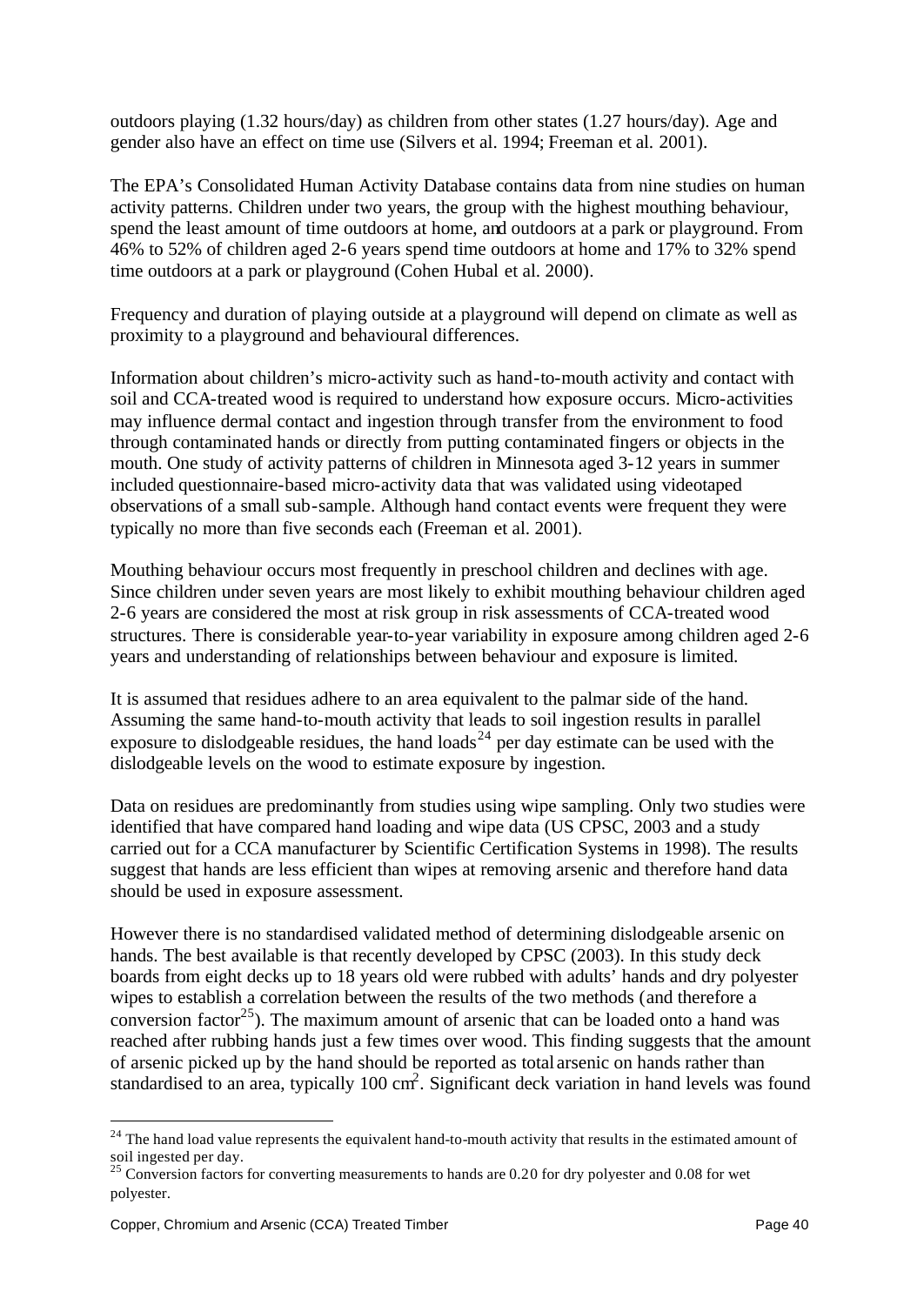outdoors playing (1.32 hours/day) as children from other states (1.27 hours/day). Age and gender also have an effect on time use (Silvers et al. 1994; Freeman et al. 2001).

The EPA's Consolidated Human Activity Database contains data from nine studies on human activity patterns. Children under two years, the group with the highest mouthing behaviour, spend the least amount of time outdoors at home, and outdoors at a park or playground. From 46% to 52% of children aged 2-6 years spend time outdoors at home and 17% to 32% spend time outdoors at a park or playground (Cohen Hubal et al. 2000).

Frequency and duration of playing outside at a playground will depend on climate as well as proximity to a playground and behavioural differences.

Information about children's micro-activity such as hand-to-mouth activity and contact with soil and CCA-treated wood is required to understand how exposure occurs. Micro-activities may influence dermal contact and ingestion through transfer from the environment to food through contaminated hands or directly from putting contaminated fingers or objects in the mouth. One study of activity patterns of children in Minnesota aged 3-12 years in summer included questionnaire-based micro-activity data that was validated using videotaped observations of a small sub-sample. Although hand contact events were frequent they were typically no more than five seconds each (Freeman et al. 2001).

Mouthing behaviour occurs most frequently in preschool children and declines with age. Since children under seven years are most likely to exhibit mouthing behaviour children aged 2-6 years are considered the most at risk group in risk assessments of CCA-treated wood structures. There is considerable year-to-year variability in exposure among children aged 2-6 years and understanding of relationships between behaviour and exposure is limited.

It is assumed that residues adhere to an area equivalent to the palmar side of the hand. Assuming the same hand-to-mouth activity that leads to soil ingestion results in parallel exposure to dislodgeable residues, the hand loads[24] per day estimate can be used with the dislodgeable levels on the wood to estimate exposure by ingestion.

Data on residues are predominantly from studies using wipe sampling. Only two studies were identified that have compared hand loading and wipe data (US CPSC, 2003 and a study carried out for a CCA manufacturer by Scientific Certification Systems in 1998). The results suggest that hands are less efficient than wipes at removing arsenic and therefore hand data should be used in exposure assessment.

However there is no standardised validated method of determining dislodgeable arsenic on hands. The best available is that recently developed by CPSC (2003). In this study deck boards from eight decks up to 18 years old were rubbed with adults' hands and dry polyester wipes to establish a correlation between the results of the two methods (and therefore a conversion factor[25]). The maximum amount of arsenic that can be loaded onto a hand was reached after rubbing hands just a few times over wood. This finding suggests that the amount of arsenic picked up by the hand should be reported as total arsenic on hands rather than standardised to an area, typically 100 $cm^2$. Significant deck variation in hand levels was found

---

[24] The hand load value represents the equivalent hand-to-mouth activity that results in the estimated amount of soil ingested per day.

[25] Conversion factors for converting measurements to hands are 0.20 for dry polyester and 0.08 for wet polyester.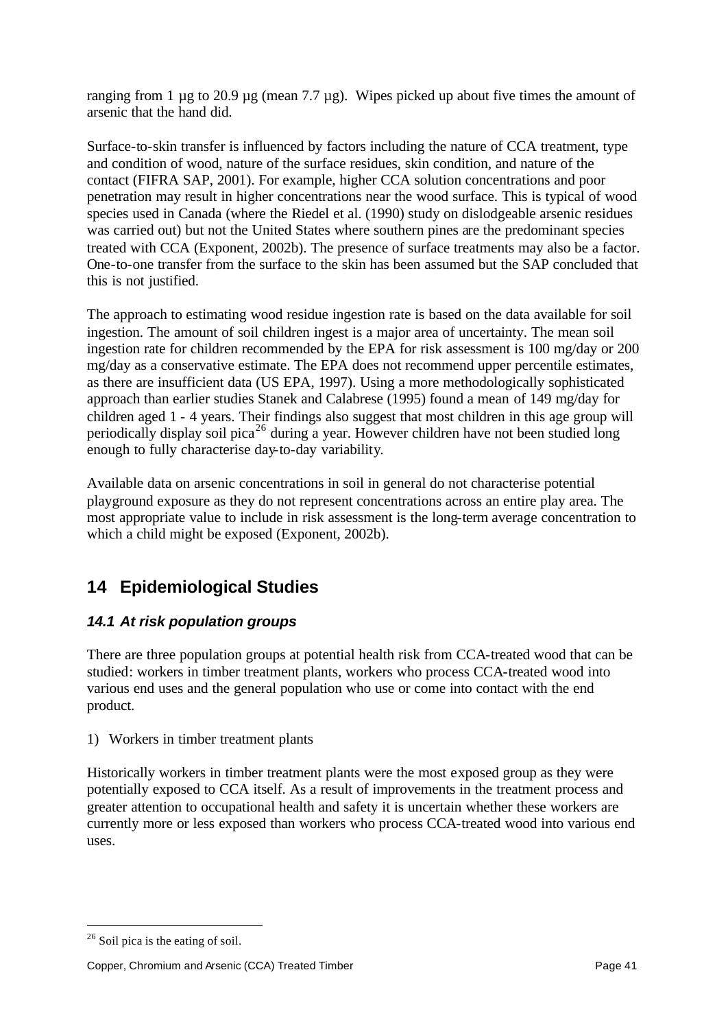ranging from 1 µg to 20.9 µg (mean 7.7 µg). Wipes picked up about five times the amount of arsenic that the hand did.

Surface-to-skin transfer is influenced by factors including the nature of CCA treatment, type and condition of wood, nature of the surface residues, skin condition, and nature of the contact (FIFRA SAP, 2001). For example, higher CCA solution concentrations and poor penetration may result in higher concentrations near the wood surface. This is typical of wood species used in Canada (where the Riedel et al. (1990) study on dislodgeable arsenic residues was carried out) but not the United States where southern pines are the predominant species treated with CCA (Exponent, 2002b). The presence of surface treatments may also be a factor. One-to-one transfer from the surface to the skin has been assumed but the SAP concluded that this is not justified.

The approach to estimating wood residue ingestion rate is based on the data available for soil ingestion. The amount of soil children ingest is a major area of uncertainty. The mean soil ingestion rate for children recommended by the EPA for risk assessment is 100 mg/day or 200 mg/day as a conservative estimate. The EPA does not recommend upper percentile estimates, as there are insufficient data (US EPA, 1997). Using a more methodologically sophisticated approach than earlier studies Stanek and Calabrese (1995) found a mean of 149 mg/day for children aged 1 - 4 years. Their findings also suggest that most children in this age group will periodically display soil pica[26] during a year. However children have not been studied long enough to fully characterise day-to-day variability.

Available data on arsenic concentrations in soil in general do not characterise potential playground exposure as they do not represent concentrations across an entire play area. The most appropriate value to include in risk assessment is the long-term average concentration to which a child might be exposed (Exponent, 2002b).

# 14 Epidemiological Studies

## *14.1 At risk population groups*

There are three population groups at potential health risk from CCA-treated wood that can be studied: workers in timber treatment plants, workers who process CCA-treated wood into various end uses and the general population who use or come into contact with the end product.

1) Workers in timber treatment plants

Historically workers in timber treatment plants were the most exposed group as they were potentially exposed to CCA itself. As a result of improvements in the treatment process and greater attention to occupational health and safety it is uncertain whether these workers are currently more or less exposed than workers who process CCA-treated wood into various end uses.

---

[26] Soil pica is the eating of soil.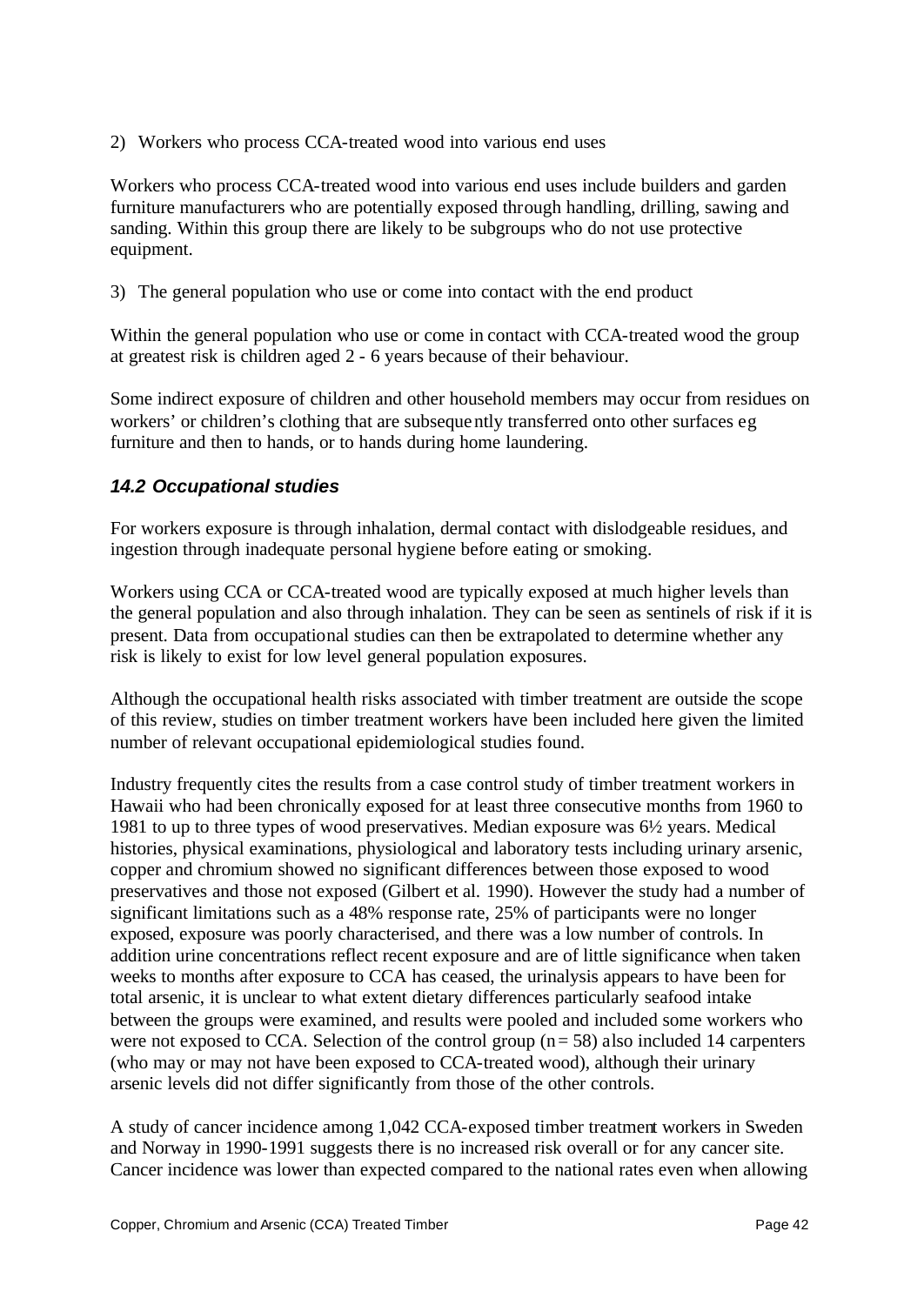2) Workers who process CCA-treated wood into various end uses

Workers who process CCA-treated wood into various end uses include builders and garden furniture manufacturers who are potentially exposed through handling, drilling, sawing and sanding. Within this group there are likely to be subgroups who do not use protective equipment.

3) The general population who use or come into contact with the end product

Within the general population who use or come in contact with CCA-treated wood the group at greatest risk is children aged 2 - 6 years because of their behaviour.

Some indirect exposure of children and other household members may occur from residues on workers' or children's clothing that are subsequently transferred onto other surfaces eg furniture and then to hands, or to hands during home laundering.

### *14.2 Occupational studies*

For workers exposure is through inhalation, dermal contact with dislodgeable residues, and ingestion through inadequate personal hygiene before eating or smoking.

Workers using CCA or CCA-treated wood are typically exposed at much higher levels than the general population and also through inhalation. They can be seen as sentinels of risk if it is present. Data from occupational studies can then be extrapolated to determine whether any risk is likely to exist for low level general population exposures.

Although the occupational health risks associated with timber treatment are outside the scope of this review, studies on timber treatment workers have been included here given the limited number of relevant occupational epidemiological studies found.

Industry frequently cites the results from a case control study of timber treatment workers in Hawaii who had been chronically exposed for at least three consecutive months from 1960 to 1981 to up to three types of wood preservatives. Median exposure was 6½ years. Medical histories, physical examinations, physiological and laboratory tests including urinary arsenic, copper and chromium showed no significant differences between those exposed to wood preservatives and those not exposed (Gilbert et al. 1990). However the study had a number of significant limitations such as a 48% response rate, 25% of participants were no longer exposed, exposure was poorly characterised, and there was a low number of controls. In addition urine concentrations reflect recent exposure and are of little significance when taken weeks to months after exposure to CCA has ceased, the urinalysis appears to have been for total arsenic, it is unclear to what extent dietary differences particularly seafood intake between the groups were examined, and results were pooled and included some workers who were not exposed to CCA. Selection of the control group ($n = 58$) also included 14 carpenters (who may or may not have been exposed to CCA-treated wood), although their urinary arsenic levels did not differ significantly from those of the other controls.

A study of cancer incidence among 1,042 CCA-exposed timber treatment workers in Sweden and Norway in 1990-1991 suggests there is no increased risk overall or for any cancer site. Cancer incidence was lower than expected compared to the national rates even when allowing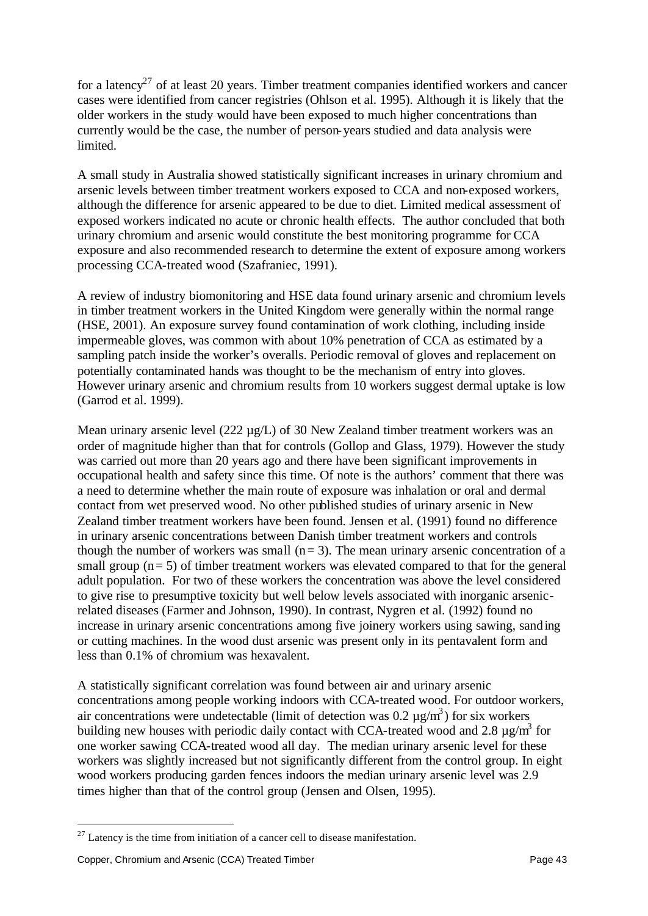for a latency[27] of at least 20 years. Timber treatment companies identified workers and cancer cases were identified from cancer registries (Ohlson et al. 1995). Although it is likely that the older workers in the study would have been exposed to much higher concentrations than currently would be the case, the number of person-years studied and data analysis were limited.

A small study in Australia showed statistically significant increases in urinary chromium and arsenic levels between timber treatment workers exposed to CCA and non-exposed workers, although the difference for arsenic appeared to be due to diet. Limited medical assessment of exposed workers indicated no acute or chronic health effects. The author concluded that both urinary chromium and arsenic would constitute the best monitoring programme for CCA exposure and also recommended research to determine the extent of exposure among workers processing CCA-treated wood (Szafraniec, 1991).

A review of industry biomonitoring and HSE data found urinary arsenic and chromium levels in timber treatment workers in the United Kingdom were generally within the normal range (HSE, 2001). An exposure survey found contamination of work clothing, including inside impermeable gloves, was common with about 10% penetration of CCA as estimated by a sampling patch inside the worker's overalls. Periodic removal of gloves and replacement on potentially contaminated hands was thought to be the mechanism of entry into gloves. However urinary arsenic and chromium results from 10 workers suggest dermal uptake is low (Garrod et al. 1999).

Mean urinary arsenic level (222 µg/L) of 30 New Zealand timber treatment workers was an order of magnitude higher than that for controls (Gollop and Glass, 1979). However the study was carried out more than 20 years ago and there have been significant improvements in occupational health and safety since this time. Of note is the authors' comment that there was a need to determine whether the main route of exposure was inhalation or oral and dermal contact from wet preserved wood. No other published studies of urinary arsenic in New Zealand timber treatment workers have been found. Jensen et al. (1991) found no difference in urinary arsenic concentrations between Danish timber treatment workers and controls though the number of workers was small ($n = 3$). The mean urinary arsenic concentration of a small group ($n = 5$) of timber treatment workers was elevated compared to that for the general adult population. For two of these workers the concentration was above the level considered to give rise to presumptive toxicity but well below levels associated with inorganic arsenic-related diseases (Farmer and Johnson, 1990). In contrast, Nygren et al. (1992) found no increase in urinary arsenic concentrations among five joinery workers using sawing, sanding or cutting machines. In the wood dust arsenic was present only in its pentavalent form and less than 0.1% of chromium was hexavalent.

A statistically significant correlation was found between air and urinary arsenic concentrations among people working indoors with CCA-treated wood. For outdoor workers, air concentrations were undetectable (limit of detection was 0.2 $\mu g/m^3$) for six workers building new houses with periodic daily contact with CCA-treated wood and 2.8 $\mu g/m^3$ for one worker sawing CCA-treated wood all day. The median urinary arsenic level for these workers was slightly increased but not significantly different from the control group. In eight wood workers producing garden fences indoors the median urinary arsenic level was 2.9 times higher than that of the control group (Jensen and Olsen, 1995).

[27] Latency is the time from initiation of a cancer cell to disease manifestation.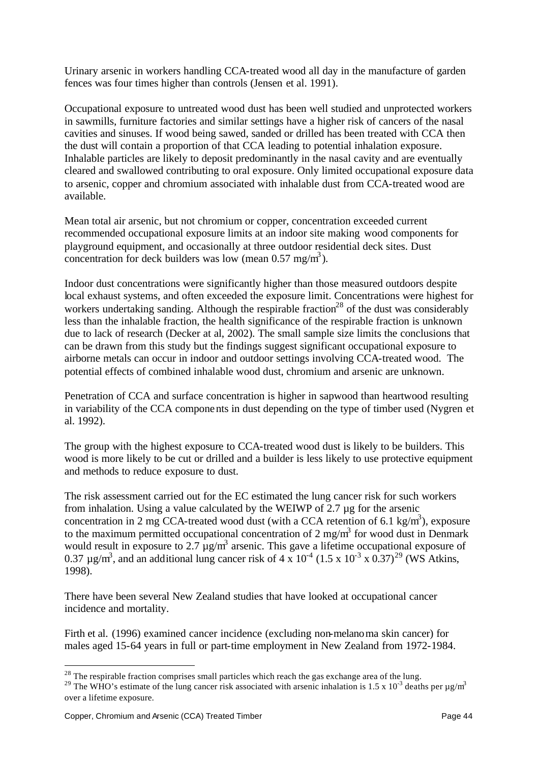Urinary arsenic in workers handling CCA-treated wood all day in the manufacture of garden fences was four times higher than controls (Jensen et al. 1991).

Occupational exposure to untreated wood dust has been well studied and unprotected workers in sawmills, furniture factories and similar settings have a higher risk of cancers of the nasal cavities and sinuses. If wood being sawed, sanded or drilled has been treated with CCA then the dust will contain a proportion of that CCA leading to potential inhalation exposure. Inhalable particles are likely to deposit predominantly in the nasal cavity and are eventually cleared and swallowed contributing to oral exposure. Only limited occupational exposure data to arsenic, copper and chromium associated with inhalable dust from CCA-treated wood are available.

Mean total air arsenic, but not chromium or copper, concentration exceeded current recommended occupational exposure limits at an indoor site making wood components for playground equipment, and occasionally at three outdoor residential deck sites. Dust concentration for deck builders was low (mean 0.57 $mg/m^3$).

Indoor dust concentrations were significantly higher than those measured outdoors despite local exhaust systems, and often exceeded the exposure limit. Concentrations were highest for workers undertaking sanding. Although the respirable fraction[28] of the dust was considerably less than the inhalable fraction, the health significance of the respirable fraction is unknown due to lack of research (Decker at al, 2002). The small sample size limits the conclusions that can be drawn from this study but the findings suggest significant occupational exposure to airborne metals can occur in indoor and outdoor settings involving CCA-treated wood. The potential effects of combined inhalable wood dust, chromium and arsenic are unknown.

Penetration of CCA and surface concentration is higher in sapwood than heartwood resulting in variability of the CCA components in dust depending on the type of timber used (Nygren et al. 1992).

The group with the highest exposure to CCA-treated wood dust is likely to be builders. This wood is more likely to be cut or drilled and a builder is less likely to use protective equipment and methods to reduce exposure to dust.

The risk assessment carried out for the EC estimated the lung cancer risk for such workers from inhalation. Using a value calculated by the WEIWP of 2.7 µg for the arsenic concentration in 2 mg CCA-treated wood dust (with a CCA retention of 6.1 $kg/m^3$), exposure to the maximum permitted occupational concentration of 2 $mg/m^3$ for wood dust in Denmark would result in exposure to 2.7 $\mu g/m^3$ arsenic. This gave a lifetime occupational exposure of 0.37 $\mu g/m^3$, and an additional lung cancer risk of $4 \times 10^{-4}$ ($1.5 \times 10^{-3} \times 0.37$)[29] (WS Atkins, 1998).

There have been several New Zealand studies that have looked at occupational cancer incidence and mortality.

Firth et al. (1996) examined cancer incidence (excluding non-melanoma skin cancer) for males aged 15-64 years in full or part-time employment in New Zealand from 1972-1984.

---

[28] The respirable fraction comprises small particles which reach the gas exchange area of the lung.

[29] The WHO's estimate of the lung cancer risk associated with arsenic inhalation is $1.5 \times 10^{-3}$ deaths per $\mu g/m^3$ over a lifetime exposure.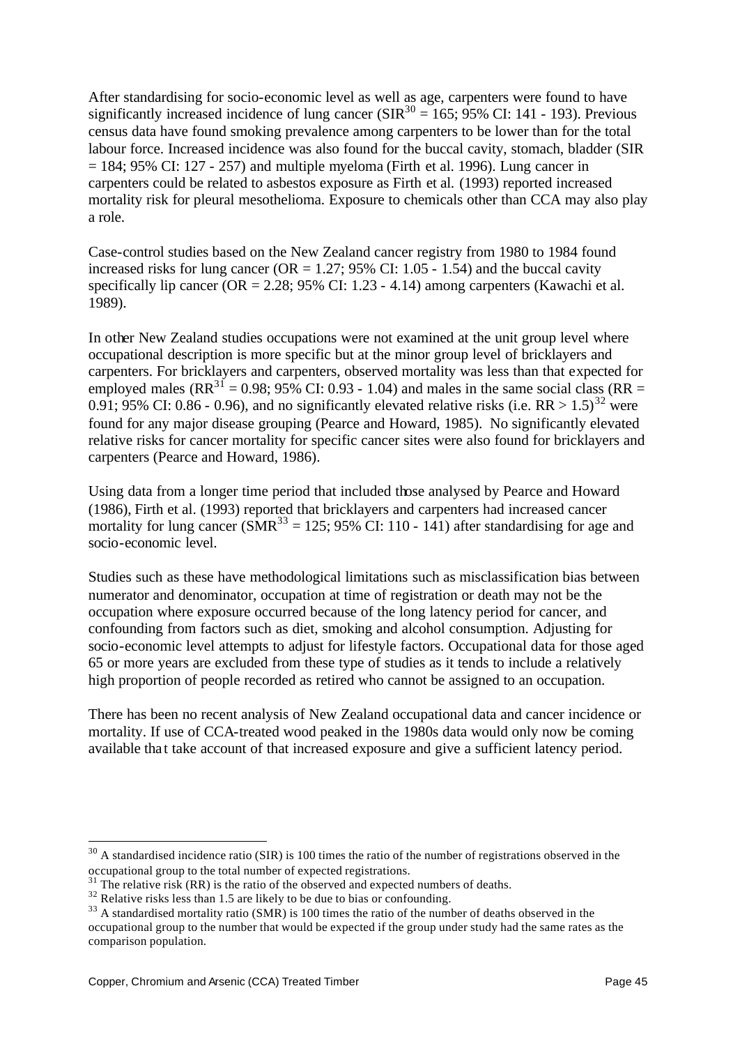After standardising for socio-economic level as well as age, carpenters were found to have significantly increased incidence of lung cancer (SIR[30] = 165; 95% CI: 141 - 193). Previous census data have found smoking prevalence among carpenters to be lower than for the total labour force. Increased incidence was also found for the buccal cavity, stomach, bladder (SIR = 184; 95% CI: 127 - 257) and multiple myeloma (Firth et al. 1996). Lung cancer in carpenters could be related to asbestos exposure as Firth et al. (1993) reported increased mortality risk for pleural mesothelioma. Exposure to chemicals other than CCA may also play a role.

Case-control studies based on the New Zealand cancer registry from 1980 to 1984 found increased risks for lung cancer (OR = 1.27; 95% CI: 1.05 - 1.54) and the buccal cavity specifically lip cancer (OR = 2.28; 95% CI: 1.23 - 4.14) among carpenters (Kawachi et al. 1989).

In other New Zealand studies occupations were not examined at the unit group level where occupational description is more specific but at the minor group level of bricklayers and carpenters. For bricklayers and carpenters, observed mortality was less than that expected for employed males (RR[31] = 0.98; 95% CI: 0.93 - 1.04) and males in the same social class (RR = 0.91; 95% CI: 0.86 - 0.96), and no significantly elevated relative risks (i.e. RR > 1.5)[32] were found for any major disease grouping (Pearce and Howard, 1985). No significantly elevated relative risks for cancer mortality for specific cancer sites were also found for bricklayers and carpenters (Pearce and Howard, 1986).

Using data from a longer time period that included those analysed by Pearce and Howard (1986), Firth et al. (1993) reported that bricklayers and carpenters had increased cancer mortality for lung cancer (SMR[33] = 125; 95% CI: 110 - 141) after standardising for age and socio-economic level.

Studies such as these have methodological limitations such as misclassification bias between numerator and denominator, occupation at time of registration or death may not be the occupation where exposure occurred because of the long latency period for cancer, and confounding from factors such as diet, smoking and alcohol consumption. Adjusting for socio-economic level attempts to adjust for lifestyle factors. Occupational data for those aged 65 or more years are excluded from these type of studies as it tends to include a relatively high proportion of people recorded as retired who cannot be assigned to an occupation.

There has been no recent analysis of New Zealand occupational data and cancer incidence or mortality. If use of CCA-treated wood peaked in the 1980s data would only now be coming available that take account of that increased exposure and give a sufficient latency period.

---

[30] A standardised incidence ratio (SIR) is 100 times the ratio of the number of registrations observed in the occupational group to the total number of expected registrations.

[31] The relative risk (RR) is the ratio of the observed and expected numbers of deaths.

[32] Relative risks less than 1.5 are likely to be due to bias or confounding.

[33] A standardised mortality ratio (SMR) is 100 times the ratio of the number of deaths observed in the occupational group to the number that would be expected if the group under study had the same rates as the comparison population.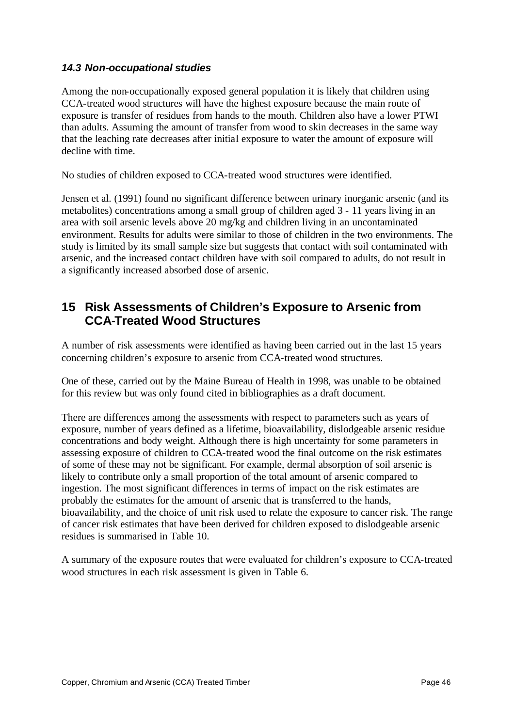### *14.3 Non-occupational studies*

Among the non-occupationally exposed general population it is likely that children using CCA-treated wood structures will have the highest exposure because the main route of exposure is transfer of residues from hands to the mouth. Children also have a lower PTWI than adults. Assuming the amount of transfer from wood to skin decreases in the same way that the leaching rate decreases after initial exposure to water the amount of exposure will decline with time.

No studies of children exposed to CCA-treated wood structures were identified.

Jensen et al. (1991) found no significant difference between urinary inorganic arsenic (and its metabolites) concentrations among a small group of children aged 3 - 11 years living in an area with soil arsenic levels above 20 mg/kg and children living in an uncontaminated environment. Results for adults were similar to those of children in the two environments. The study is limited by its small sample size but suggests that contact with soil contaminated with arsenic, and the increased contact children have with soil compared to adults, do not result in a significantly increased absorbed dose of arsenic.

## 15 Risk Assessments of Children's Exposure to Arsenic from CCA-Treated Wood Structures

A number of risk assessments were identified as having been carried out in the last 15 years concerning children's exposure to arsenic from CCA-treated wood structures.

One of these, carried out by the Maine Bureau of Health in 1998, was unable to be obtained for this review but was only found cited in bibliographies as a draft document.

There are differences among the assessments with respect to parameters such as years of exposure, number of years defined as a lifetime, bioavailability, dislodgeable arsenic residue concentrations and body weight. Although there is high uncertainty for some parameters in assessing exposure of children to CCA-treated wood the final outcome on the risk estimates of some of these may not be significant. For example, dermal absorption of soil arsenic is likely to contribute only a small proportion of the total amount of arsenic compared to ingestion. The most significant differences in terms of impact on the risk estimates are probably the estimates for the amount of arsenic that is transferred to the hands, bioavailability, and the choice of unit risk used to relate the exposure to cancer risk. The range of cancer risk estimates that have been derived for children exposed to dislodgeable arsenic residues is summarised in Table 10.

A summary of the exposure routes that were evaluated for children's exposure to CCA-treated wood structures in each risk assessment is given in Table 6.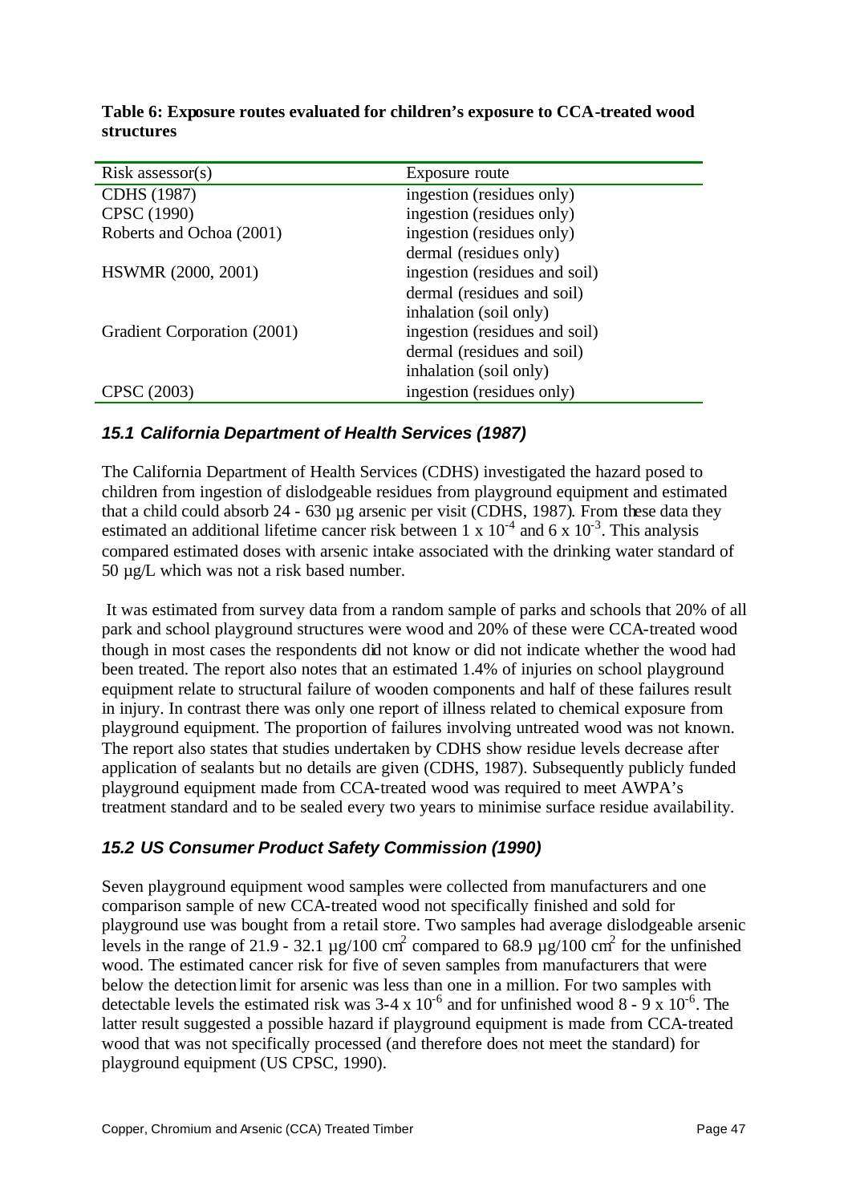**Table 6: Exposure routes evaluated for children's exposure to CCA-treated wood structures**

| Risk assessor(s) | Exposure route |
|---|---|
| CDHS (1987) | ingestion (residues only) |
| CPSC (1990) | ingestion (residues only) |
| Roberts and Ochoa (2001) | ingestion (residues only) |
| | dermal (residues only) |
| HSWMR (2000, 2001) | ingestion (residues and soil) |
| | dermal (residues and soil) |
| | inhalation (soil only) |
| Gradient Corporation (2001) | ingestion (residues and soil) |
| | dermal (residues and soil) |
| | inhalation (soil only) |
| CPSC (2003) | ingestion (residues only) |

### *15.1 California Department of Health Services (1987)*

The California Department of Health Services (CDHS) investigated the hazard posed to children from ingestion of dislodgeable residues from playground equipment and estimated that a child could absorb 24 - 630 µg arsenic per visit (CDHS, 1987). From these data they estimated an additional lifetime cancer risk between $1 \times 10^{-4}$ and $6 \times 10^{-3}$. This analysis compared estimated doses with arsenic intake associated with the drinking water standard of 50 µg/L which was not a risk based number.

It was estimated from survey data from a random sample of parks and schools that 20% of all park and school playground structures were wood and 20% of these were CCA-treated wood though in most cases the respondents did not know or did not indicate whether the wood had been treated. The report also notes that an estimated 1.4% of injuries on school playground equipment relate to structural failure of wooden components and half of these failures result in injury. In contrast there was only one report of illness related to chemical exposure from playground equipment. The proportion of failures involving untreated wood was not known. The report also states that studies undertaken by CDHS show residue levels decrease after application of sealants but no details are given (CDHS, 1987). Subsequently publicly funded playground equipment made from CCA-treated wood was required to meet AWPA's treatment standard and to be sealed every two years to minimise surface residue availability.

### *15.2 US Consumer Product Safety Commission (1990)*

Seven playground equipment wood samples were collected from manufacturers and one comparison sample of new CCA-treated wood not specifically finished and sold for playground use was bought from a retail store. Two samples had average dislodgeable arsenic levels in the range of 21.9 - 32.1 µg/100 $cm^2$ compared to 68.9 µg/100 $cm^2$ for the unfinished wood. The estimated cancer risk for five of seven samples from manufacturers that were below the detection limit for arsenic was less than one in a million. For two samples with detectable levels the estimated risk was $3\text{-}4 \times 10^{-6}$ and for unfinished wood $8 - 9 \times 10^{-6}$. The latter result suggested a possible hazard if playground equipment is made from CCA-treated wood that was not specifically processed (and therefore does not meet the standard) for playground equipment (US CPSC, 1990).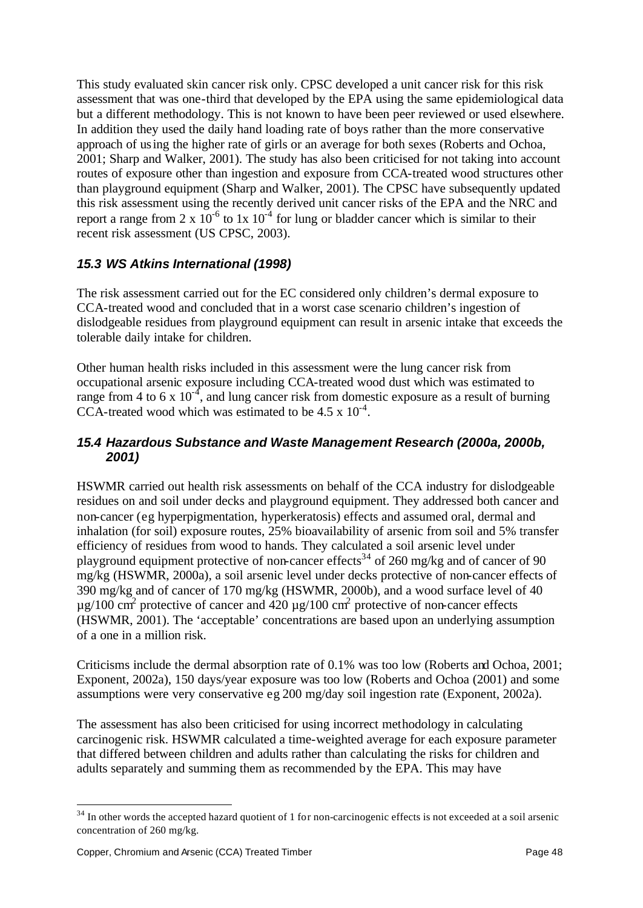This study evaluated skin cancer risk only. CPSC developed a unit cancer risk for this risk assessment that was one-third that developed by the EPA using the same epidemiological data but a different methodology. This is not known to have been peer reviewed or used elsewhere. In addition they used the daily hand loading rate of boys rather than the more conservative approach of using the higher rate of girls or an average for both sexes (Roberts and Ochoa, 2001; Sharp and Walker, 2001). The study has also been criticised for not taking into account routes of exposure other than ingestion and exposure from CCA-treated wood structures other than playground equipment (Sharp and Walker, 2001). The CPSC have subsequently updated this risk assessment using the recently derived unit cancer risks of the EPA and the NRC and report a range from $2 \times 10^{-6}$ to $1 \times 10^{-4}$ for lung or bladder cancer which is similar to their recent risk assessment (US CPSC, 2003).

## *15.3 WS Atkins International (1998)*

The risk assessment carried out for the EC considered only children's dermal exposure to CCA-treated wood and concluded that in a worst case scenario children's ingestion of dislodgeable residues from playground equipment can result in arsenic intake that exceeds the tolerable daily intake for children.

Other human health risks included in this assessment were the lung cancer risk from occupational arsenic exposure including CCA-treated wood dust which was estimated to range from 4 to $6 \times 10^{-4}$, and lung cancer risk from domestic exposure as a result of burning CCA-treated wood which was estimated to be $4.5 \times 10^{-4}$.

## *15.4 Hazardous Substance and Waste Management Research (2000a, 2000b, 2001)*

HSWMR carried out health risk assessments on behalf of the CCA industry for dislodgeable residues on and soil under decks and playground equipment. They addressed both cancer and non-cancer (eg hyperpigmentation, hyperkeratosis) effects and assumed oral, dermal and inhalation (for soil) exposure routes, 25% bioavailability of arsenic from soil and 5% transfer efficiency of residues from wood to hands. They calculated a soil arsenic level under playground equipment protective of non-cancer effects[34] of 260 mg/kg and of cancer of 90 mg/kg (HSWMR, 2000a), a soil arsenic level under decks protective of non-cancer effects of 390 mg/kg and of cancer of 170 mg/kg (HSWMR, 2000b), and a wood surface level of 40 µg/100 cm$^2$ protective of cancer and 420 µg/100 cm$^2$ protective of non-cancer effects (HSWMR, 2001). The 'acceptable' concentrations are based upon an underlying assumption of a one in a million risk.

Criticisms include the dermal absorption rate of 0.1% was too low (Roberts and Ochoa, 2001; Exponent, 2002a), 150 days/year exposure was too low (Roberts and Ochoa (2001) and some assumptions were very conservative eg 200 mg/day soil ingestion rate (Exponent, 2002a).

The assessment has also been criticised for using incorrect methodology in calculating carcinogenic risk. HSWMR calculated a time-weighted average for each exposure parameter that differed between children and adults rather than calculating the risks for children and adults separately and summing them as recommended by the EPA. This may have

---

[34] In other words the accepted hazard quotient of 1 for non-carcinogenic effects is not exceeded at a soil arsenic concentration of 260 mg/kg.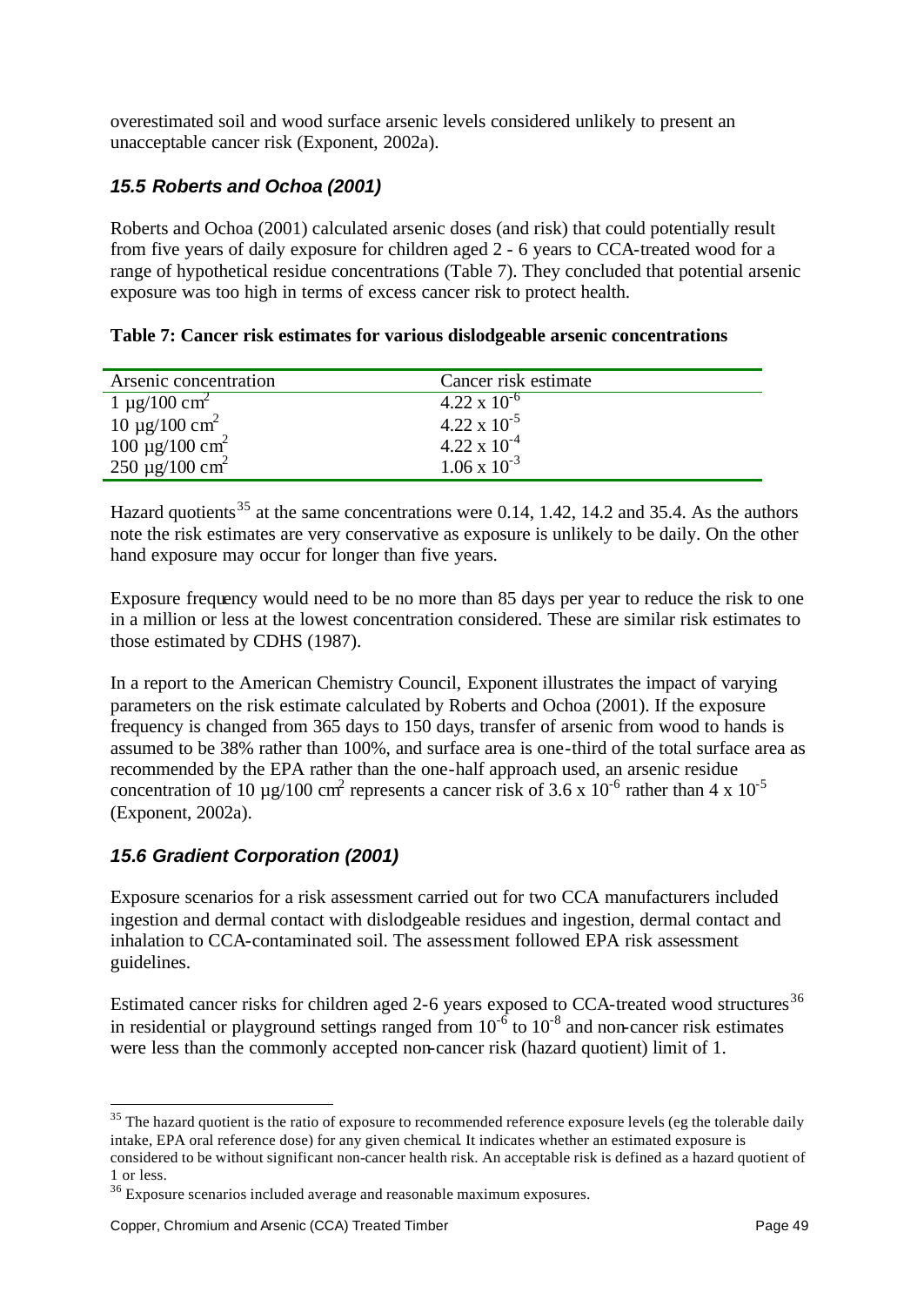overestimated soil and wood surface arsenic levels considered unlikely to present an unacceptable cancer risk (Exponent, 2002a).

## *15.5 Roberts and Ochoa (2001)*

Roberts and Ochoa (2001) calculated arsenic doses (and risk) that could potentially result from five years of daily exposure for children aged 2 - 6 years to CCA-treated wood for a range of hypothetical residue concentrations (Table 7). They concluded that potential arsenic exposure was too high in terms of excess cancer risk to protect health.

**Table 7: Cancer risk estimates for various dislodgeable arsenic concentrations**

| Arsenic concentration | Cancer risk estimate |
|---|---|
| 1 µg/100 cm$^2$ | $4.22 \times 10^{-6}$ |
| 10 µg/100 cm$^2$ | $4.22 \times 10^{-5}$ |
| 100 µg/100 cm$^2$ | $4.22 \times 10^{-4}$ |
| 250 µg/100 cm$^2$ | $1.06 \times 10^{-3}$ |

Hazard quotients[35] at the same concentrations were 0.14, 1.42, 14.2 and 35.4. As the authors note the risk estimates are very conservative as exposure is unlikely to be daily. On the other hand exposure may occur for longer than five years.

Exposure frequency would need to be no more than 85 days per year to reduce the risk to one in a million or less at the lowest concentration considered. These are similar risk estimates to those estimated by CDHS (1987).

In a report to the American Chemistry Council, Exponent illustrates the impact of varying parameters on the risk estimate calculated by Roberts and Ochoa (2001). If the exposure frequency is changed from 365 days to 150 days, transfer of arsenic from wood to hands is assumed to be 38% rather than 100%, and surface area is one-third of the total surface area as recommended by the EPA rather than the one-half approach used, an arsenic residue concentration of 10 µg/100 cm$^2$ represents a cancer risk of $3.6 \times 10^{-6}$ rather than $4 \times 10^{-5}$ (Exponent, 2002a).

## *15.6 Gradient Corporation (2001)*

Exposure scenarios for a risk assessment carried out for two CCA manufacturers included ingestion and dermal contact with dislodgeable residues and ingestion, dermal contact and inhalation to CCA-contaminated soil. The assessment followed EPA risk assessment guidelines.

Estimated cancer risks for children aged 2-6 years exposed to CCA-treated wood structures[36] in residential or playground settings ranged from $10^{-6}$ to $10^{-8}$ and non-cancer risk estimates were less than the commonly accepted non-cancer risk (hazard quotient) limit of 1.

---

[35] The hazard quotient is the ratio of exposure to recommended reference exposure levels (eg the tolerable daily intake, EPA oral reference dose) for any given chemical. It indicates whether an estimated exposure is considered to be without significant non-cancer health risk. An acceptable risk is defined as a hazard quotient of 1 or less.

[36] Exposure scenarios included average and reasonable maximum exposures.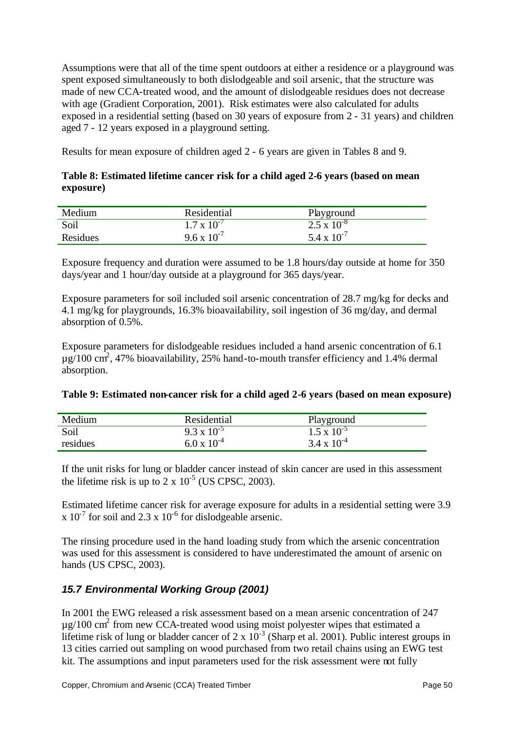Assumptions were that all of the time spent outdoors at either a residence or a playground was spent exposed simultaneously to both dislodgeable and soil arsenic, that the structure was made of new CCA-treated wood, and the amount of dislodgeable residues does not decrease with age (Gradient Corporation, 2001). Risk estimates were also calculated for adults exposed in a residential setting (based on 30 years of exposure from 2 - 31 years) and children aged 7 - 12 years exposed in a playground setting.

Results for mean exposure of children aged 2 - 6 years are given in Tables 8 and 9.

**Table 8: Estimated lifetime cancer risk for a child aged 2-6 years (based on mean exposure)**

| Medium | Residential | Playground |
|---|---|---|
| Soil | $1.7 \times 10^{-7}$ | $2.5 \times 10^{-8}$ |
| Residues | $9.6 \times 10^{-7}$ | $5.4 \times 10^{-7}$ |

Exposure frequency and duration were assumed to be 1.8 hours/day outside at home for 350 days/year and 1 hour/day outside at a playground for 365 days/year.

Exposure parameters for soil included soil arsenic concentration of 28.7 mg/kg for decks and 4.1 mg/kg for playgrounds, 16.3% bioavailability, soil ingestion of 36 mg/day, and dermal absorption of 0.5%.

Exposure parameters for dislodgeable residues included a hand arsenic concentration of 6.1 µg/100 cm$^2$, 47% bioavailability, 25% hand-to-mouth transfer efficiency and 1.4% dermal absorption.

**Table 9: Estimated non-cancer risk for a child aged 2-6 years (based on mean exposure)**

| Medium | Residential | Playground |
|---|---|---|
| Soil | $9.3 \times 10^{-5}$ | $1.5 \times 10^{-5}$ |
| residues | $6.0 \times 10^{-4}$ | $3.4 \times 10^{-4}$ |

If the unit risks for lung or bladder cancer instead of skin cancer are used in this assessment the lifetime risk is up to $2 \times 10^{-5}$ (US CPSC, 2003).

Estimated lifetime cancer risk for average exposure for adults in a residential setting were $3.9 \times 10^{-7}$ for soil and $2.3 \times 10^{-6}$ for dislodgeable arsenic.

The rinsing procedure used in the hand loading study from which the arsenic concentration was used for this assessment is considered to have underestimated the amount of arsenic on hands (US CPSC, 2003).

## *15.7 Environmental Working Group (2001)*

In 2001 the EWG released a risk assessment based on a mean arsenic concentration of 247 µg/100 cm$^2$ from new CCA-treated wood using moist polyester wipes that estimated a lifetime risk of lung or bladder cancer of $2 \times 10^{-3}$ (Sharp et al. 2001). Public interest groups in 13 cities carried out sampling on wood purchased from two retail chains using an EWG test kit. The assumptions and input parameters used for the risk assessment were not fully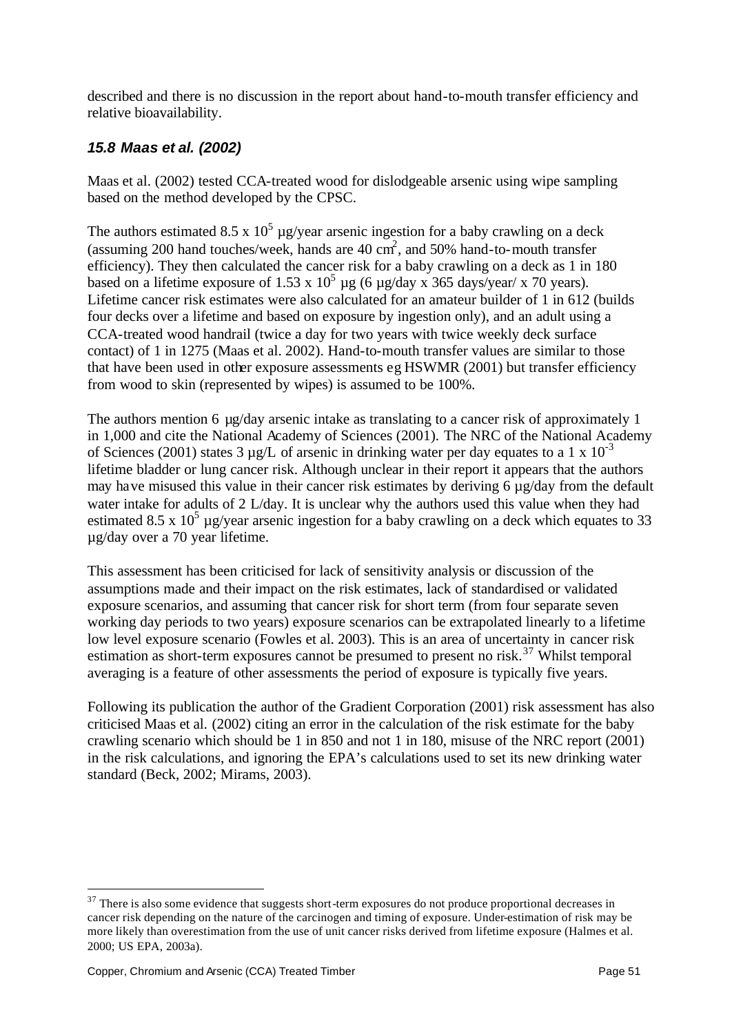described and there is no discussion in the report about hand-to-mouth transfer efficiency and relative bioavailability.

### *15.8 Maas et al. (2002)*

Maas et al. (2002) tested CCA-treated wood for dislodgeable arsenic using wipe sampling based on the method developed by the CPSC.

The authors estimated $8.5 \times 10^5$ µg/year arsenic ingestion for a baby crawling on a deck (assuming 200 hand touches/week, hands are 40 $cm^2$, and 50% hand-to-mouth transfer efficiency). They then calculated the cancer risk for a baby crawling on a deck as 1 in 180 based on a lifetime exposure of $1.53 \times 10^5$ µg (6 µg/day x 365 days/year/ x 70 years). Lifetime cancer risk estimates were also calculated for an amateur builder of 1 in 612 (builds four decks over a lifetime and based on exposure by ingestion only), and an adult using a CCA-treated wood handrail (twice a day for two years with twice weekly deck surface contact) of 1 in 1275 (Maas et al. 2002). Hand-to-mouth transfer values are similar to those that have been used in other exposure assessments eg HSWMR (2001) but transfer efficiency from wood to skin (represented by wipes) is assumed to be 100%.

The authors mention 6 µg/day arsenic intake as translating to a cancer risk of approximately 1 in 1,000 and cite the National Academy of Sciences (2001). The NRC of the National Academy of Sciences (2001) states 3 µg/L of arsenic in drinking water per day equates to a $1 \times 10^{-3}$ lifetime bladder or lung cancer risk. Although unclear in their report it appears that the authors may have misused this value in their cancer risk estimates by deriving 6 µg/day from the default water intake for adults of 2 L/day. It is unclear why the authors used this value when they had estimated $8.5 \times 10^5$ µg/year arsenic ingestion for a baby crawling on a deck which equates to 33 µg/day over a 70 year lifetime.

This assessment has been criticised for lack of sensitivity analysis or discussion of the assumptions made and their impact on the risk estimates, lack of standardised or validated exposure scenarios, and assuming that cancer risk for short term (from four separate seven working day periods to two years) exposure scenarios can be extrapolated linearly to a lifetime low level exposure scenario (Fowles et al. 2003). This is an area of uncertainty in cancer risk estimation as short-term exposures cannot be presumed to present no risk.[37] Whilst temporal averaging is a feature of other assessments the period of exposure is typically five years.

Following its publication the author of the Gradient Corporation (2001) risk assessment has also criticised Maas et al. (2002) citing an error in the calculation of the risk estimate for the baby crawling scenario which should be 1 in 850 and not 1 in 180, misuse of the NRC report (2001) in the risk calculations, and ignoring the EPA's calculations used to set its new drinking water standard (Beck, 2002; Mirams, 2003).

---

[37] There is also some evidence that suggests short-term exposures do not produce proportional decreases in cancer risk depending on the nature of the carcinogen and timing of exposure. Under-estimation of risk may be more likely than overestimation from the use of unit cancer risks derived from lifetime exposure (Halmes et al. 2000; US EPA, 2003a).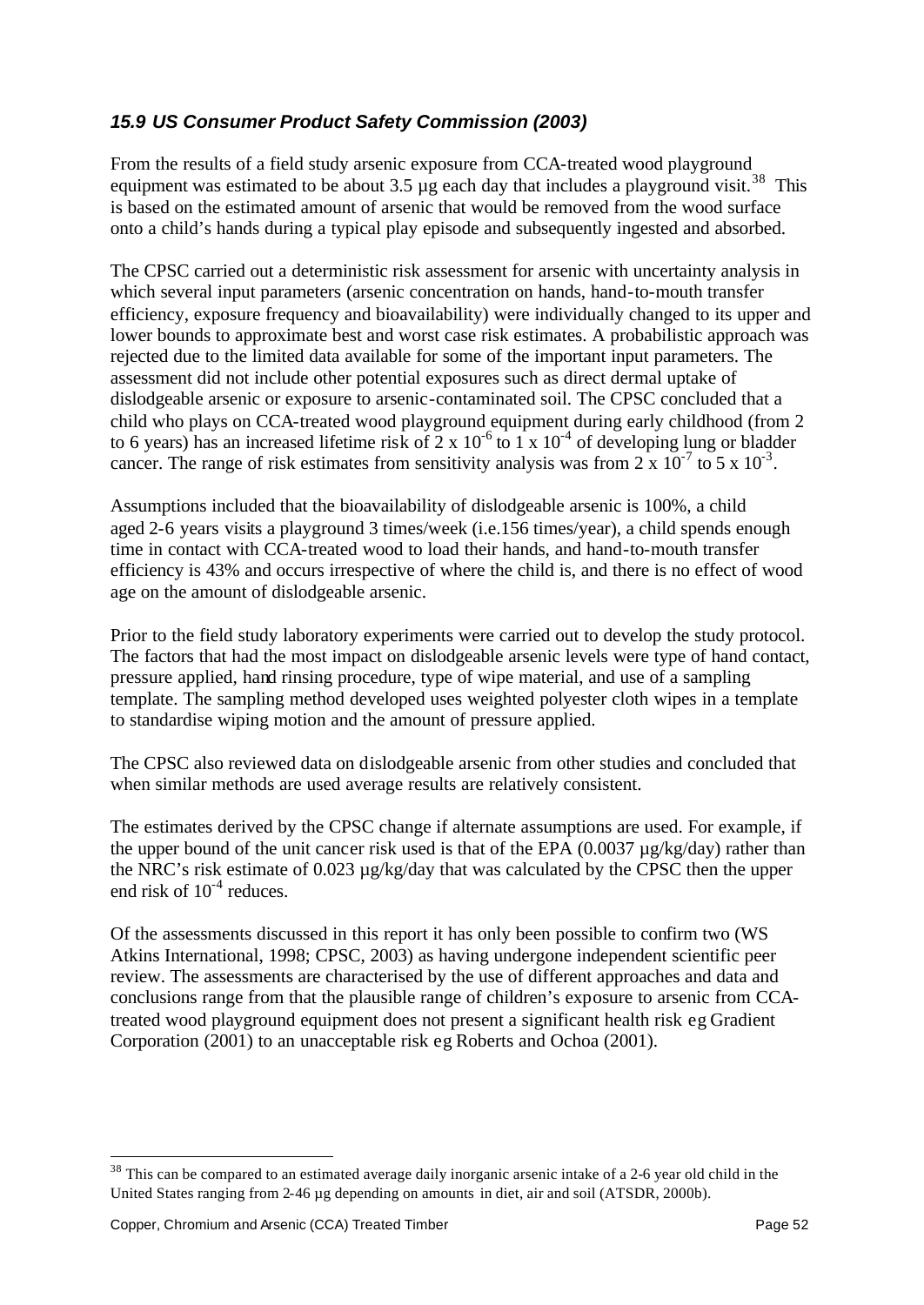### *15.9 US Consumer Product Safety Commission (2003)*

From the results of a field study arsenic exposure from CCA-treated wood playground equipment was estimated to be about 3.5 µg each day that includes a playground visit.[38] This is based on the estimated amount of arsenic that would be removed from the wood surface onto a child's hands during a typical play episode and subsequently ingested and absorbed.

The CPSC carried out a deterministic risk assessment for arsenic with uncertainty analysis in which several input parameters (arsenic concentration on hands, hand-to-mouth transfer efficiency, exposure frequency and bioavailability) were individually changed to its upper and lower bounds to approximate best and worst case risk estimates. A probabilistic approach was rejected due to the limited data available for some of the important input parameters. The assessment did not include other potential exposures such as direct dermal uptake of dislodgeable arsenic or exposure to arsenic-contaminated soil. The CPSC concluded that a child who plays on CCA-treated wood playground equipment during early childhood (from 2 to 6 years) has an increased lifetime risk of $2 \times 10^{-6}$ to $1 \times 10^{-4}$ of developing lung or bladder cancer. The range of risk estimates from sensitivity analysis was from $2 \times 10^{-7}$ to $5 \times 10^{-3}$.

Assumptions included that the bioavailability of dislodgeable arsenic is 100%, a child aged 2-6 years visits a playground 3 times/week (i.e.156 times/year), a child spends enough time in contact with CCA-treated wood to load their hands, and hand-to-mouth transfer efficiency is 43% and occurs irrespective of where the child is, and there is no effect of wood age on the amount of dislodgeable arsenic.

Prior to the field study laboratory experiments were carried out to develop the study protocol. The factors that had the most impact on dislodgeable arsenic levels were type of hand contact, pressure applied, hand rinsing procedure, type of wipe material, and use of a sampling template. The sampling method developed uses weighted polyester cloth wipes in a template to standardise wiping motion and the amount of pressure applied.

The CPSC also reviewed data on dislodgeable arsenic from other studies and concluded that when similar methods are used average results are relatively consistent.

The estimates derived by the CPSC change if alternate assumptions are used. For example, if the upper bound of the unit cancer risk used is that of the EPA (0.0037 µg/kg/day) rather than the NRC's risk estimate of 0.023 µg/kg/day that was calculated by the CPSC then the upper end risk of $10^{-4}$ reduces.

Of the assessments discussed in this report it has only been possible to confirm two (WS Atkins International, 1998; CPSC, 2003) as having undergone independent scientific peer review. The assessments are characterised by the use of different approaches and data and conclusions range from that the plausible range of children's exposure to arsenic from CCA-treated wood playground equipment does not present a significant health risk eg Gradient Corporation (2001) to an unacceptable risk eg Roberts and Ochoa (2001).

---

[38] This can be compared to an estimated average daily inorganic arsenic intake of a 2-6 year old child in the United States ranging from 2-46 µg depending on amounts in diet, air and soil (ATSDR, 2000b).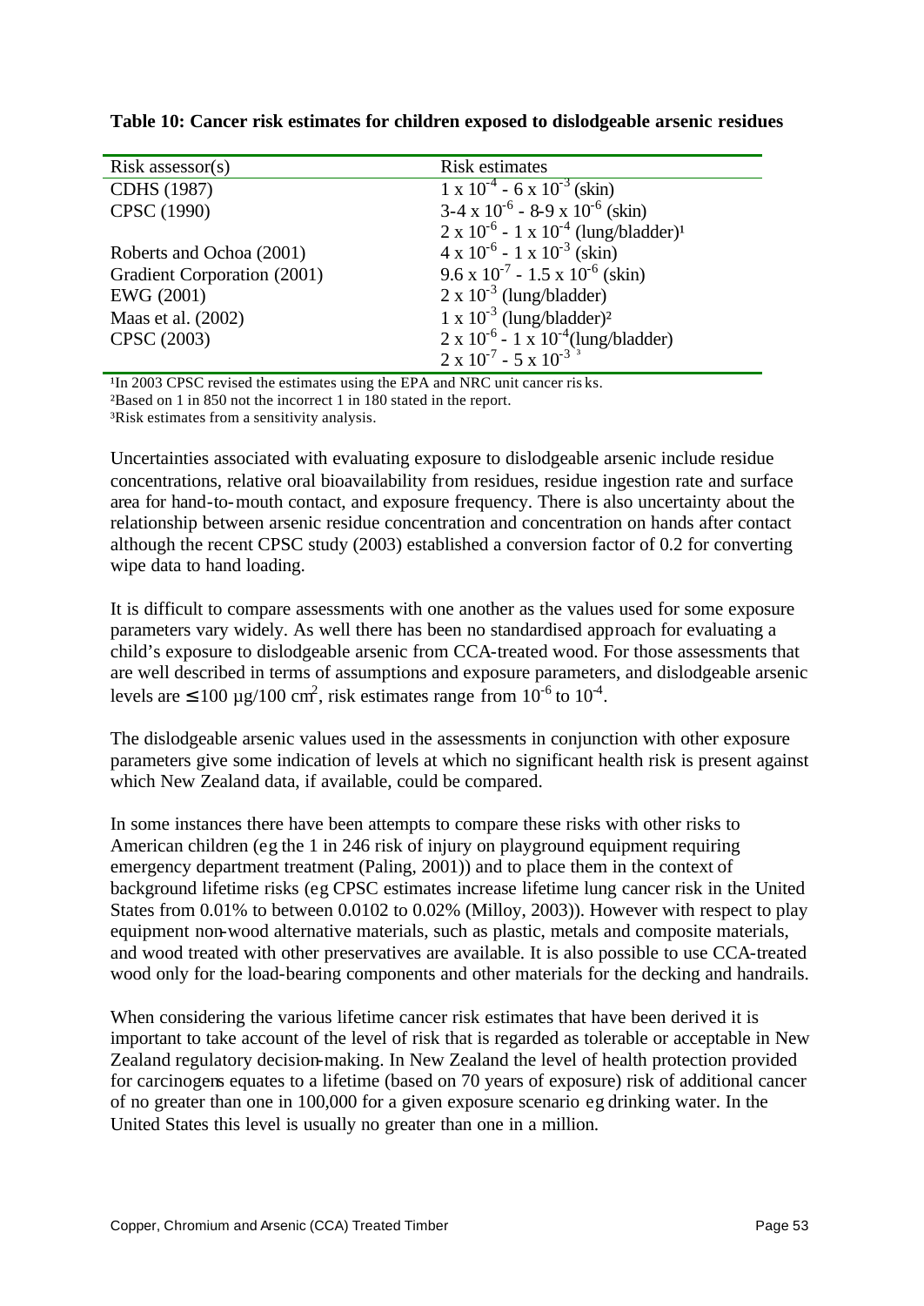**Table 10: Cancer risk estimates for children exposed to dislodgeable arsenic residues**

| Risk assessor(s) | Risk estimates |
| --- | --- |
| CDHS (1987) | $1 \times 10^{-4}$ - $6 \times 10^{-3}$ (skin) |
| CPSC (1990) | 3-4 $\times 10^{-6}$ - 8-9 $\times 10^{-6}$ (skin) |
| | $2 \times 10^{-6}$ - $1 \times 10^{-4}$ (lung/bladder)[1] |
| Roberts and Ochoa (2001) | $4 \times 10^{-6}$ - $1 \times 10^{-3}$ (skin) |
| Gradient Corporation (2001) | $9.6 \times 10^{-7}$ - $1.5 \times 10^{-6}$ (skin) |
| EWG (2001) | $2 \times 10^{-3}$ (lung/bladder) |
| Maas et al. (2002) | $1 \times 10^{-3}$ (lung/bladder)[2] |
| CPSC (2003) | $2 \times 10^{-6}$ - $1 \times 10^{-4}$(lung/bladder) |
| | $2 \times 10^{-7}$ - $5 \times 10^{-3}$ [3] |

[1]In 2003 CPSC revised the estimates using the EPA and NRC unit cancer ris ks.
[2]Based on 1 in 850 not the incorrect 1 in 180 stated in the report.
[3]Risk estimates from a sensitivity analysis.

Uncertainties associated with evaluating exposure to dislodgeable arsenic include residue concentrations, relative oral bioavailability from residues, residue ingestion rate and surface area for hand-to-mouth contact, and exposure frequency. There is also uncertainty about the relationship between arsenic residue concentration and concentration on hands after contact although the recent CPSC study (2003) established a conversion factor of 0.2 for converting wipe data to hand loading.

It is difficult to compare assessments with one another as the values used for some exposure parameters vary widely. As well there has been no standardised approach for evaluating a child's exposure to dislodgeable arsenic from CCA-treated wood. For those assessments that are well described in terms of assumptions and exposure parameters, and dislodgeable arsenic levels are $\leq 100$ µg/100 cm$^2$, risk estimates range from $10^{-6}$ to $10^{-4}$.

The dislodgeable arsenic values used in the assessments in conjunction with other exposure parameters give some indication of levels at which no significant health risk is present against which New Zealand data, if available, could be compared.

In some instances there have been attempts to compare these risks with other risks to American children (eg the 1 in 246 risk of injury on playground equipment requiring emergency department treatment (Paling, 2001)) and to place them in the context of background lifetime risks (eg CPSC estimates increase lifetime lung cancer risk in the United States from 0.01% to between 0.0102 to 0.02% (Milloy, 2003)). However with respect to play equipment non-wood alternative materials, such as plastic, metals and composite materials, and wood treated with other preservatives are available. It is also possible to use CCA-treated wood only for the load-bearing components and other materials for the decking and handrails.

When considering the various lifetime cancer risk estimates that have been derived it is important to take account of the level of risk that is regarded as tolerable or acceptable in New Zealand regulatory decision-making. In New Zealand the level of health protection provided for carcinogens equates to a lifetime (based on 70 years of exposure) risk of additional cancer of no greater than one in 100,000 for a given exposure scenario eg drinking water. In the United States this level is usually no greater than one in a million.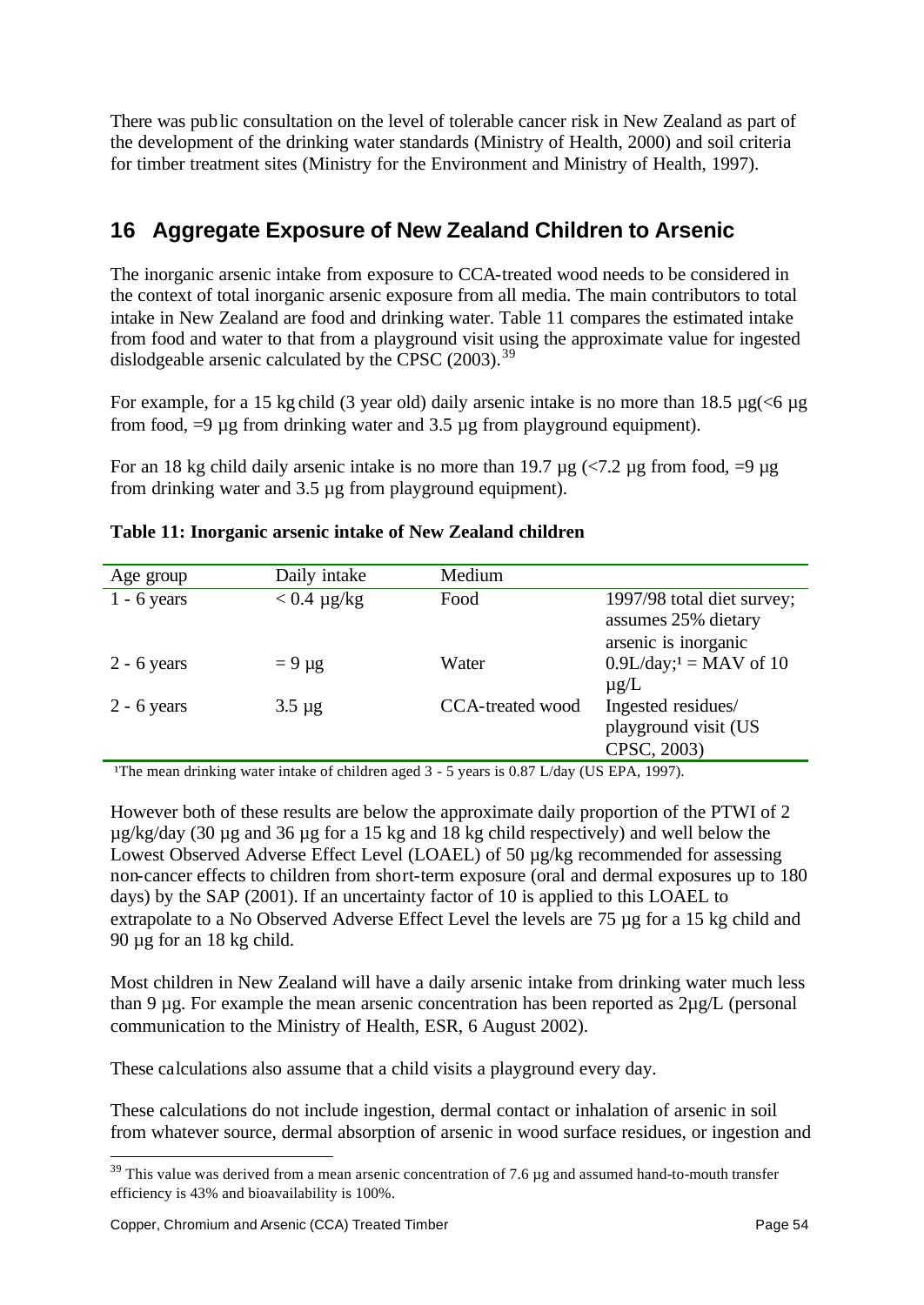There was public consultation on the level of tolerable cancer risk in New Zealand as part of the development of the drinking water standards (Ministry of Health, 2000) and soil criteria for timber treatment sites (Ministry for the Environment and Ministry of Health, 1997).

## 16 Aggregate Exposure of New Zealand Children to Arsenic

The inorganic arsenic intake from exposure to CCA-treated wood needs to be considered in the context of total inorganic arsenic exposure from all media. The main contributors to total intake in New Zealand are food and drinking water. Table 11 compares the estimated intake from food and water to that from a playground visit using the approximate value for ingested dislodgeable arsenic calculated by the CPSC (2003).[39]

For example, for a 15 kg child (3 year old) daily arsenic intake is no more than 18.5 µg(<6 µg from food, =9 µg from drinking water and 3.5 µg from playground equipment).

For an 18 kg child daily arsenic intake is no more than 19.7 µg (<7.2 µg from food, =9 µg from drinking water and 3.5 µg from playground equipment).

**Table 11: Inorganic arsenic intake of New Zealand children**

| Age group | Daily intake | Medium | |
|---|---|---|---|
| 1 - 6 years | < 0.4 µg/kg | Food | 1997/98 total diet survey; assumes 25% dietary arsenic is inorganic |
| 2 - 6 years | = 9 µg | Water | 0.9L/day;[1] = MAV of 10 µg/L |
| 2 - 6 years | 3.5 µg | CCA-treated wood | Ingested residues/ playground visit (US CPSC, 2003) |

[1]The mean drinking water intake of children aged 3 - 5 years is 0.87 L/day (US EPA, 1997).

However both of these results are below the approximate daily proportion of the PTWI of 2 µg/kg/day (30 µg and 36 µg for a 15 kg and 18 kg child respectively) and well below the Lowest Observed Adverse Effect Level (LOAEL) of 50 µg/kg recommended for assessing non-cancer effects to children from short-term exposure (oral and dermal exposures up to 180 days) by the SAP (2001). If an uncertainty factor of 10 is applied to this LOAEL to extrapolate to a No Observed Adverse Effect Level the levels are 75 µg for a 15 kg child and 90 µg for an 18 kg child.

Most children in New Zealand will have a daily arsenic intake from drinking water much less than 9 µg. For example the mean arsenic concentration has been reported as 2µg/L (personal communication to the Ministry of Health, ESR, 6 August 2002).

These calculations also assume that a child visits a playground every day.

These calculations do not include ingestion, dermal contact or inhalation of arsenic in soil from whatever source, dermal absorption of arsenic in wood surface residues, or ingestion and

[39] This value was derived from a mean arsenic concentration of 7.6 µg and assumed hand-to-mouth transfer efficiency is 43% and bioavailability is 100%.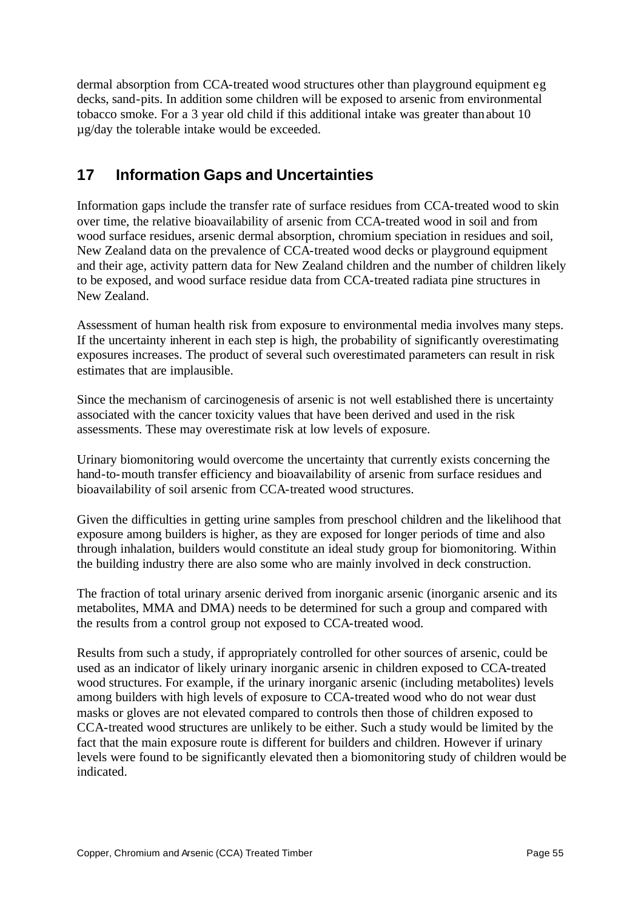dermal absorption from CCA-treated wood structures other than playground equipment eg decks, sand-pits. In addition some children will be exposed to arsenic from environmental tobacco smoke. For a 3 year old child if this additional intake was greater than about 10 µg/day the tolerable intake would be exceeded.

## 17 Information Gaps and Uncertainties

Information gaps include the transfer rate of surface residues from CCA-treated wood to skin over time, the relative bioavailability of arsenic from CCA-treated wood in soil and from wood surface residues, arsenic dermal absorption, chromium speciation in residues and soil, New Zealand data on the prevalence of CCA-treated wood decks or playground equipment and their age, activity pattern data for New Zealand children and the number of children likely to be exposed, and wood surface residue data from CCA-treated radiata pine structures in New Zealand.

Assessment of human health risk from exposure to environmental media involves many steps. If the uncertainty inherent in each step is high, the probability of significantly overestimating exposures increases. The product of several such overestimated parameters can result in risk estimates that are implausible.

Since the mechanism of carcinogenesis of arsenic is not well established there is uncertainty associated with the cancer toxicity values that have been derived and used in the risk assessments. These may overestimate risk at low levels of exposure.

Urinary biomonitoring would overcome the uncertainty that currently exists concerning the hand-to-mouth transfer efficiency and bioavailability of arsenic from surface residues and bioavailability of soil arsenic from CCA-treated wood structures.

Given the difficulties in getting urine samples from preschool children and the likelihood that exposure among builders is higher, as they are exposed for longer periods of time and also through inhalation, builders would constitute an ideal study group for biomonitoring. Within the building industry there are also some who are mainly involved in deck construction.

The fraction of total urinary arsenic derived from inorganic arsenic (inorganic arsenic and its metabolites, MMA and DMA) needs to be determined for such a group and compared with the results from a control group not exposed to CCA-treated wood.

Results from such a study, if appropriately controlled for other sources of arsenic, could be used as an indicator of likely urinary inorganic arsenic in children exposed to CCA-treated wood structures. For example, if the urinary inorganic arsenic (including metabolites) levels among builders with high levels of exposure to CCA-treated wood who do not wear dust masks or gloves are not elevated compared to controls then those of children exposed to CCA-treated wood structures are unlikely to be either. Such a study would be limited by the fact that the main exposure route is different for builders and children. However if urinary levels were found to be significantly elevated then a biomonitoring study of children would be indicated.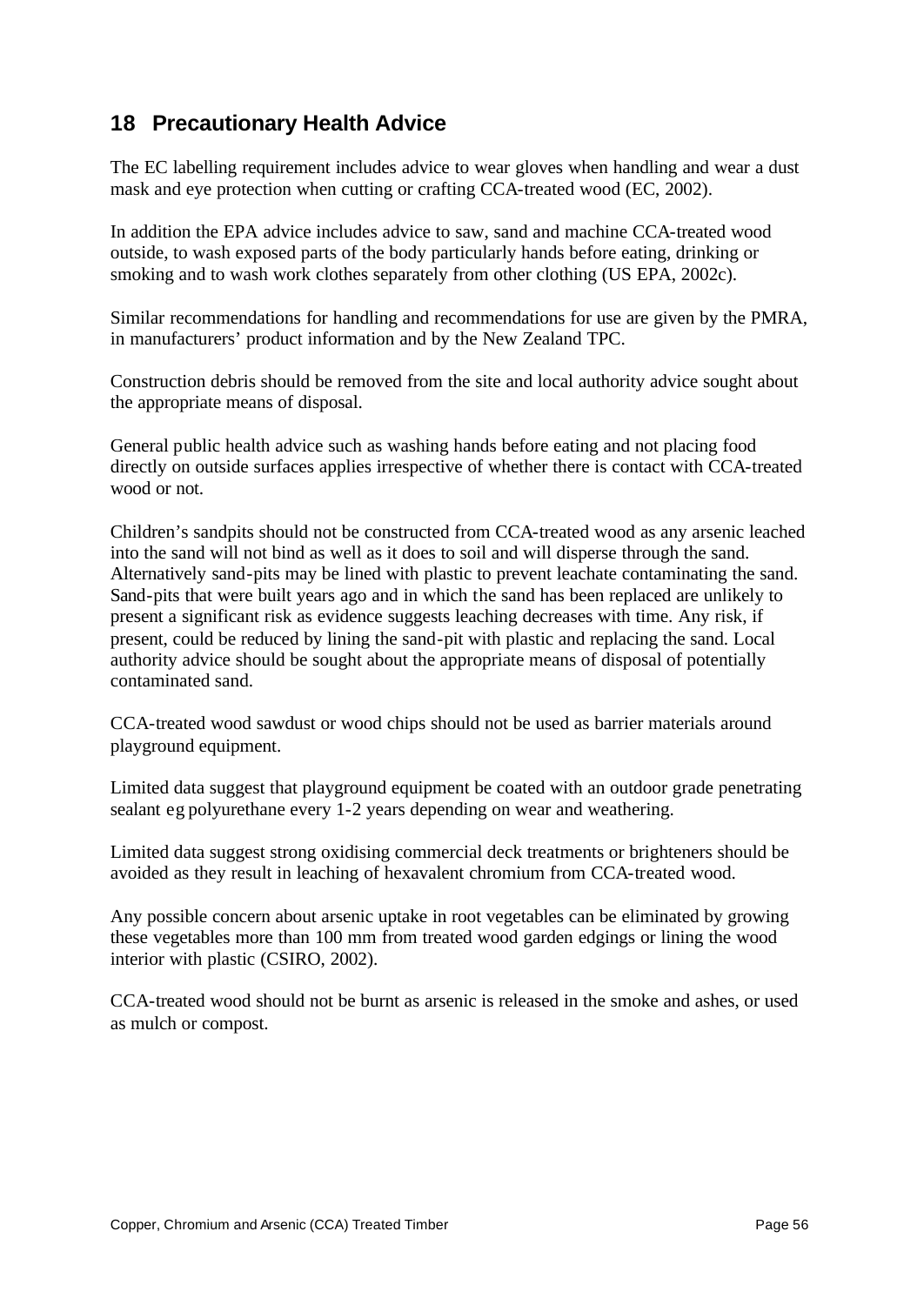## 18 Precautionary Health Advice

The EC labelling requirement includes advice to wear gloves when handling and wear a dust mask and eye protection when cutting or crafting CCA-treated wood (EC, 2002).

In addition the EPA advice includes advice to saw, sand and machine CCA-treated wood outside, to wash exposed parts of the body particularly hands before eating, drinking or smoking and to wash work clothes separately from other clothing (US EPA, 2002c).

Similar recommendations for handling and recommendations for use are given by the PMRA, in manufacturers' product information and by the New Zealand TPC.

Construction debris should be removed from the site and local authority advice sought about the appropriate means of disposal.

General public health advice such as washing hands before eating and not placing food directly on outside surfaces applies irrespective of whether there is contact with CCA-treated wood or not.

Children's sandpits should not be constructed from CCA-treated wood as any arsenic leached into the sand will not bind as well as it does to soil and will disperse through the sand. Alternatively sand-pits may be lined with plastic to prevent leachate contaminating the sand. Sand-pits that were built years ago and in which the sand has been replaced are unlikely to present a significant risk as evidence suggests leaching decreases with time. Any risk, if present, could be reduced by lining the sand-pit with plastic and replacing the sand. Local authority advice should be sought about the appropriate means of disposal of potentially contaminated sand.

CCA-treated wood sawdust or wood chips should not be used as barrier materials around playground equipment.

Limited data suggest that playground equipment be coated with an outdoor grade penetrating sealant eg polyurethane every 1-2 years depending on wear and weathering.

Limited data suggest strong oxidising commercial deck treatments or brighteners should be avoided as they result in leaching of hexavalent chromium from CCA-treated wood.

Any possible concern about arsenic uptake in root vegetables can be eliminated by growing these vegetables more than 100 mm from treated wood garden edgings or lining the wood interior with plastic (CSIRO, 2002).

CCA-treated wood should not be burnt as arsenic is released in the smoke and ashes, or used as mulch or compost.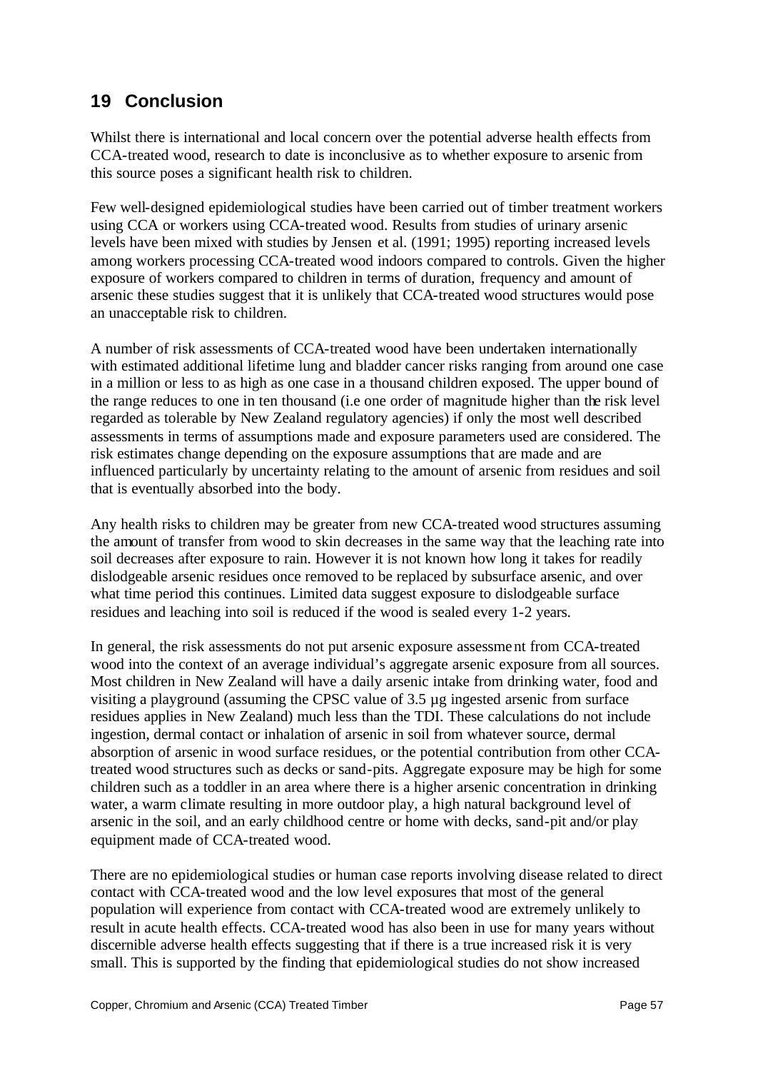## 19 Conclusion

Whilst there is international and local concern over the potential adverse health effects from CCA-treated wood, research to date is inconclusive as to whether exposure to arsenic from this source poses a significant health risk to children.

Few well-designed epidemiological studies have been carried out of timber treatment workers using CCA or workers using CCA-treated wood. Results from studies of urinary arsenic levels have been mixed with studies by Jensen et al. (1991; 1995) reporting increased levels among workers processing CCA-treated wood indoors compared to controls. Given the higher exposure of workers compared to children in terms of duration, frequency and amount of arsenic these studies suggest that it is unlikely that CCA-treated wood structures would pose an unacceptable risk to children.

A number of risk assessments of CCA-treated wood have been undertaken internationally with estimated additional lifetime lung and bladder cancer risks ranging from around one case in a million or less to as high as one case in a thousand children exposed. The upper bound of the range reduces to one in ten thousand (i.e one order of magnitude higher than the risk level regarded as tolerable by New Zealand regulatory agencies) if only the most well described assessments in terms of assumptions made and exposure parameters used are considered. The risk estimates change depending on the exposure assumptions that are made and are influenced particularly by uncertainty relating to the amount of arsenic from residues and soil that is eventually absorbed into the body.

Any health risks to children may be greater from new CCA-treated wood structures assuming the amount of transfer from wood to skin decreases in the same way that the leaching rate into soil decreases after exposure to rain. However it is not known how long it takes for readily dislodgeable arsenic residues once removed to be replaced by subsurface arsenic, and over what time period this continues. Limited data suggest exposure to dislodgeable surface residues and leaching into soil is reduced if the wood is sealed every 1-2 years.

In general, the risk assessments do not put arsenic exposure assessment from CCA-treated wood into the context of an average individual's aggregate arsenic exposure from all sources. Most children in New Zealand will have a daily arsenic intake from drinking water, food and visiting a playground (assuming the CPSC value of 3.5 µg ingested arsenic from surface residues applies in New Zealand) much less than the TDI. These calculations do not include ingestion, dermal contact or inhalation of arsenic in soil from whatever source, dermal absorption of arsenic in wood surface residues, or the potential contribution from other CCA-treated wood structures such as decks or sand-pits. Aggregate exposure may be high for some children such as a toddler in an area where there is a higher arsenic concentration in drinking water, a warm climate resulting in more outdoor play, a high natural background level of arsenic in the soil, and an early childhood centre or home with decks, sand-pit and/or play equipment made of CCA-treated wood.

There are no epidemiological studies or human case reports involving disease related to direct contact with CCA-treated wood and the low level exposures that most of the general population will experience from contact with CCA-treated wood are extremely unlikely to result in acute health effects. CCA-treated wood has also been in use for many years without discernible adverse health effects suggesting that if there is a true increased risk it is very small. This is supported by the finding that epidemiological studies do not show increased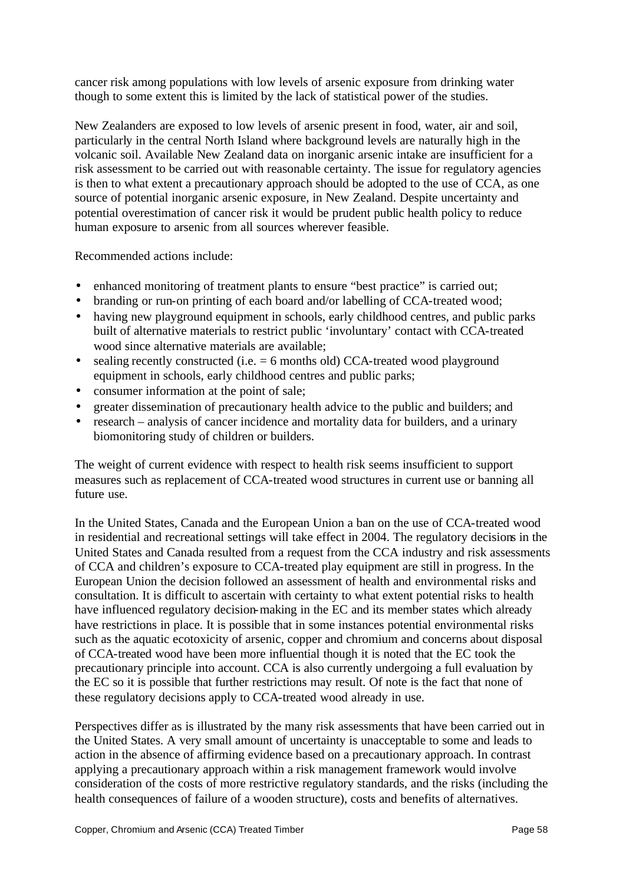cancer risk among populations with low levels of arsenic exposure from drinking water though to some extent this is limited by the lack of statistical power of the studies.

New Zealanders are exposed to low levels of arsenic present in food, water, air and soil, particularly in the central North Island where background levels are naturally high in the volcanic soil. Available New Zealand data on inorganic arsenic intake are insufficient for a risk assessment to be carried out with reasonable certainty. The issue for regulatory agencies is then to what extent a precautionary approach should be adopted to the use of CCA, as one source of potential inorganic arsenic exposure, in New Zealand. Despite uncertainty and potential overestimation of cancer risk it would be prudent public health policy to reduce human exposure to arsenic from all sources wherever feasible.

Recommended actions include:

- enhanced monitoring of treatment plants to ensure "best practice" is carried out;
- branding or run-on printing of each board and/or labelling of CCA-treated wood;
- having new playground equipment in schools, early childhood centres, and public parks built of alternative materials to restrict public 'involuntary' contact with CCA-treated wood since alternative materials are available;
- sealing recently constructed (i.e. = 6 months old) CCA-treated wood playground equipment in schools, early childhood centres and public parks;
- consumer information at the point of sale;
- greater dissemination of precautionary health advice to the public and builders; and
- research – analysis of cancer incidence and mortality data for builders, and a urinary biomonitoring study of children or builders.

The weight of current evidence with respect to health risk seems insufficient to support measures such as replacement of CCA-treated wood structures in current use or banning all future use.

In the United States, Canada and the European Union a ban on the use of CCA-treated wood in residential and recreational settings will take effect in 2004. The regulatory decisions in the United States and Canada resulted from a request from the CCA industry and risk assessments of CCA and children's exposure to CCA-treated play equipment are still in progress. In the European Union the decision followed an assessment of health and environmental risks and consultation. It is difficult to ascertain with certainty to what extent potential risks to health have influenced regulatory decision-making in the EC and its member states which already have restrictions in place. It is possible that in some instances potential environmental risks such as the aquatic ecotoxicity of arsenic, copper and chromium and concerns about disposal of CCA-treated wood have been more influential though it is noted that the EC took the precautionary principle into account. CCA is also currently undergoing a full evaluation by the EC so it is possible that further restrictions may result. Of note is the fact that none of these regulatory decisions apply to CCA-treated wood already in use.

Perspectives differ as is illustrated by the many risk assessments that have been carried out in the United States. A very small amount of uncertainty is unacceptable to some and leads to action in the absence of affirming evidence based on a precautionary approach. In contrast applying a precautionary approach within a risk management framework would involve consideration of the costs of more restrictive regulatory standards, and the risks (including the health consequences of failure of a wooden structure), costs and benefits of alternatives.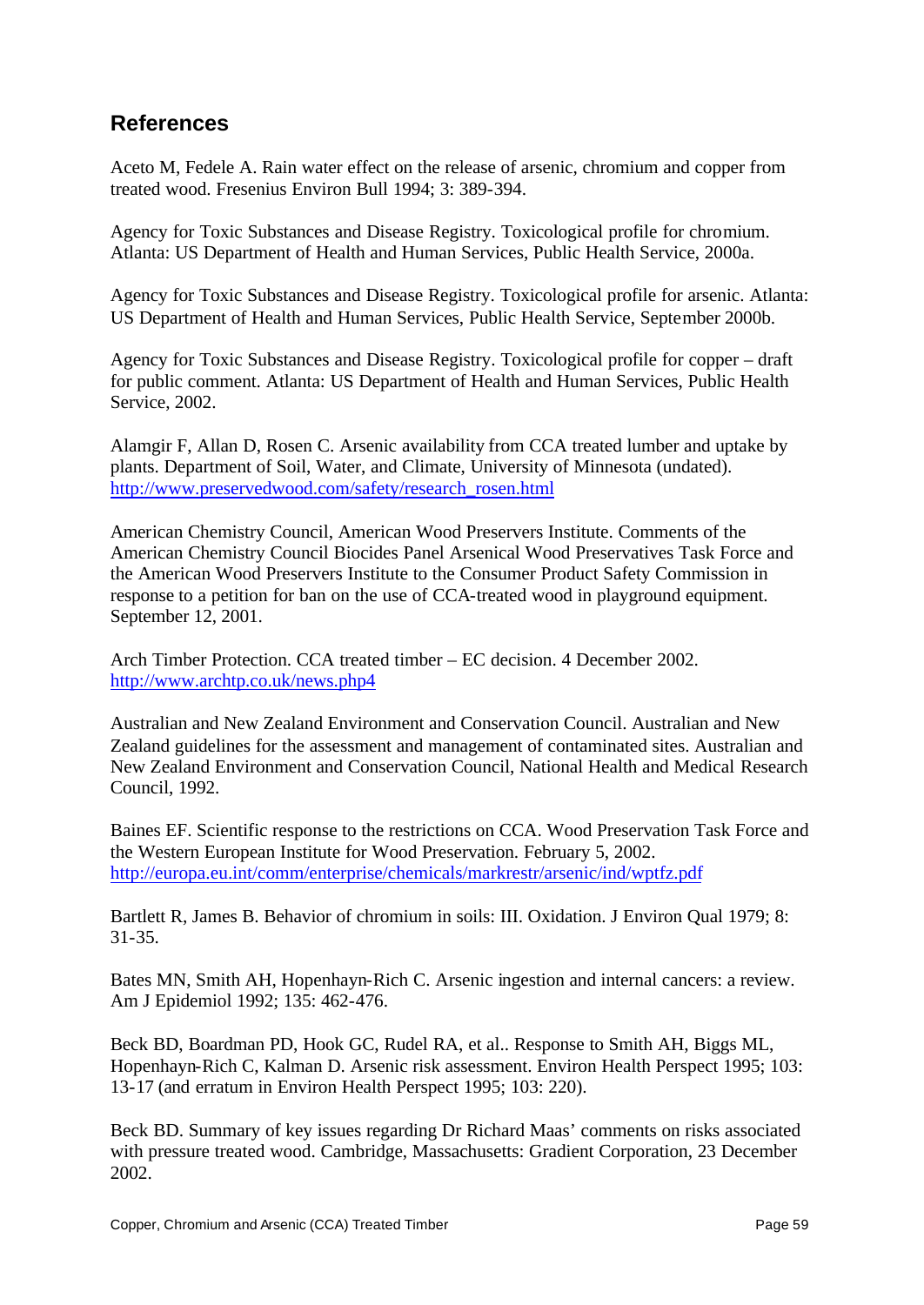## References

Aceto M, Fedele A. Rain water effect on the release of arsenic, chromium and copper from treated wood. Fresenius Environ Bull 1994; 3: 389-394.

Agency for Toxic Substances and Disease Registry. Toxicological profile for chromium. Atlanta: US Department of Health and Human Services, Public Health Service, 2000a.

Agency for Toxic Substances and Disease Registry. Toxicological profile for arsenic. Atlanta: US Department of Health and Human Services, Public Health Service, September 2000b.

Agency for Toxic Substances and Disease Registry. Toxicological profile for copper – draft for public comment. Atlanta: US Department of Health and Human Services, Public Health Service, 2002.

Alamgir F, Allan D, Rosen C. Arsenic availability from CCA treated lumber and uptake by plants. Department of Soil, Water, and Climate, University of Minnesota (undated). http://www.preservedwood.com/safety/research_rosen.html

American Chemistry Council, American Wood Preservers Institute. Comments of the American Chemistry Council Biocides Panel Arsenical Wood Preservatives Task Force and the American Wood Preservers Institute to the Consumer Product Safety Commission in response to a petition for ban on the use of CCA-treated wood in playground equipment. September 12, 2001.

Arch Timber Protection. CCA treated timber – EC decision. 4 December 2002. http://www.archtp.co.uk/news.php4

Australian and New Zealand Environment and Conservation Council. Australian and New Zealand guidelines for the assessment and management of contaminated sites. Australian and New Zealand Environment and Conservation Council, National Health and Medical Research Council, 1992.

Baines EF. Scientific response to the restrictions on CCA. Wood Preservation Task Force and the Western European Institute for Wood Preservation. February 5, 2002. http://europa.eu.int/comm/enterprise/chemicals/markrestr/arsenic/ind/wptfz.pdf

Bartlett R, James B. Behavior of chromium in soils: III. Oxidation. J Environ Qual 1979; 8: 31-35.

Bates MN, Smith AH, Hopenhayn-Rich C. Arsenic ingestion and internal cancers: a review. Am J Epidemiol 1992; 135: 462-476.

Beck BD, Boardman PD, Hook GC, Rudel RA, et al.. Response to Smith AH, Biggs ML, Hopenhayn-Rich C, Kalman D. Arsenic risk assessment. Environ Health Perspect 1995; 103: 13-17 (and erratum in Environ Health Perspect 1995; 103: 220).

Beck BD. Summary of key issues regarding Dr Richard Maas' comments on risks associated with pressure treated wood. Cambridge, Massachusetts: Gradient Corporation, 23 December 2002.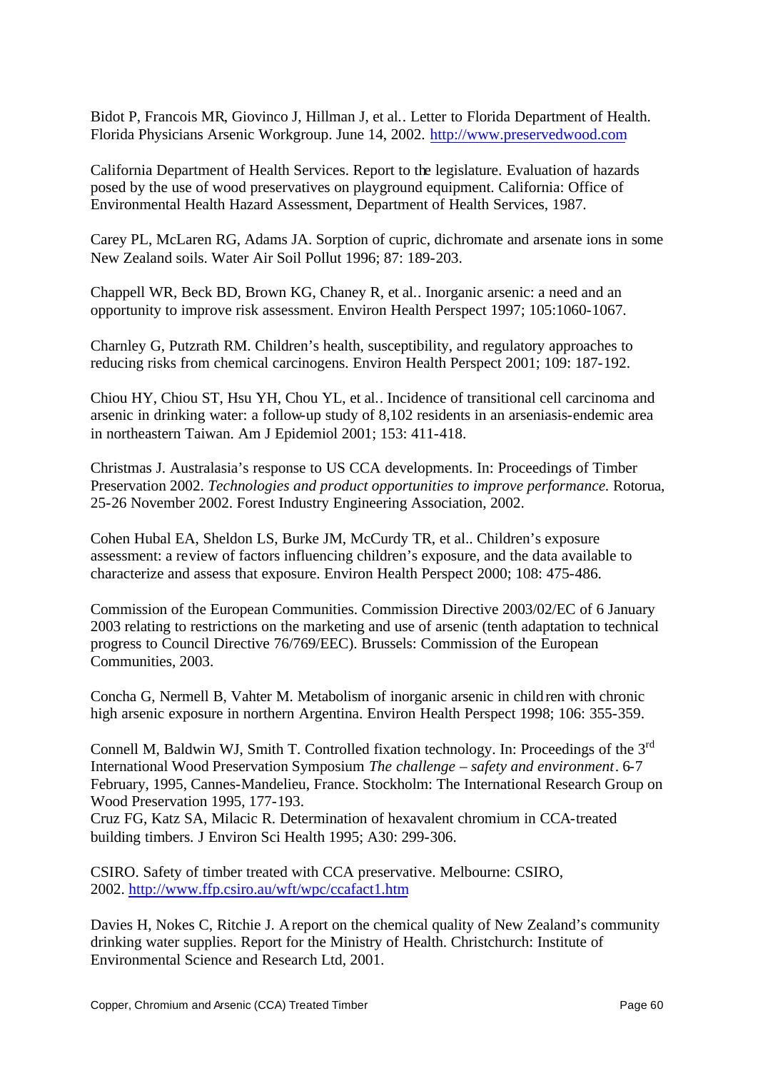Bidot P, Francois MR, Giovinco J, Hillman J, et al.. Letter to Florida Department of Health. Florida Physicians Arsenic Workgroup. June 14, 2002. http://www.preservedwood.com

California Department of Health Services. Report to the legislature. Evaluation of hazards posed by the use of wood preservatives on playground equipment. California: Office of Environmental Health Hazard Assessment, Department of Health Services, 1987.

Carey PL, McLaren RG, Adams JA. Sorption of cupric, dichromate and arsenate ions in some New Zealand soils. Water Air Soil Pollut 1996; 87: 189-203.

Chappell WR, Beck BD, Brown KG, Chaney R, et al.. Inorganic arsenic: a need and an opportunity to improve risk assessment. Environ Health Perspect 1997; 105:1060-1067.

Charnley G, Putzrath RM. Children's health, susceptibility, and regulatory approaches to reducing risks from chemical carcinogens. Environ Health Perspect 2001; 109: 187-192.

Chiou HY, Chiou ST, Hsu YH, Chou YL, et al.. Incidence of transitional cell carcinoma and arsenic in drinking water: a follow-up study of 8,102 residents in an arseniasis-endemic area in northeastern Taiwan. Am J Epidemiol 2001; 153: 411-418.

Christmas J. Australasia's response to US CCA developments. In: Proceedings of Timber Preservation 2002. *Technologies and product opportunities to improve performance.* Rotorua, 25-26 November 2002. Forest Industry Engineering Association, 2002.

Cohen Hubal EA, Sheldon LS, Burke JM, McCurdy TR, et al.. Children's exposure assessment: a review of factors influencing children's exposure, and the data available to characterize and assess that exposure. Environ Health Perspect 2000; 108: 475-486.

Commission of the European Communities. Commission Directive 2003/02/EC of 6 January 2003 relating to restrictions on the marketing and use of arsenic (tenth adaptation to technical progress to Council Directive 76/769/EEC). Brussels: Commission of the European Communities, 2003.

Concha G, Nermell B, Vahter M. Metabolism of inorganic arsenic in children with chronic high arsenic exposure in northern Argentina. Environ Health Perspect 1998; 106: 355-359.

Connell M, Baldwin WJ, Smith T. Controlled fixation technology. In: Proceedings of the 3rd International Wood Preservation Symposium *The challenge – safety and environment*. 6-7 February, 1995, Cannes-Mandelieu, France. Stockholm: The International Research Group on Wood Preservation 1995, 177-193.

Cruz FG, Katz SA, Milacic R. Determination of hexavalent chromium in CCA-treated building timbers. J Environ Sci Health 1995; A30: 299-306.

CSIRO. Safety of timber treated with CCA preservative. Melbourne: CSIRO, 2002. http://www.ffp.csiro.au/wft/wpc/ccafact1.htm

Davies H, Nokes C, Ritchie J. A report on the chemical quality of New Zealand's community drinking water supplies. Report for the Ministry of Health. Christchurch: Institute of Environmental Science and Research Ltd, 2001.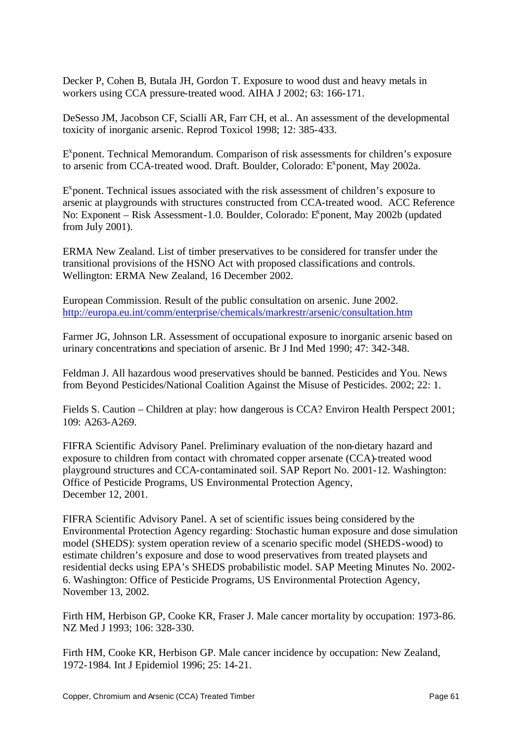Decker P, Cohen B, Butala JH, Gordon T. Exposure to wood dust and heavy metals in workers using CCA pressure-treated wood. AIHA J 2002; 63: 166-171.

DeSesso JM, Jacobson CF, Scialli AR, Farr CH, et al.. An assessment of the developmental toxicity of inorganic arsenic. Reprod Toxicol 1998; 12: 385-433.

E$^x$ponent. Technical Memorandum. Comparison of risk assessments for children's exposure to arsenic from CCA-treated wood. Draft. Boulder, Colorado: E$^x$ponent, May 2002a.

E$^x$ponent. Technical issues associated with the risk assessment of children's exposure to arsenic at playgrounds with structures constructed from CCA-treated wood. ACC Reference No: Exponent – Risk Assessment-1.0. Boulder, Colorado: E$^x$ponent, May 2002b (updated from July 2001).

ERMA New Zealand. List of timber preservatives to be considered for transfer under the transitional provisions of the HSNO Act with proposed classifications and controls. Wellington: ERMA New Zealand, 16 December 2002.

European Commission. Result of the public consultation on arsenic. June 2002. http://europa.eu.int/comm/enterprise/chemicals/markrestr/arsenic/consultation.htm

Farmer JG, Johnson LR. Assessment of occupational exposure to inorganic arsenic based on urinary concentrations and speciation of arsenic. Br J Ind Med 1990; 47: 342-348.

Feldman J. All hazardous wood preservatives should be banned. Pesticides and You. News from Beyond Pesticides/National Coalition Against the Misuse of Pesticides. 2002; 22: 1.

Fields S. Caution – Children at play: how dangerous is CCA? Environ Health Perspect 2001; 109: A263-A269.

FIFRA Scientific Advisory Panel. Preliminary evaluation of the non-dietary hazard and exposure to children from contact with chromated copper arsenate (CCA)-treated wood playground structures and CCA-contaminated soil. SAP Report No. 2001-12. Washington: Office of Pesticide Programs, US Environmental Protection Agency, December 12, 2001.

FIFRA Scientific Advisory Panel. A set of scientific issues being considered by the Environmental Protection Agency regarding: Stochastic human exposure and dose simulation model (SHEDS): system operation review of a scenario specific model (SHEDS-wood) to estimate children's exposure and dose to wood preservatives from treated playsets and residential decks using EPA's SHEDS probabilistic model. SAP Meeting Minutes No. 2002-6. Washington: Office of Pesticide Programs, US Environmental Protection Agency, November 13, 2002.

Firth HM, Herbison GP, Cooke KR, Fraser J. Male cancer mortality by occupation: 1973-86. NZ Med J 1993; 106: 328-330.

Firth HM, Cooke KR, Herbison GP. Male cancer incidence by occupation: New Zealand, 1972-1984. Int J Epidemiol 1996; 25: 14-21.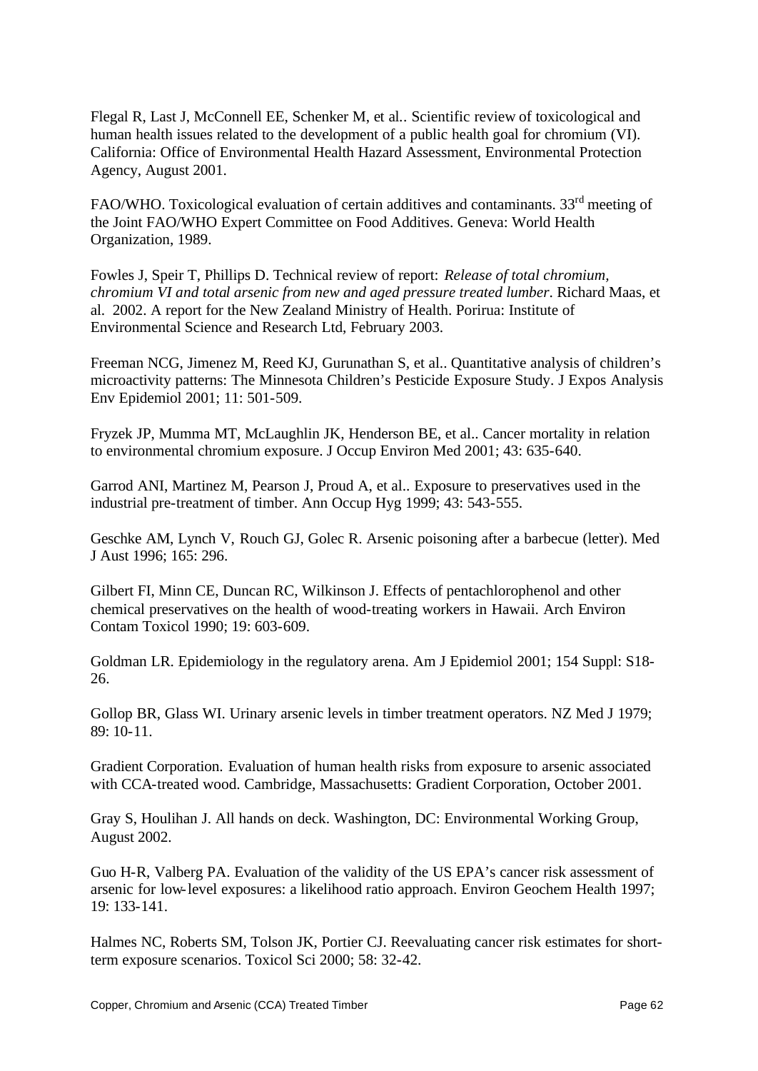Flegal R, Last J, McConnell EE, Schenker M, et al.. Scientific review of toxicological and human health issues related to the development of a public health goal for chromium (VI). California: Office of Environmental Health Hazard Assessment, Environmental Protection Agency, August 2001.

FAO/WHO. Toxicological evaluation of certain additives and contaminants. 33rd meeting of the Joint FAO/WHO Expert Committee on Food Additives. Geneva: World Health Organization, 1989.

Fowles J, Speir T, Phillips D. Technical review of report: *Release of total chromium, chromium VI and total arsenic from new and aged pressure treated lumber*. Richard Maas, et al. 2002. A report for the New Zealand Ministry of Health. Porirua: Institute of Environmental Science and Research Ltd, February 2003.

Freeman NCG, Jimenez M, Reed KJ, Gurunathan S, et al.. Quantitative analysis of children's microactivity patterns: The Minnesota Children's Pesticide Exposure Study. J Expos Analysis Env Epidemiol 2001; 11: 501-509.

Fryzek JP, Mumma MT, McLaughlin JK, Henderson BE, et al.. Cancer mortality in relation to environmental chromium exposure. J Occup Environ Med 2001; 43: 635-640.

Garrod ANI, Martinez M, Pearson J, Proud A, et al.. Exposure to preservatives used in the industrial pre-treatment of timber. Ann Occup Hyg 1999; 43: 543-555.

Geschke AM, Lynch V, Rouch GJ, Golec R. Arsenic poisoning after a barbecue (letter). Med J Aust 1996; 165: 296.

Gilbert FI, Minn CE, Duncan RC, Wilkinson J. Effects of pentachlorophenol and other chemical preservatives on the health of wood-treating workers in Hawaii. Arch Environ Contam Toxicol 1990; 19: 603-609.

Goldman LR. Epidemiology in the regulatory arena. Am J Epidemiol 2001; 154 Suppl: S18-26.

Gollop BR, Glass WI. Urinary arsenic levels in timber treatment operators. NZ Med J 1979; 89: 10-11.

Gradient Corporation. Evaluation of human health risks from exposure to arsenic associated with CCA-treated wood. Cambridge, Massachusetts: Gradient Corporation, October 2001.

Gray S, Houlihan J. All hands on deck. Washington, DC: Environmental Working Group, August 2002.

Guo H-R, Valberg PA. Evaluation of the validity of the US EPA's cancer risk assessment of arsenic for low-level exposures: a likelihood ratio approach. Environ Geochem Health 1997; 19: 133-141.

Halmes NC, Roberts SM, Tolson JK, Portier CJ. Reevaluating cancer risk estimates for short-term exposure scenarios. Toxicol Sci 2000; 58: 32-42.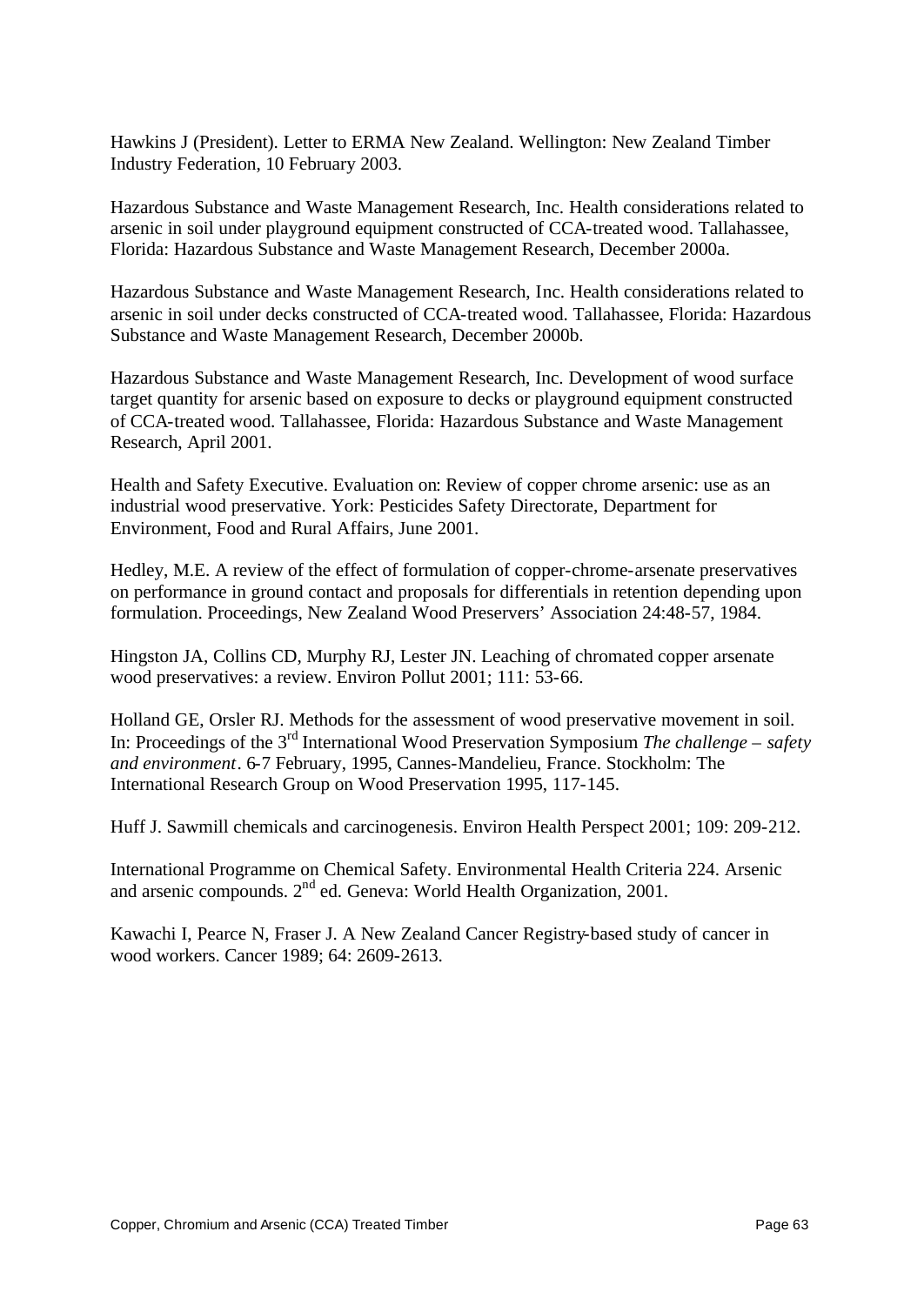Hawkins J (President). Letter to ERMA New Zealand. Wellington: New Zealand Timber Industry Federation, 10 February 2003.

Hazardous Substance and Waste Management Research, Inc. Health considerations related to arsenic in soil under playground equipment constructed of CCA-treated wood. Tallahassee, Florida: Hazardous Substance and Waste Management Research, December 2000a.

Hazardous Substance and Waste Management Research, Inc. Health considerations related to arsenic in soil under decks constructed of CCA-treated wood. Tallahassee, Florida: Hazardous Substance and Waste Management Research, December 2000b.

Hazardous Substance and Waste Management Research, Inc. Development of wood surface target quantity for arsenic based on exposure to decks or playground equipment constructed of CCA-treated wood. Tallahassee, Florida: Hazardous Substance and Waste Management Research, April 2001.

Health and Safety Executive. Evaluation on: Review of copper chrome arsenic: use as an industrial wood preservative. York: Pesticides Safety Directorate, Department for Environment, Food and Rural Affairs, June 2001.

Hedley, M.E. A review of the effect of formulation of copper-chrome-arsenate preservatives on performance in ground contact and proposals for differentials in retention depending upon formulation. Proceedings, New Zealand Wood Preservers' Association 24:48-57, 1984.

Hingston JA, Collins CD, Murphy RJ, Lester JN. Leaching of chromated copper arsenate wood preservatives: a review. Environ Pollut 2001; 111: 53-66.

Holland GE, Orsler RJ. Methods for the assessment of wood preservative movement in soil. In: Proceedings of the 3rd International Wood Preservation Symposium *The challenge – safety and environment*. 6-7 February, 1995, Cannes-Mandelieu, France. Stockholm: The International Research Group on Wood Preservation 1995, 117-145.

Huff J. Sawmill chemicals and carcinogenesis. Environ Health Perspect 2001; 109: 209-212.

International Programme on Chemical Safety. Environmental Health Criteria 224. Arsenic and arsenic compounds. 2nd ed. Geneva: World Health Organization, 2001.

Kawachi I, Pearce N, Fraser J. A New Zealand Cancer Registry-based study of cancer in wood workers. Cancer 1989; 64: 2609-2613.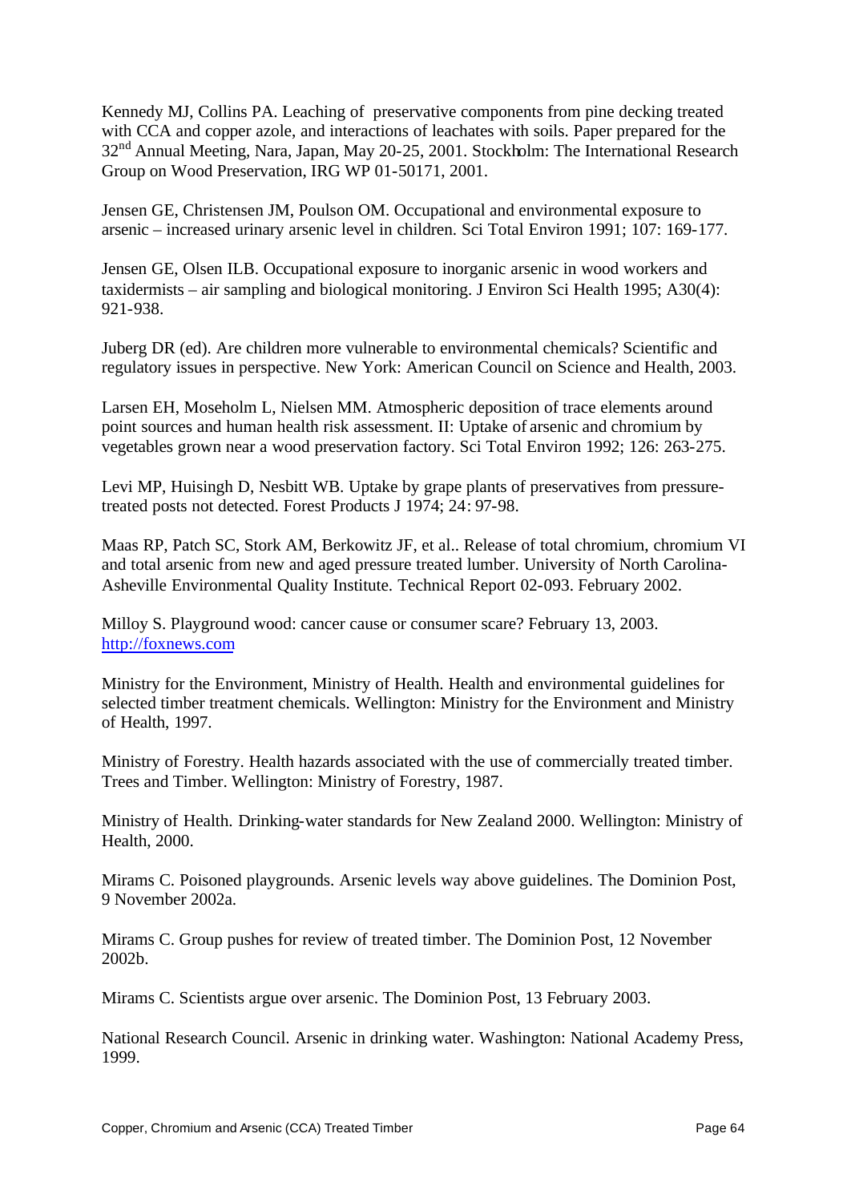Kennedy MJ, Collins PA. Leaching of preservative components from pine decking treated with CCA and copper azole, and interactions of leachates with soils. Paper prepared for the 32nd Annual Meeting, Nara, Japan, May 20-25, 2001. Stockholm: The International Research Group on Wood Preservation, IRG WP 01-50171, 2001.

Jensen GE, Christensen JM, Poulson OM. Occupational and environmental exposure to arsenic – increased urinary arsenic level in children. Sci Total Environ 1991; 107: 169-177.

Jensen GE, Olsen ILB. Occupational exposure to inorganic arsenic in wood workers and taxidermists – air sampling and biological monitoring. J Environ Sci Health 1995; A30(4): 921-938.

Juberg DR (ed). Are children more vulnerable to environmental chemicals? Scientific and regulatory issues in perspective. New York: American Council on Science and Health, 2003.

Larsen EH, Moseholm L, Nielsen MM. Atmospheric deposition of trace elements around point sources and human health risk assessment. II: Uptake of arsenic and chromium by vegetables grown near a wood preservation factory. Sci Total Environ 1992; 126: 263-275.

Levi MP, Huisingh D, Nesbitt WB. Uptake by grape plants of preservatives from pressure-treated posts not detected. Forest Products J 1974; 24: 97-98.

Maas RP, Patch SC, Stork AM, Berkowitz JF, et al.. Release of total chromium, chromium VI and total arsenic from new and aged pressure treated lumber. University of North Carolina-Asheville Environmental Quality Institute. Technical Report 02-093. February 2002.

Milloy S. Playground wood: cancer cause or consumer scare? February 13, 2003. http://foxnews.com

Ministry for the Environment, Ministry of Health. Health and environmental guidelines for selected timber treatment chemicals. Wellington: Ministry for the Environment and Ministry of Health, 1997.

Ministry of Forestry. Health hazards associated with the use of commercially treated timber. Trees and Timber. Wellington: Ministry of Forestry, 1987.

Ministry of Health. Drinking-water standards for New Zealand 2000. Wellington: Ministry of Health, 2000.

Mirams C. Poisoned playgrounds. Arsenic levels way above guidelines. The Dominion Post, 9 November 2002a.

Mirams C. Group pushes for review of treated timber. The Dominion Post, 12 November 2002b.

Mirams C. Scientists argue over arsenic. The Dominion Post, 13 February 2003.

National Research Council. Arsenic in drinking water. Washington: National Academy Press, 1999.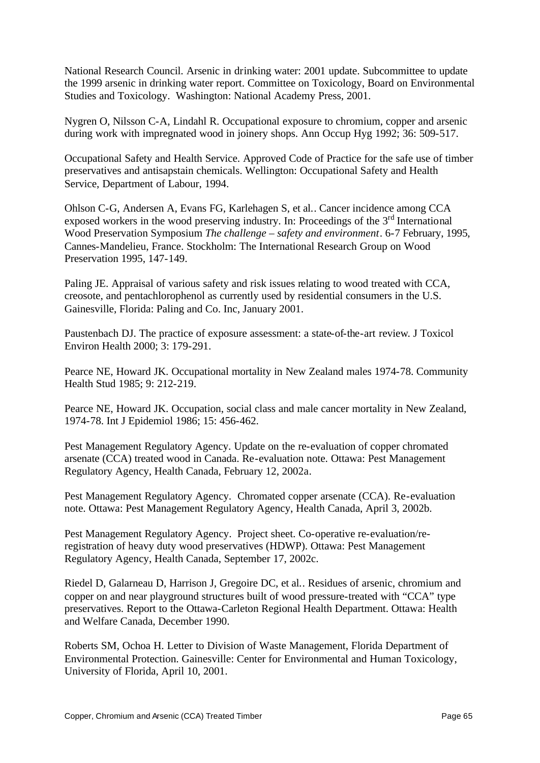National Research Council. Arsenic in drinking water: 2001 update. Subcommittee to update the 1999 arsenic in drinking water report. Committee on Toxicology, Board on Environmental Studies and Toxicology. Washington: National Academy Press, 2001.

Nygren O, Nilsson C-A, Lindahl R. Occupational exposure to chromium, copper and arsenic during work with impregnated wood in joinery shops. Ann Occup Hyg 1992; 36: 509-517.

Occupational Safety and Health Service. Approved Code of Practice for the safe use of timber preservatives and antisapstain chemicals. Wellington: Occupational Safety and Health Service, Department of Labour, 1994.

Ohlson C-G, Andersen A, Evans FG, Karlehagen S, et al.. Cancer incidence among CCA exposed workers in the wood preserving industry. In: Proceedings of the 3rd International Wood Preservation Symposium *The challenge – safety and environment*. 6-7 February, 1995, Cannes-Mandelieu, France. Stockholm: The International Research Group on Wood Preservation 1995, 147-149.

Paling JE. Appraisal of various safety and risk issues relating to wood treated with CCA, creosote, and pentachlorophenol as currently used by residential consumers in the U.S. Gainesville, Florida: Paling and Co. Inc, January 2001.

Paustenbach DJ. The practice of exposure assessment: a state-of-the-art review. J Toxicol Environ Health 2000; 3: 179-291.

Pearce NE, Howard JK. Occupational mortality in New Zealand males 1974-78. Community Health Stud 1985; 9: 212-219.

Pearce NE, Howard JK. Occupation, social class and male cancer mortality in New Zealand, 1974-78. Int J Epidemiol 1986; 15: 456-462.

Pest Management Regulatory Agency. Update on the re-evaluation of copper chromated arsenate (CCA) treated wood in Canada. Re-evaluation note. Ottawa: Pest Management Regulatory Agency, Health Canada, February 12, 2002a.

Pest Management Regulatory Agency. Chromated copper arsenate (CCA). Re-evaluation note. Ottawa: Pest Management Regulatory Agency, Health Canada, April 3, 2002b.

Pest Management Regulatory Agency. Project sheet. Co-operative re-evaluation/re-registration of heavy duty wood preservatives (HDWP). Ottawa: Pest Management Regulatory Agency, Health Canada, September 17, 2002c.

Riedel D, Galarneau D, Harrison J, Gregoire DC, et al.. Residues of arsenic, chromium and copper on and near playground structures built of wood pressure-treated with "CCA" type preservatives. Report to the Ottawa-Carleton Regional Health Department. Ottawa: Health and Welfare Canada, December 1990.

Roberts SM, Ochoa H. Letter to Division of Waste Management, Florida Department of Environmental Protection. Gainesville: Center for Environmental and Human Toxicology, University of Florida, April 10, 2001.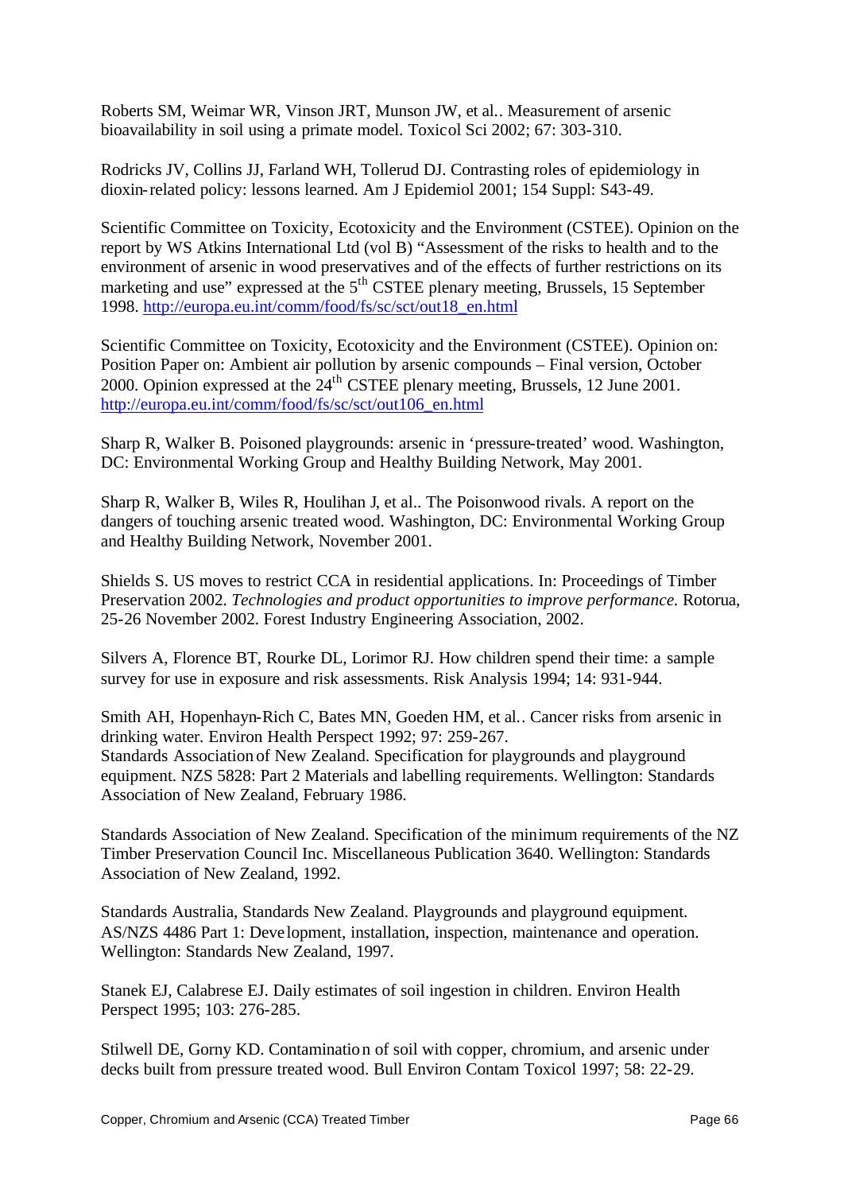Roberts SM, Weimar WR, Vinson JRT, Munson JW, et al.. Measurement of arsenic bioavailability in soil using a primate model. Toxicol Sci 2002; 67: 303-310.

Rodricks JV, Collins JJ, Farland WH, Tollerud DJ. Contrasting roles of epidemiology in dioxin-related policy: lessons learned. Am J Epidemiol 2001; 154 Suppl: S43-49.

Scientific Committee on Toxicity, Ecotoxicity and the Environment (CSTEE). Opinion on the report by WS Atkins International Ltd (vol B) "Assessment of the risks to health and to the environment of arsenic in wood preservatives and of the effects of further restrictions on its marketing and use" expressed at the 5th CSTEE plenary meeting, Brussels, 15 September 1998. http://europa.eu.int/comm/food/fs/sc/sct/out18_en.html

Scientific Committee on Toxicity, Ecotoxicity and the Environment (CSTEE). Opinion on: Position Paper on: Ambient air pollution by arsenic compounds – Final version, October 2000. Opinion expressed at the 24th CSTEE plenary meeting, Brussels, 12 June 2001. http://europa.eu.int/comm/food/fs/sc/sct/out106_en.html

Sharp R, Walker B. Poisoned playgrounds: arsenic in 'pressure-treated' wood. Washington, DC: Environmental Working Group and Healthy Building Network, May 2001.

Sharp R, Walker B, Wiles R, Houlihan J, et al.. The Poisonwood rivals. A report on the dangers of touching arsenic treated wood. Washington, DC: Environmental Working Group and Healthy Building Network, November 2001.

Shields S. US moves to restrict CCA in residential applications. In: Proceedings of Timber Preservation 2002. *Technologies and product opportunities to improve performance.* Rotorua, 25-26 November 2002. Forest Industry Engineering Association, 2002.

Silvers A, Florence BT, Rourke DL, Lorimor RJ. How children spend their time: a sample survey for use in exposure and risk assessments. Risk Analysis 1994; 14: 931-944.

Smith AH, Hopenhayn-Rich C, Bates MN, Goeden HM, et al.. Cancer risks from arsenic in drinking water. Environ Health Perspect 1992; 97: 259-267.

Standards Association of New Zealand. Specification for playgrounds and playground equipment. NZS 5828: Part 2 Materials and labelling requirements. Wellington: Standards Association of New Zealand, February 1986.

Standards Association of New Zealand. Specification of the minimum requirements of the NZ Timber Preservation Council Inc. Miscellaneous Publication 3640. Wellington: Standards Association of New Zealand, 1992.

Standards Australia, Standards New Zealand. Playgrounds and playground equipment. AS/NZS 4486 Part 1: Development, installation, inspection, maintenance and operation. Wellington: Standards New Zealand, 1997.

Stanek EJ, Calabrese EJ. Daily estimates of soil ingestion in children. Environ Health Perspect 1995; 103: 276-285.

Stilwell DE, Gorny KD. Contamination of soil with copper, chromium, and arsenic under decks built from pressure treated wood. Bull Environ Contam Toxicol 1997; 58: 22-29.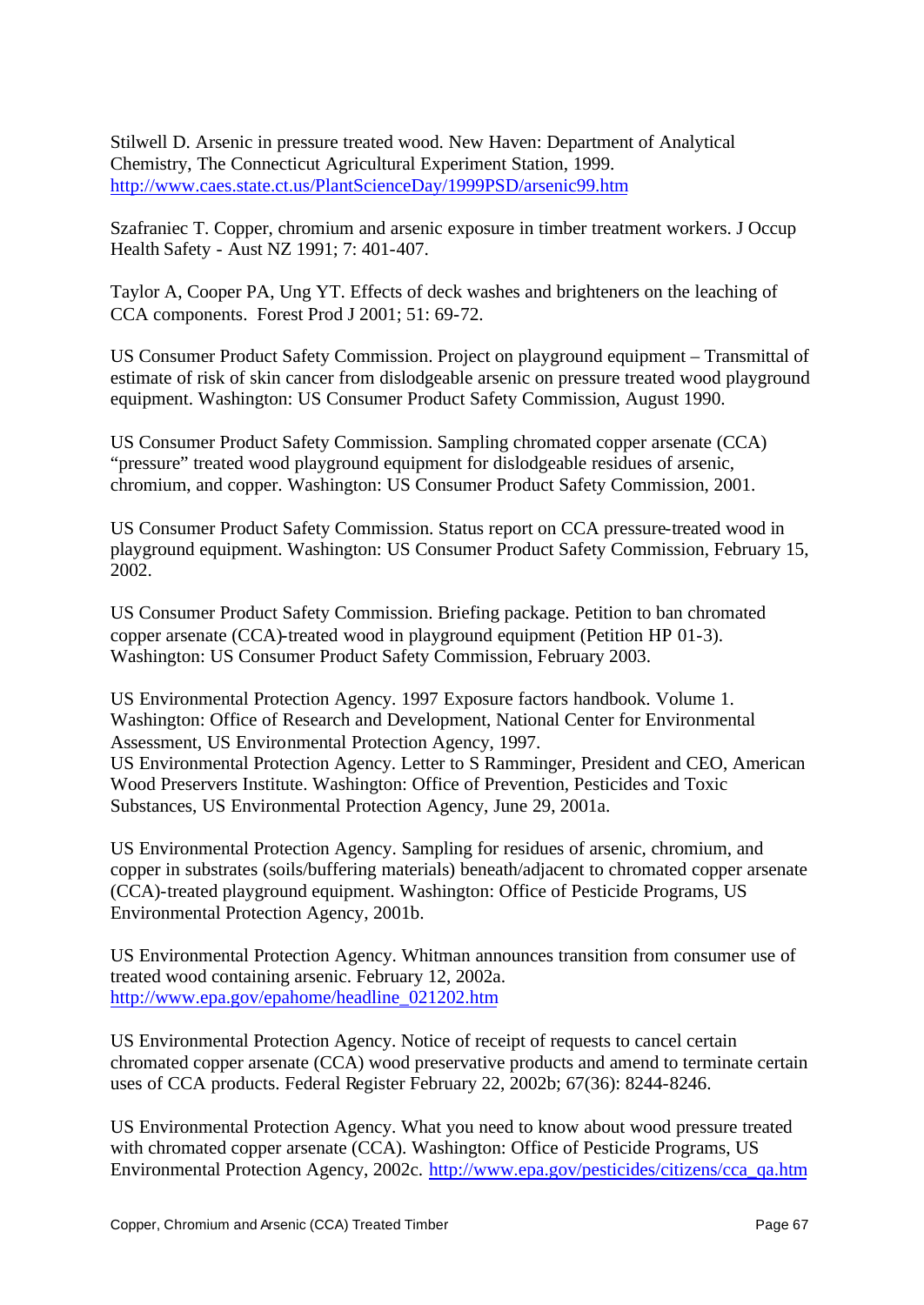Stilwell D. Arsenic in pressure treated wood. New Haven: Department of Analytical Chemistry, The Connecticut Agricultural Experiment Station, 1999. http://www.caes.state.ct.us/PlantScienceDay/1999PSD/arsenic99.htm

Szafraniec T. Copper, chromium and arsenic exposure in timber treatment workers. J Occup Health Safety - Aust NZ 1991; 7: 401-407.

Taylor A, Cooper PA, Ung YT. Effects of deck washes and brighteners on the leaching of CCA components. Forest Prod J 2001; 51: 69-72.

US Consumer Product Safety Commission. Project on playground equipment – Transmittal of estimate of risk of skin cancer from dislodgeable arsenic on pressure treated wood playground equipment. Washington: US Consumer Product Safety Commission, August 1990.

US Consumer Product Safety Commission. Sampling chromated copper arsenate (CCA) "pressure" treated wood playground equipment for dislodgeable residues of arsenic, chromium, and copper. Washington: US Consumer Product Safety Commission, 2001.

US Consumer Product Safety Commission. Status report on CCA pressure-treated wood in playground equipment. Washington: US Consumer Product Safety Commission, February 15, 2002.

US Consumer Product Safety Commission. Briefing package. Petition to ban chromated copper arsenate (CCA)-treated wood in playground equipment (Petition HP 01-3). Washington: US Consumer Product Safety Commission, February 2003.

US Environmental Protection Agency. 1997 Exposure factors handbook. Volume 1. Washington: Office of Research and Development, National Center for Environmental Assessment, US Environmental Protection Agency, 1997.

US Environmental Protection Agency. Letter to S Ramminger, President and CEO, American Wood Preservers Institute. Washington: Office of Prevention, Pesticides and Toxic Substances, US Environmental Protection Agency, June 29, 2001a.

US Environmental Protection Agency. Sampling for residues of arsenic, chromium, and copper in substrates (soils/buffering materials) beneath/adjacent to chromated copper arsenate (CCA)-treated playground equipment. Washington: Office of Pesticide Programs, US Environmental Protection Agency, 2001b.

US Environmental Protection Agency. Whitman announces transition from consumer use of treated wood containing arsenic. February 12, 2002a. http://www.epa.gov/epahome/headline_021202.htm

US Environmental Protection Agency. Notice of receipt of requests to cancel certain chromated copper arsenate (CCA) wood preservative products and amend to terminate certain uses of CCA products. Federal Register February 22, 2002b; 67(36): 8244-8246.

US Environmental Protection Agency. What you need to know about wood pressure treated with chromated copper arsenate (CCA). Washington: Office of Pesticide Programs, US Environmental Protection Agency, 2002c. http://www.epa.gov/pesticides/citizens/cca_qa.htm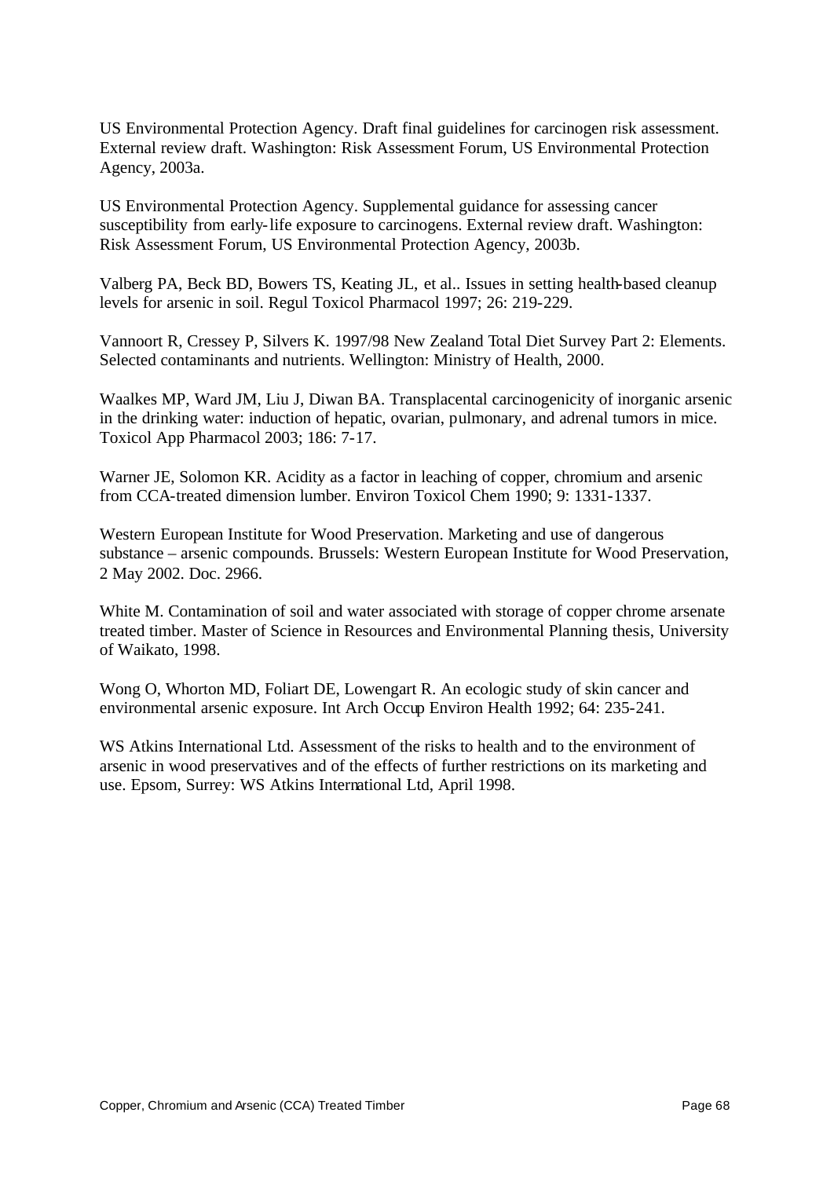US Environmental Protection Agency. Draft final guidelines for carcinogen risk assessment. External review draft. Washington: Risk Assessment Forum, US Environmental Protection Agency, 2003a.

US Environmental Protection Agency. Supplemental guidance for assessing cancer susceptibility from early-life exposure to carcinogens. External review draft. Washington: Risk Assessment Forum, US Environmental Protection Agency, 2003b.

Valberg PA, Beck BD, Bowers TS, Keating JL, et al.. Issues in setting health-based cleanup levels for arsenic in soil. Regul Toxicol Pharmacol 1997; 26: 219-229.

Vannoort R, Cressey P, Silvers K. 1997/98 New Zealand Total Diet Survey Part 2: Elements. Selected contaminants and nutrients. Wellington: Ministry of Health, 2000.

Waalkes MP, Ward JM, Liu J, Diwan BA. Transplacental carcinogenicity of inorganic arsenic in the drinking water: induction of hepatic, ovarian, pulmonary, and adrenal tumors in mice. Toxicol App Pharmacol 2003; 186: 7-17.

Warner JE, Solomon KR. Acidity as a factor in leaching of copper, chromium and arsenic from CCA-treated dimension lumber. Environ Toxicol Chem 1990; 9: 1331-1337.

Western European Institute for Wood Preservation. Marketing and use of dangerous substance – arsenic compounds. Brussels: Western European Institute for Wood Preservation, 2 May 2002. Doc. 2966.

White M. Contamination of soil and water associated with storage of copper chrome arsenate treated timber. Master of Science in Resources and Environmental Planning thesis, University of Waikato, 1998.

Wong O, Whorton MD, Foliart DE, Lowengart R. An ecologic study of skin cancer and environmental arsenic exposure. Int Arch Occup Environ Health 1992; 64: 235-241.

WS Atkins International Ltd. Assessment of the risks to health and to the environment of arsenic in wood preservatives and of the effects of further restrictions on its marketing and use. Epsom, Surrey: WS Atkins International Ltd, April 1998.